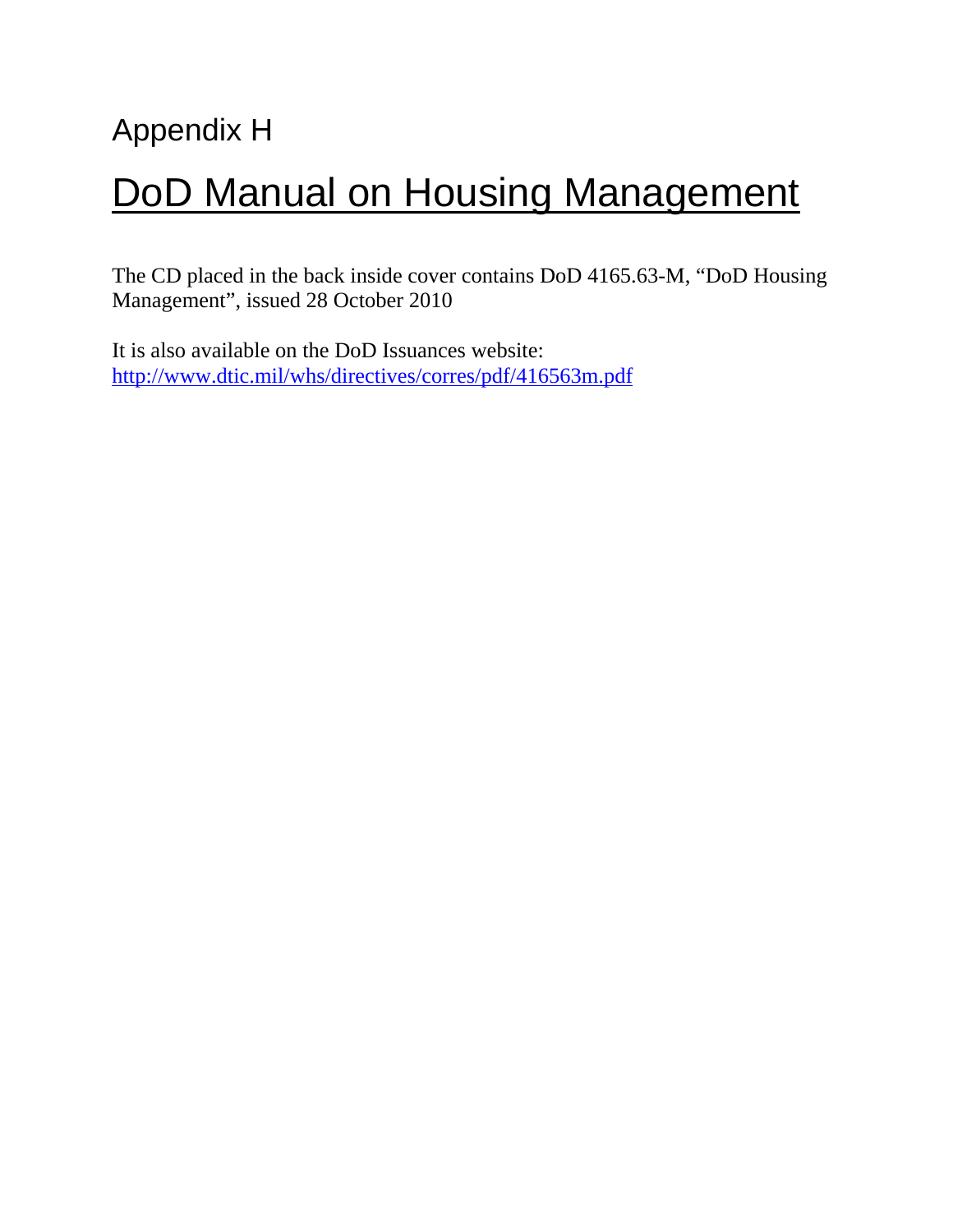# Appendix H

## DoD Manual on Housing Management

The CD placed in the back inside cover contains DoD 4165.63-M, “DoD Housing Management”, issued 28 October 2010

It is also available on the DoD Issuances website:
http://www.dtic.mil/whs/directives/corres/pdf/416563m.pdf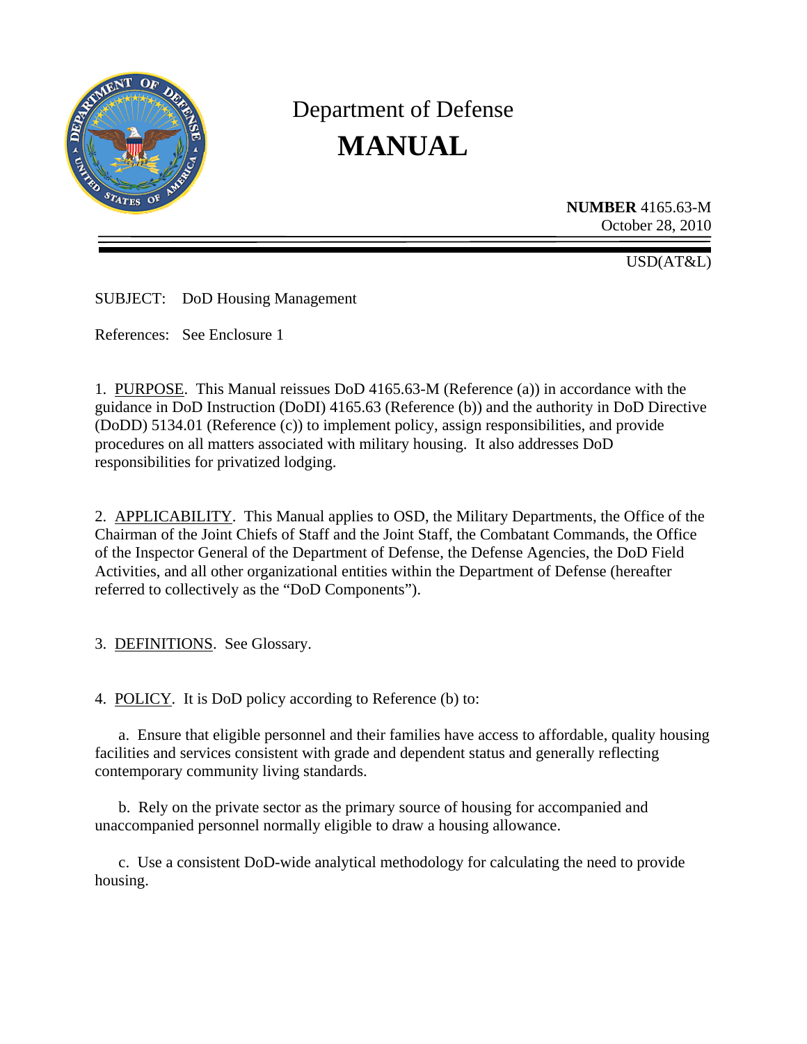# Department of Defense
# MANUAL

**NUMBER** 4165.63-M
October 28, 2010

USD(AT&L)

SUBJECT: DoD Housing Management

References: See Enclosure 1

1. PURPOSE. This Manual reissues DoD 4165.63-M (Reference (a)) in accordance with the guidance in DoD Instruction (DoDI) 4165.63 (Reference (b)) and the authority in DoD Directive (DoDD) 5134.01 (Reference (c)) to implement policy, assign responsibilities, and provide procedures on all matters associated with military housing. It also addresses DoD responsibilities for privatized lodging.

2. APPLICABILITY. This Manual applies to OSD, the Military Departments, the Office of the Chairman of the Joint Chiefs of Staff and the Joint Staff, the Combatant Commands, the Office of the Inspector General of the Department of Defense, the Defense Agencies, the DoD Field Activities, and all other organizational entities within the Department of Defense (hereafter referred to collectively as the "DoD Components").

3. DEFINITIONS. See Glossary.

4. POLICY. It is DoD policy according to Reference (b) to:

a. Ensure that eligible personnel and their families have access to affordable, quality housing facilities and services consistent with grade and dependent status and generally reflecting contemporary community living standards.

b. Rely on the private sector as the primary source of housing for accompanied and unaccompanied personnel normally eligible to draw a housing allowance.

c. Use a consistent DoD-wide analytical methodology for calculating the need to provide housing.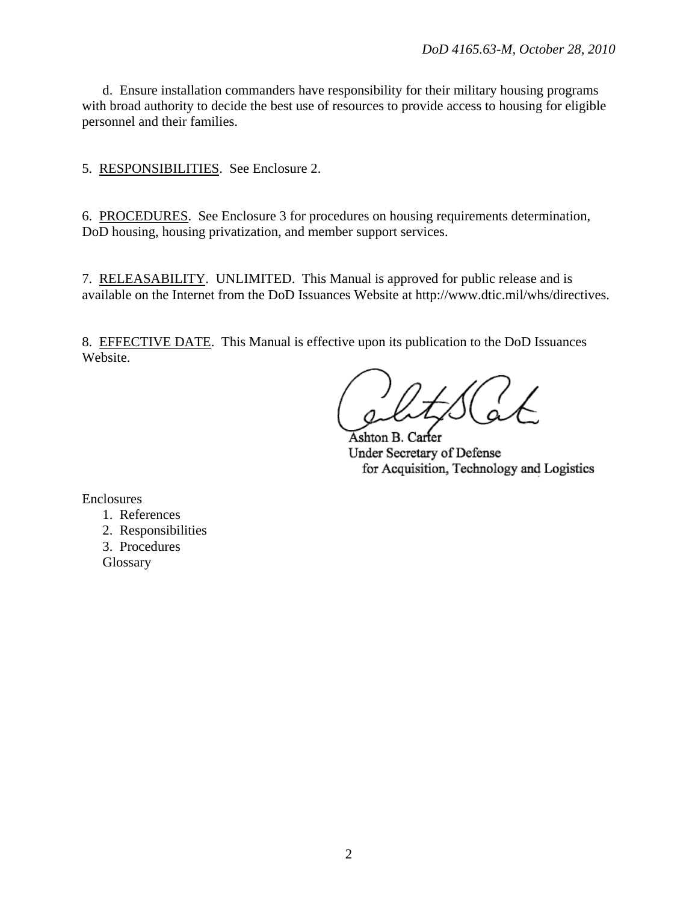d. Ensure installation commanders have responsibility for their military housing programs with broad authority to decide the best use of resources to provide access to housing for eligible personnel and their families.

5. RESPONSIBILITIES. See Enclosure 2.

6. PROCEDURES. See Enclosure 3 for procedures on housing requirements determination, DoD housing, housing privatization, and member support services.

7. RELEASABILITY. UNLIMITED. This Manual is approved for public release and is available on the Internet from the DoD Issuances Website at http://www.dtic.mil/whs/directives.

8. EFFECTIVE DATE. This Manual is effective upon its publication to the DoD Issuances Website.

Ashton B. Carter
Under Secretary of Defense
for Acquisition, Technology and Logistics

Enclosures
1. References
2. Responsibilities
3. Procedures
Glossary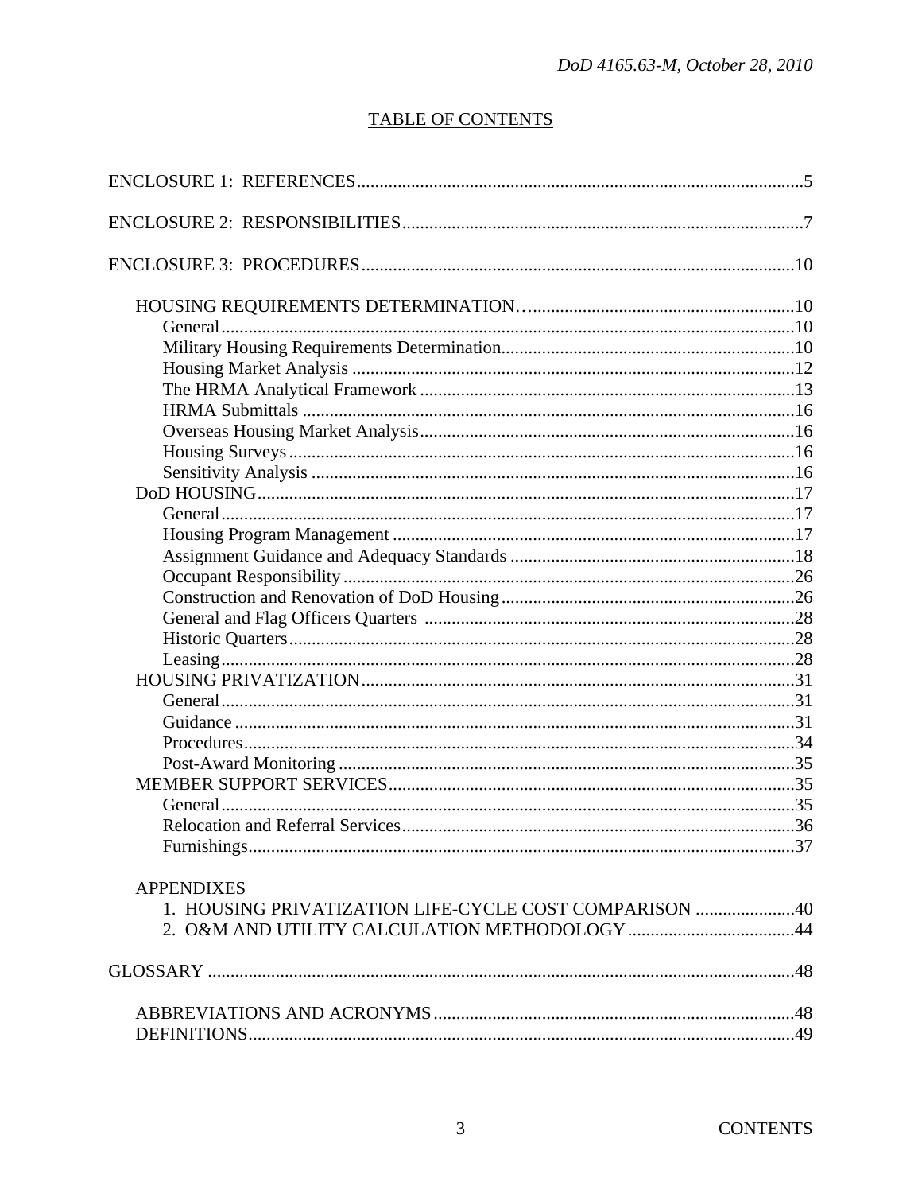## TABLE OF CONTENTS

ENCLOSURE 1: REFERENCES ........................................................................................5

ENCLOSURE 2: RESPONSIBILITIES ..............................................................................7

ENCLOSURE 3: PROCEDURES .....................................................................................10

- HOUSING REQUIREMENTS DETERMINATION ..........................................................10
  - General ..........................................................................................................10
  - Military Housing Requirements Determination ..............................................10
  - Housing Market Analysis ..............................................................................12
  - The HRMA Analytical Framework ................................................................13
  - HRMA Submittals ........................................................................................16
  - Overseas Housing Market Analysis ................................................................16
  - Housing Surveys ............................................................................................16
  - Sensitivity Analysis .......................................................................................16
- DoD HOUSING .......................................................................................................17
  - General ..........................................................................................................17
  - Housing Program Management .....................................................................17
  - Assignment Guidance and Adequacy Standards ............................................18
  - Occupant Responsibility ................................................................................26
  - Construction and Renovation of DoD Housing ..............................................26
  - General and Flag Officers Quarters ..............................................................28
  - Historic Quarters ...........................................................................................28
  - Leasing ..........................................................................................................28
- HOUSING PRIVATIZATION .....................................................................................31
  - General ..........................................................................................................31
  - Guidance .......................................................................................................31
  - Procedures .....................................................................................................34
  - Post-Award Monitoring .................................................................................35
- MEMBER SUPPORT SERVICES ...............................................................................35
  - General ..........................................................................................................35
  - Relocation and Referral Services ...................................................................36
  - Furnishings ....................................................................................................37

APPENDIXES

1. HOUSING PRIVATIZATION LIFE-CYCLE COST COMPARISON ......................40
2. O&M AND UTILITY CALCULATION METHODOLOGY .....................................44

GLOSSARY ...................................................................................................................48

- ABBREVIATIONS AND ACRONYMS ......................................................................48
- DEFINITIONS ...........................................................................................................49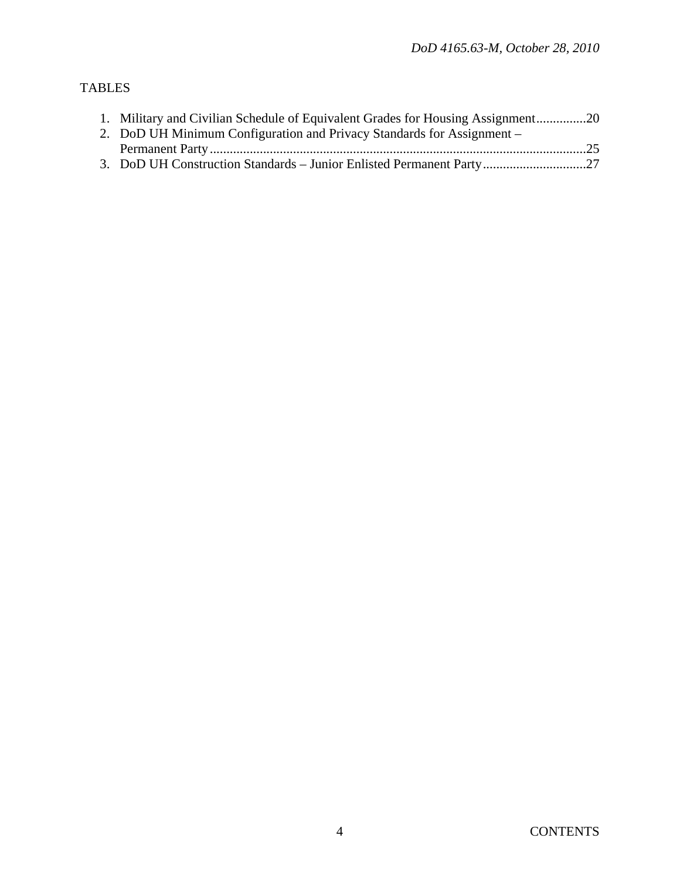TABLES

1. Military and Civilian Schedule of Equivalent Grades for Housing Assignment...............20
2. DoD UH Minimum Configuration and Privacy Standards for Assignment – Permanent Party.................................................................................................................25
3. DoD UH Construction Standards – Junior Enlisted Permanent Party...............................27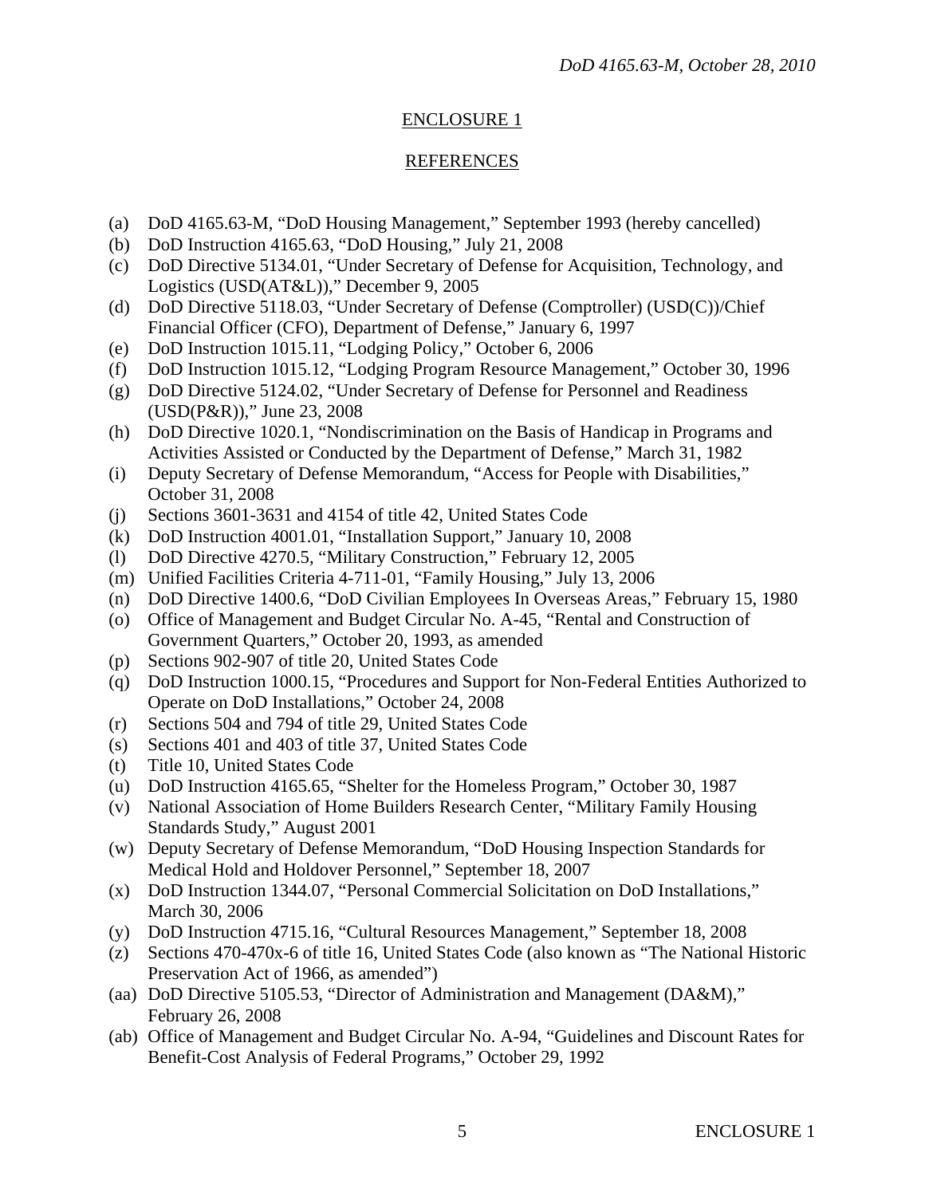## ENCLOSURE 1

## REFERENCES

(a) DoD 4165.63-M, "DoD Housing Management," September 1993 (hereby cancelled)
(b) DoD Instruction 4165.63, "DoD Housing," July 21, 2008
(c) DoD Directive 5134.01, "Under Secretary of Defense for Acquisition, Technology, and Logistics (USD(AT&L))," December 9, 2005
(d) DoD Directive 5118.03, "Under Secretary of Defense (Comptroller) (USD(C))/Chief Financial Officer (CFO), Department of Defense," January 6, 1997
(e) DoD Instruction 1015.11, "Lodging Policy," October 6, 2006
(f) DoD Instruction 1015.12, "Lodging Program Resource Management," October 30, 1996
(g) DoD Directive 5124.02, "Under Secretary of Defense for Personnel and Readiness (USD(P&R))," June 23, 2008
(h) DoD Directive 1020.1, "Nondiscrimination on the Basis of Handicap in Programs and Activities Assisted or Conducted by the Department of Defense," March 31, 1982
(i) Deputy Secretary of Defense Memorandum, "Access for People with Disabilities," October 31, 2008
(j) Sections 3601-3631 and 4154 of title 42, United States Code
(k) DoD Instruction 4001.01, "Installation Support," January 10, 2008
(l) DoD Directive 4270.5, "Military Construction," February 12, 2005
(m) Unified Facilities Criteria 4-711-01, "Family Housing," July 13, 2006
(n) DoD Directive 1400.6, "DoD Civilian Employees In Overseas Areas," February 15, 1980
(o) Office of Management and Budget Circular No. A-45, "Rental and Construction of Government Quarters," October 20, 1993, as amended
(p) Sections 902-907 of title 20, United States Code
(q) DoD Instruction 1000.15, "Procedures and Support for Non-Federal Entities Authorized to Operate on DoD Installations," October 24, 2008
(r) Sections 504 and 794 of title 29, United States Code
(s) Sections 401 and 403 of title 37, United States Code
(t) Title 10, United States Code
(u) DoD Instruction 4165.65, "Shelter for the Homeless Program," October 30, 1987
(v) National Association of Home Builders Research Center, "Military Family Housing Standards Study," August 2001
(w) Deputy Secretary of Defense Memorandum, "DoD Housing Inspection Standards for Medical Hold and Holdover Personnel," September 18, 2007
(x) DoD Instruction 1344.07, "Personal Commercial Solicitation on DoD Installations," March 30, 2006
(y) DoD Instruction 4715.16, "Cultural Resources Management," September 18, 2008
(z) Sections 470-470x-6 of title 16, United States Code (also known as "The National Historic Preservation Act of 1966, as amended")
(aa) DoD Directive 5105.53, "Director of Administration and Management (DA&M)," February 26, 2008
(ab) Office of Management and Budget Circular No. A-94, "Guidelines and Discount Rates for Benefit-Cost Analysis of Federal Programs," October 29, 1992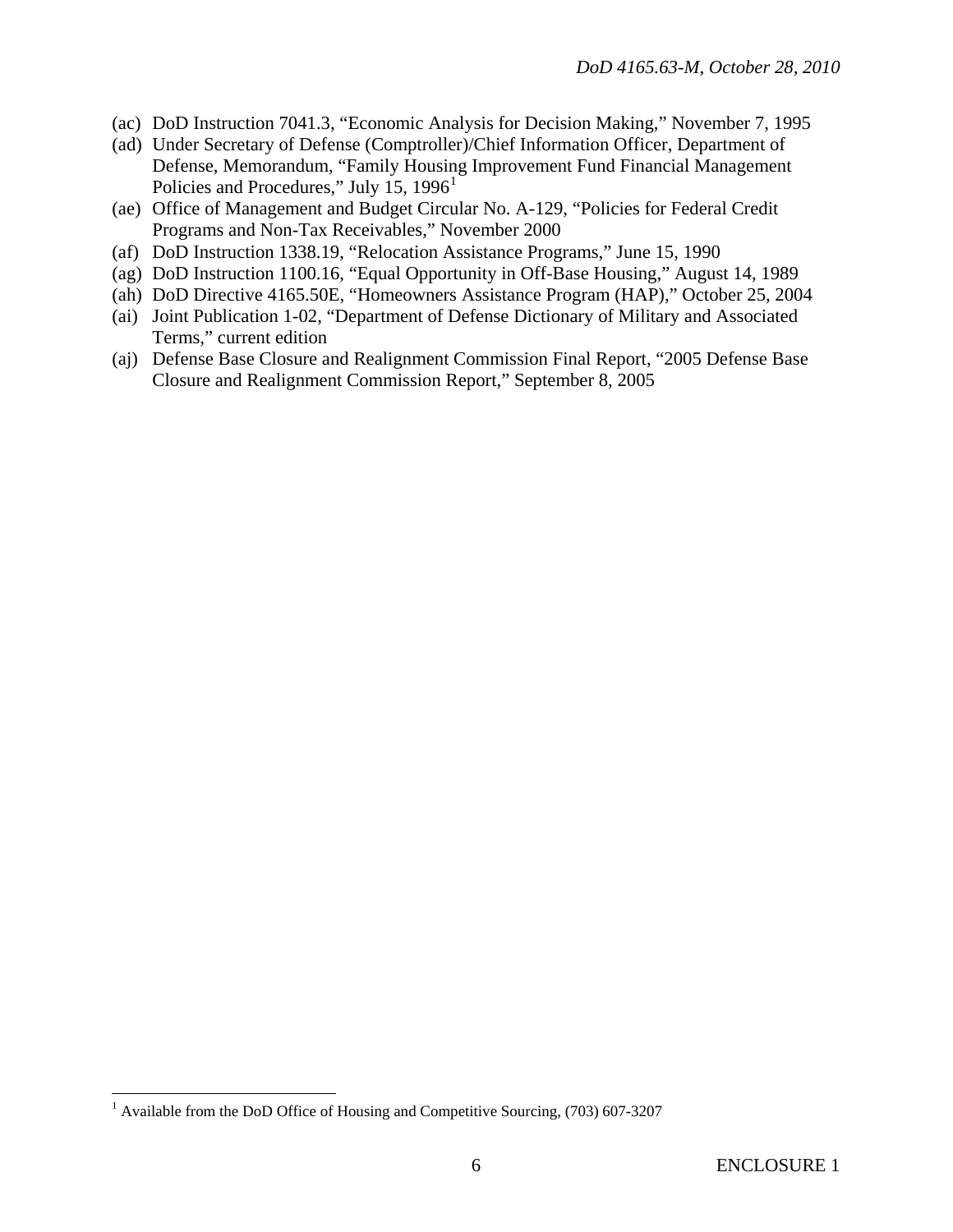(ac) DoD Instruction 7041.3, "Economic Analysis for Decision Making," November 7, 1995

(ad) Under Secretary of Defense (Comptroller)/Chief Information Officer, Department of Defense, Memorandum, "Family Housing Improvement Fund Financial Management Policies and Procedures," July 15, 1996[1]

(ae) Office of Management and Budget Circular No. A-129, "Policies for Federal Credit Programs and Non-Tax Receivables," November 2000

(af) DoD Instruction 1338.19, "Relocation Assistance Programs," June 15, 1990

(ag) DoD Instruction 1100.16, "Equal Opportunity in Off-Base Housing," August 14, 1989

(ah) DoD Directive 4165.50E, "Homeowners Assistance Program (HAP)," October 25, 2004

(ai) Joint Publication 1-02, "Department of Defense Dictionary of Military and Associated Terms," current edition

(aj) Defense Base Closure and Realignment Commission Final Report, "2005 Defense Base Closure and Realignment Commission Report," September 8, 2005

[1] Available from the DoD Office of Housing and Competitive Sourcing, (703) 607-3207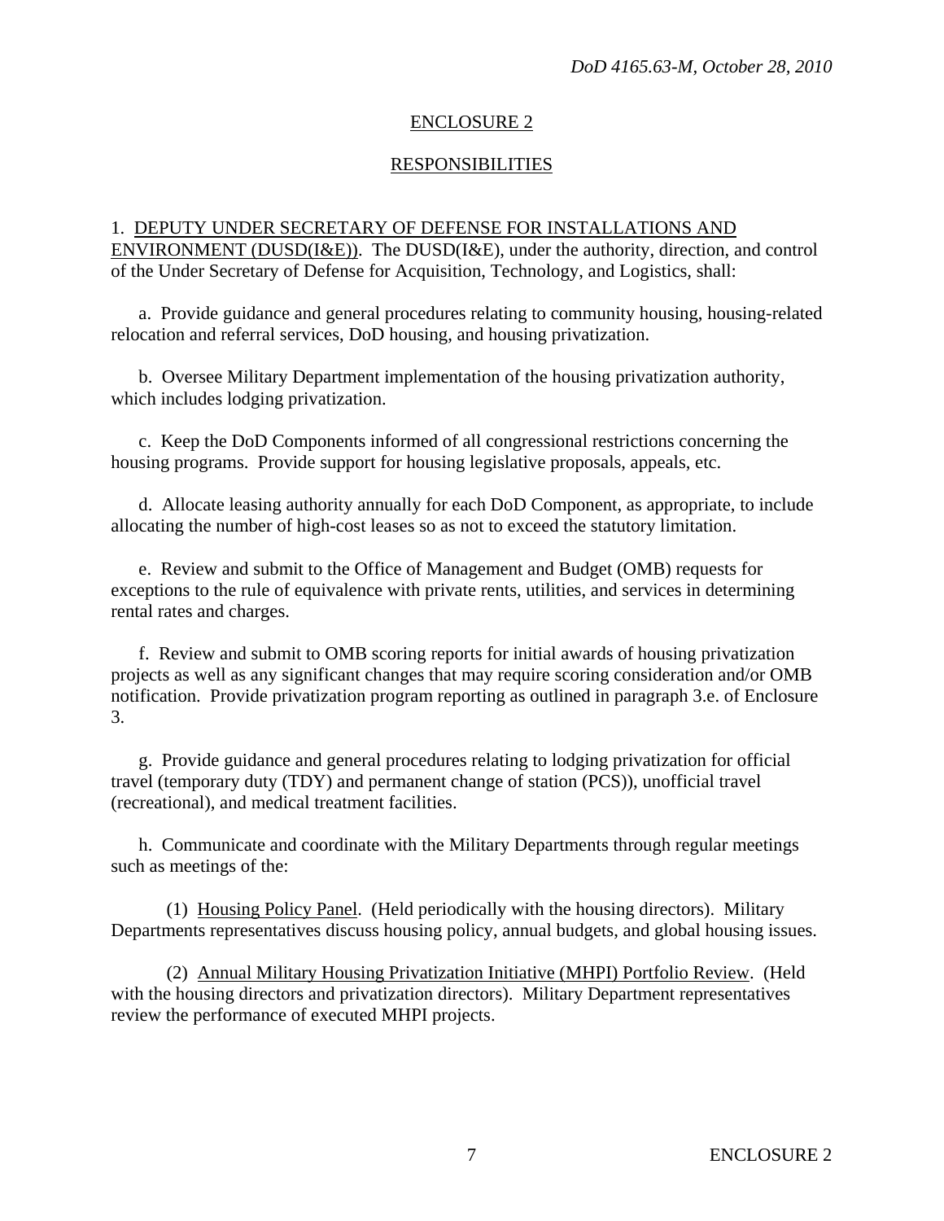# ENCLOSURE 2

## RESPONSIBILITIES

1. DEPUTY UNDER SECRETARY OF DEFENSE FOR INSTALLATIONS AND ENVIRONMENT (DUSD(I&E)). The DUSD(I&E), under the authority, direction, and control of the Under Secretary of Defense for Acquisition, Technology, and Logistics, shall:

a. Provide guidance and general procedures relating to community housing, housing-related relocation and referral services, DoD housing, and housing privatization.

b. Oversee Military Department implementation of the housing privatization authority, which includes lodging privatization.

c. Keep the DoD Components informed of all congressional restrictions concerning the housing programs. Provide support for housing legislative proposals, appeals, etc.

d. Allocate leasing authority annually for each DoD Component, as appropriate, to include allocating the number of high-cost leases so as not to exceed the statutory limitation.

e. Review and submit to the Office of Management and Budget (OMB) requests for exceptions to the rule of equivalence with private rents, utilities, and services in determining rental rates and charges.

f. Review and submit to OMB scoring reports for initial awards of housing privatization projects as well as any significant changes that may require scoring consideration and/or OMB notification. Provide privatization program reporting as outlined in paragraph 3.e. of Enclosure 3.

g. Provide guidance and general procedures relating to lodging privatization for official travel (temporary duty (TDY) and permanent change of station (PCS)), unofficial travel (recreational), and medical treatment facilities.

h. Communicate and coordinate with the Military Departments through regular meetings such as meetings of the:

(1) Housing Policy Panel. (Held periodically with the housing directors). Military Departments representatives discuss housing policy, annual budgets, and global housing issues.

(2) Annual Military Housing Privatization Initiative (MHPI) Portfolio Review. (Held with the housing directors and privatization directors). Military Department representatives review the performance of executed MHPI projects.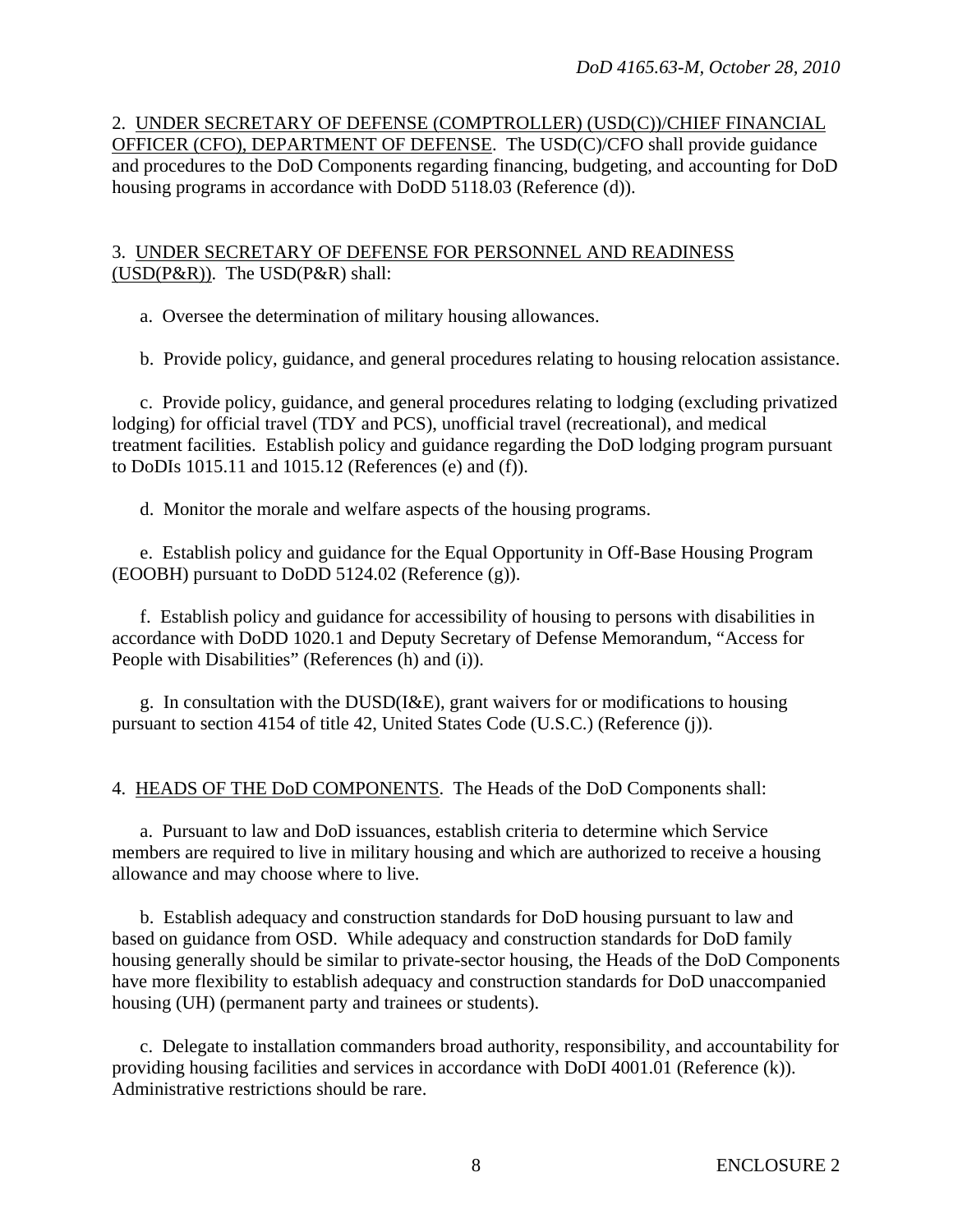2. UNDER SECRETARY OF DEFENSE (COMPTROLLER) (USD(C))/CHIEF FINANCIAL OFFICER (CFO), DEPARTMENT OF DEFENSE. The USD(C)/CFO shall provide guidance and procedures to the DoD Components regarding financing, budgeting, and accounting for DoD housing programs in accordance with DoDD 5118.03 (Reference (d)).

3. UNDER SECRETARY OF DEFENSE FOR PERSONNEL AND READINESS (USD(P&R)). The USD(P&R) shall:

a. Oversee the determination of military housing allowances.

b. Provide policy, guidance, and general procedures relating to housing relocation assistance.

c. Provide policy, guidance, and general procedures relating to lodging (excluding privatized lodging) for official travel (TDY and PCS), unofficial travel (recreational), and medical treatment facilities. Establish policy and guidance regarding the DoD lodging program pursuant to DoDIs 1015.11 and 1015.12 (References (e) and (f)).

d. Monitor the morale and welfare aspects of the housing programs.

e. Establish policy and guidance for the Equal Opportunity in Off-Base Housing Program (EOOBH) pursuant to DoDD 5124.02 (Reference (g)).

f. Establish policy and guidance for accessibility of housing to persons with disabilities in accordance with DoDD 1020.1 and Deputy Secretary of Defense Memorandum, "Access for People with Disabilities" (References (h) and (i)).

g. In consultation with the DUSD(I&E), grant waivers for or modifications to housing pursuant to section 4154 of title 42, United States Code (U.S.C.) (Reference (j)).

4. HEADS OF THE DoD COMPONENTS. The Heads of the DoD Components shall:

a. Pursuant to law and DoD issuances, establish criteria to determine which Service members are required to live in military housing and which are authorized to receive a housing allowance and may choose where to live.

b. Establish adequacy and construction standards for DoD housing pursuant to law and based on guidance from OSD. While adequacy and construction standards for DoD family housing generally should be similar to private-sector housing, the Heads of the DoD Components have more flexibility to establish adequacy and construction standards for DoD unaccompanied housing (UH) (permanent party and trainees or students).

c. Delegate to installation commanders broad authority, responsibility, and accountability for providing housing facilities and services in accordance with DoDI 4001.01 (Reference (k)). Administrative restrictions should be rare.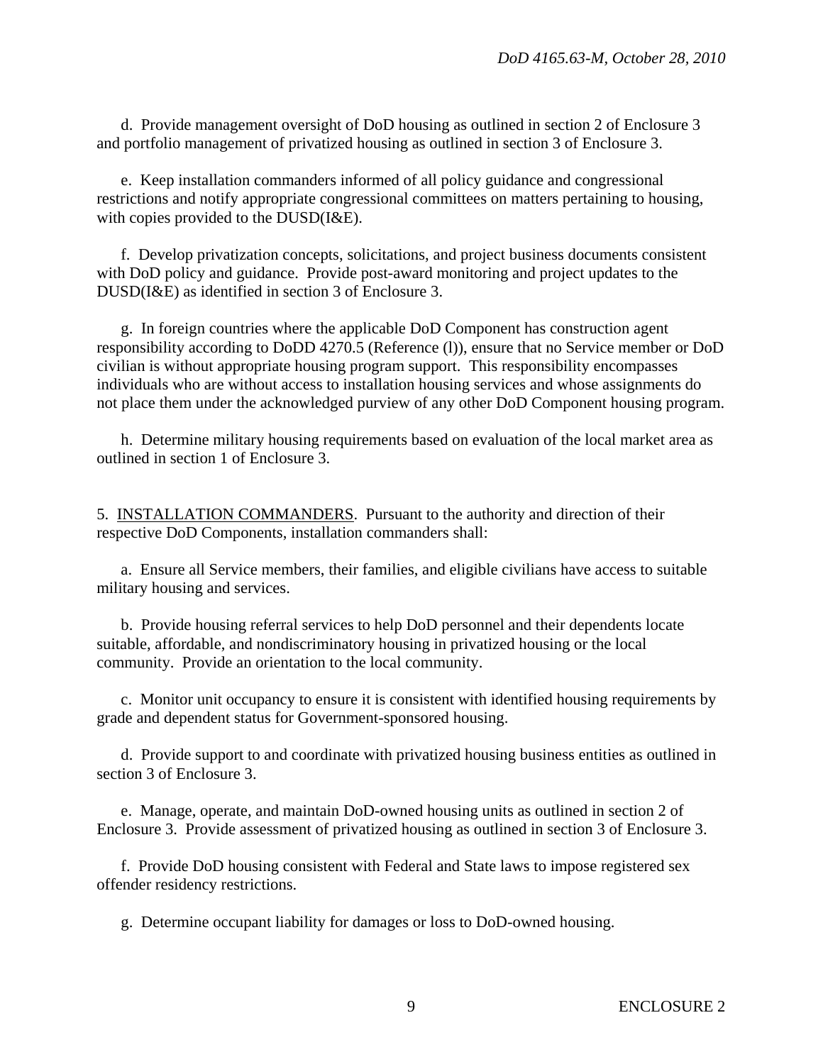d. Provide management oversight of DoD housing as outlined in section 2 of Enclosure 3 and portfolio management of privatized housing as outlined in section 3 of Enclosure 3.

e. Keep installation commanders informed of all policy guidance and congressional restrictions and notify appropriate congressional committees on matters pertaining to housing, with copies provided to the DUSD(I&E).

f. Develop privatization concepts, solicitations, and project business documents consistent with DoD policy and guidance. Provide post-award monitoring and project updates to the DUSD(I&E) as identified in section 3 of Enclosure 3.

g. In foreign countries where the applicable DoD Component has construction agent responsibility according to DoDD 4270.5 (Reference (l)), ensure that no Service member or DoD civilian is without appropriate housing program support. This responsibility encompasses individuals who are without access to installation housing services and whose assignments do not place them under the acknowledged purview of any other DoD Component housing program.

h. Determine military housing requirements based on evaluation of the local market area as outlined in section 1 of Enclosure 3.

5. INSTALLATION COMMANDERS. Pursuant to the authority and direction of their respective DoD Components, installation commanders shall:

a. Ensure all Service members, their families, and eligible civilians have access to suitable military housing and services.

b. Provide housing referral services to help DoD personnel and their dependents locate suitable, affordable, and nondiscriminatory housing in privatized housing or the local community. Provide an orientation to the local community.

c. Monitor unit occupancy to ensure it is consistent with identified housing requirements by grade and dependent status for Government-sponsored housing.

d. Provide support to and coordinate with privatized housing business entities as outlined in section 3 of Enclosure 3.

e. Manage, operate, and maintain DoD-owned housing units as outlined in section 2 of Enclosure 3. Provide assessment of privatized housing as outlined in section 3 of Enclosure 3.

f. Provide DoD housing consistent with Federal and State laws to impose registered sex offender residency restrictions.

g. Determine occupant liability for damages or loss to DoD-owned housing.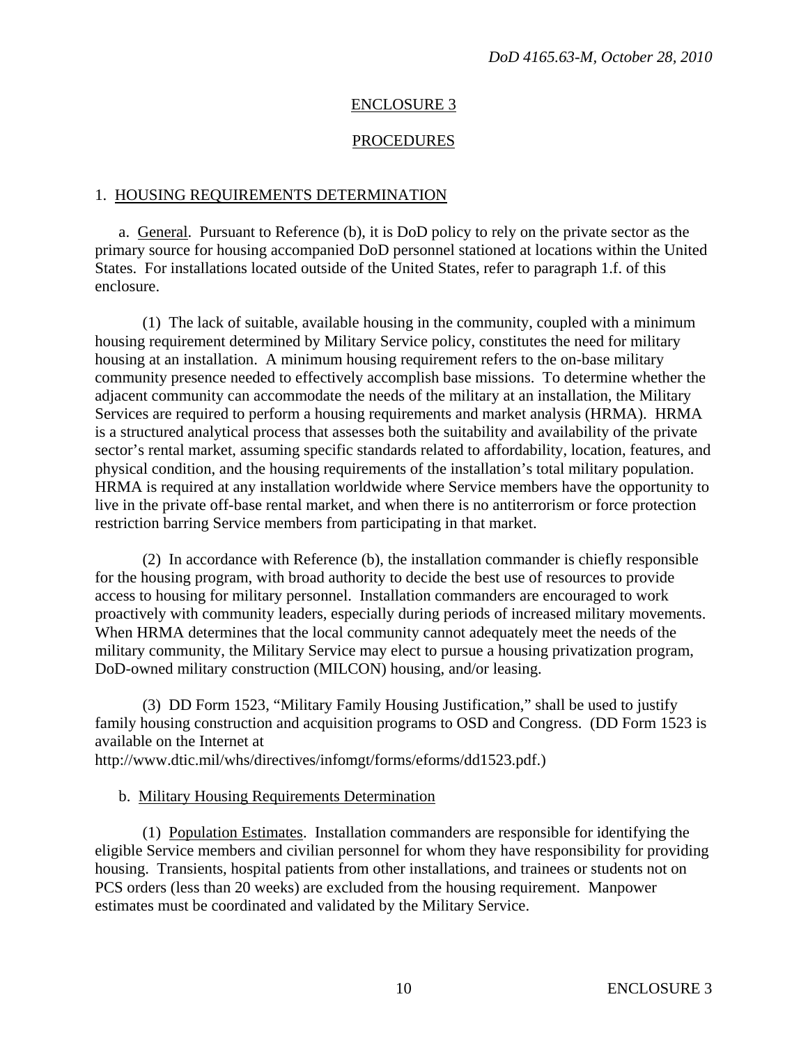## ENCLOSURE 3

## PROCEDURES

### 1. HOUSING REQUIREMENTS DETERMINATION

a. General. Pursuant to Reference (b), it is DoD policy to rely on the private sector as the primary source for housing accompanied DoD personnel stationed at locations within the United States. For installations located outside of the United States, refer to paragraph 1.f. of this enclosure.

(1) The lack of suitable, available housing in the community, coupled with a minimum housing requirement determined by Military Service policy, constitutes the need for military housing at an installation. A minimum housing requirement refers to the on-base military community presence needed to effectively accomplish base missions. To determine whether the adjacent community can accommodate the needs of the military at an installation, the Military Services are required to perform a housing requirements and market analysis (HRMA). HRMA is a structured analytical process that assesses both the suitability and availability of the private sector's rental market, assuming specific standards related to affordability, location, features, and physical condition, and the housing requirements of the installation's total military population. HRMA is required at any installation worldwide where Service members have the opportunity to live in the private off-base rental market, and when there is no antiterrorism or force protection restriction barring Service members from participating in that market.

(2) In accordance with Reference (b), the installation commander is chiefly responsible for the housing program, with broad authority to decide the best use of resources to provide access to housing for military personnel. Installation commanders are encouraged to work proactively with community leaders, especially during periods of increased military movements. When HRMA determines that the local community cannot adequately meet the needs of the military community, the Military Service may elect to pursue a housing privatization program, DoD-owned military construction (MILCON) housing, and/or leasing.

(3) DD Form 1523, "Military Family Housing Justification," shall be used to justify family housing construction and acquisition programs to OSD and Congress. (DD Form 1523 is available on the Internet at http://www.dtic.mil/whs/directives/infomgt/forms/eforms/dd1523.pdf.)

b. Military Housing Requirements Determination

(1) Population Estimates. Installation commanders are responsible for identifying the eligible Service members and civilian personnel for whom they have responsibility for providing housing. Transients, hospital patients from other installations, and trainees or students not on PCS orders (less than 20 weeks) are excluded from the housing requirement. Manpower estimates must be coordinated and validated by the Military Service.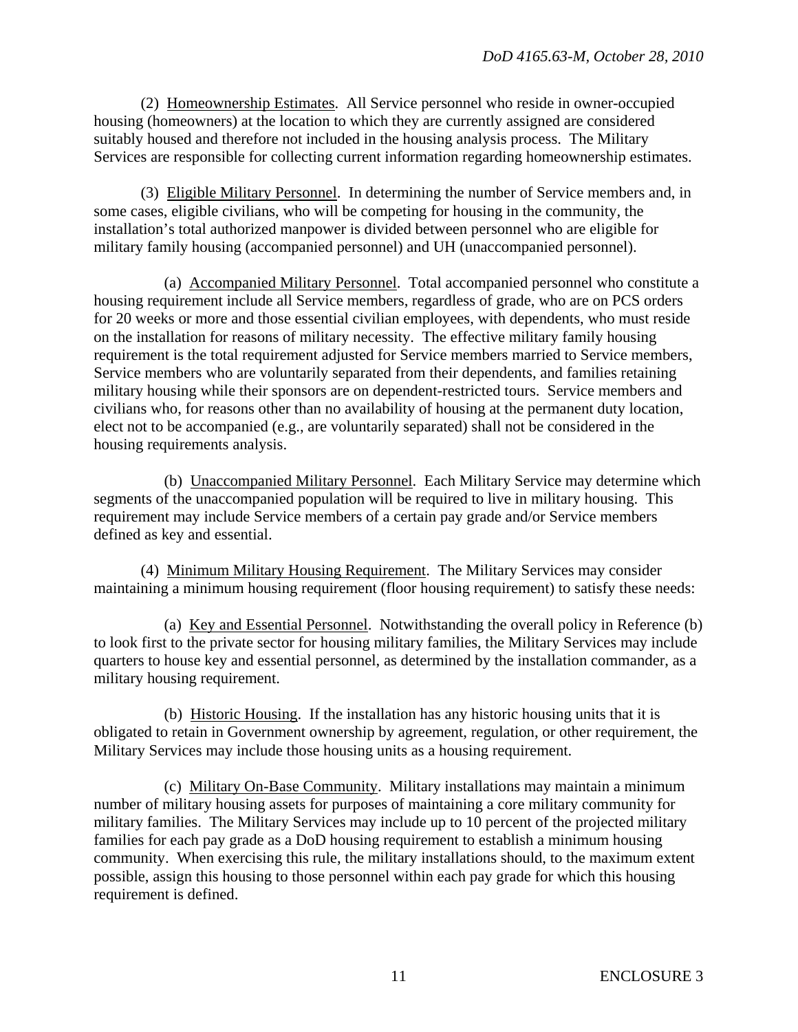(2) Homeownership Estimates. All Service personnel who reside in owner-occupied housing (homeowners) at the location to which they are currently assigned are considered suitably housed and therefore not included in the housing analysis process. The Military Services are responsible for collecting current information regarding homeownership estimates.

(3) Eligible Military Personnel. In determining the number of Service members and, in some cases, eligible civilians, who will be competing for housing in the community, the installation's total authorized manpower is divided between personnel who are eligible for military family housing (accompanied personnel) and UH (unaccompanied personnel).

(a) Accompanied Military Personnel. Total accompanied personnel who constitute a housing requirement include all Service members, regardless of grade, who are on PCS orders for 20 weeks or more and those essential civilian employees, with dependents, who must reside on the installation for reasons of military necessity. The effective military family housing requirement is the total requirement adjusted for Service members married to Service members, Service members who are voluntarily separated from their dependents, and families retaining military housing while their sponsors are on dependent-restricted tours. Service members and civilians who, for reasons other than no availability of housing at the permanent duty location, elect not to be accompanied (e.g., are voluntarily separated) shall not be considered in the housing requirements analysis.

(b) Unaccompanied Military Personnel. Each Military Service may determine which segments of the unaccompanied population will be required to live in military housing. This requirement may include Service members of a certain pay grade and/or Service members defined as key and essential.

(4) Minimum Military Housing Requirement. The Military Services may consider maintaining a minimum housing requirement (floor housing requirement) to satisfy these needs:

(a) Key and Essential Personnel. Notwithstanding the overall policy in Reference (b) to look first to the private sector for housing military families, the Military Services may include quarters to house key and essential personnel, as determined by the installation commander, as a military housing requirement.

(b) Historic Housing. If the installation has any historic housing units that it is obligated to retain in Government ownership by agreement, regulation, or other requirement, the Military Services may include those housing units as a housing requirement.

(c) Military On-Base Community. Military installations may maintain a minimum number of military housing assets for purposes of maintaining a core military community for military families. The Military Services may include up to 10 percent of the projected military families for each pay grade as a DoD housing requirement to establish a minimum housing community. When exercising this rule, the military installations should, to the maximum extent possible, assign this housing to those personnel within each pay grade for which this housing requirement is defined.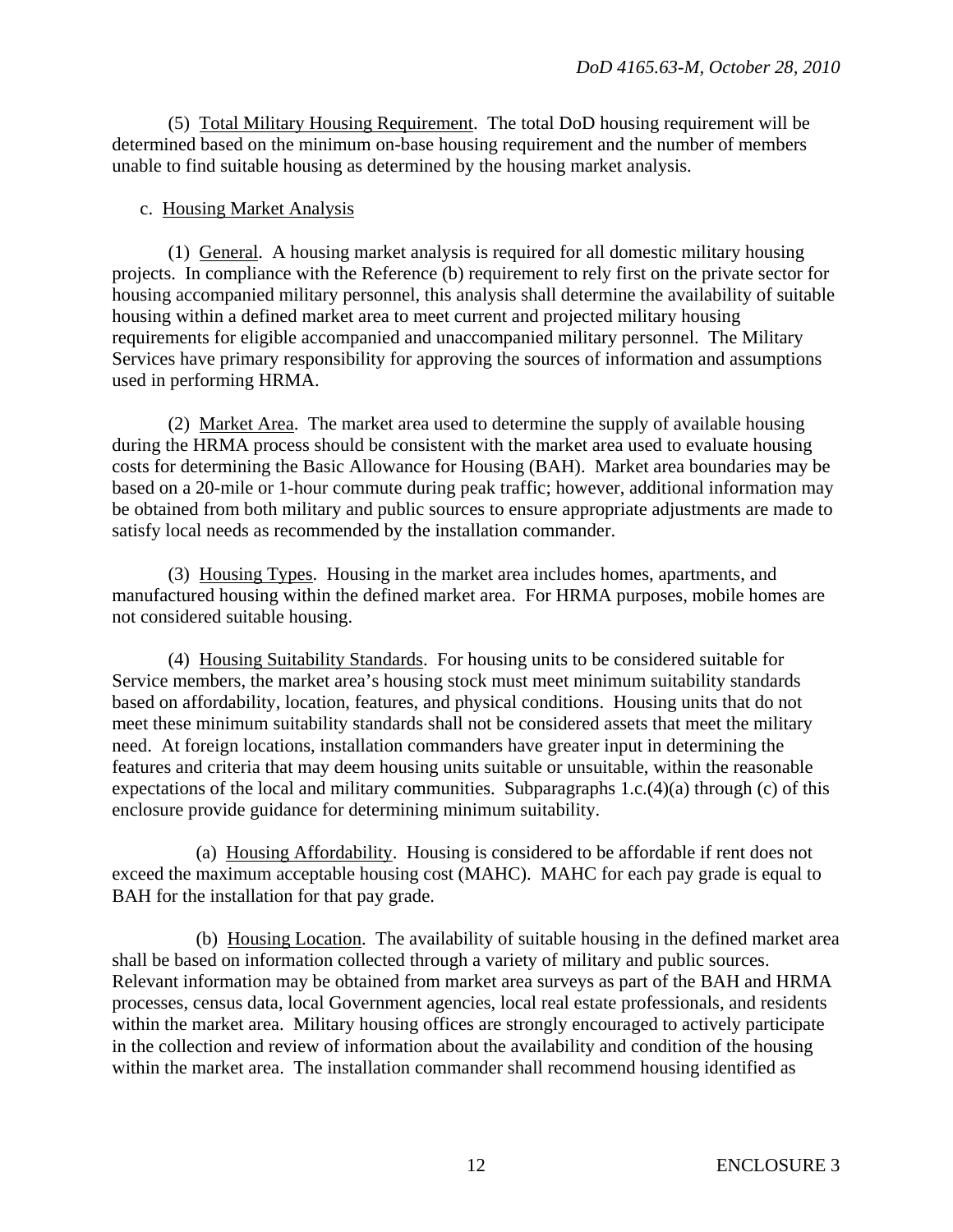(5) Total Military Housing Requirement. The total DoD housing requirement will be determined based on the minimum on-base housing requirement and the number of members unable to find suitable housing as determined by the housing market analysis.

c. Housing Market Analysis

(1) General. A housing market analysis is required for all domestic military housing projects. In compliance with the Reference (b) requirement to rely first on the private sector for housing accompanied military personnel, this analysis shall determine the availability of suitable housing within a defined market area to meet current and projected military housing requirements for eligible accompanied and unaccompanied military personnel. The Military Services have primary responsibility for approving the sources of information and assumptions used in performing HRMA.

(2) Market Area. The market area used to determine the supply of available housing during the HRMA process should be consistent with the market area used to evaluate housing costs for determining the Basic Allowance for Housing (BAH). Market area boundaries may be based on a 20-mile or 1-hour commute during peak traffic; however, additional information may be obtained from both military and public sources to ensure appropriate adjustments are made to satisfy local needs as recommended by the installation commander.

(3) Housing Types. Housing in the market area includes homes, apartments, and manufactured housing within the defined market area. For HRMA purposes, mobile homes are not considered suitable housing.

(4) Housing Suitability Standards. For housing units to be considered suitable for Service members, the market area's housing stock must meet minimum suitability standards based on affordability, location, features, and physical conditions. Housing units that do not meet these minimum suitability standards shall not be considered assets that meet the military need. At foreign locations, installation commanders have greater input in determining the features and criteria that may deem housing units suitable or unsuitable, within the reasonable expectations of the local and military communities. Subparagraphs 1.c.(4)(a) through (c) of this enclosure provide guidance for determining minimum suitability.

(a) Housing Affordability. Housing is considered to be affordable if rent does not exceed the maximum acceptable housing cost (MAHC). MAHC for each pay grade is equal to BAH for the installation for that pay grade.

(b) Housing Location. The availability of suitable housing in the defined market area shall be based on information collected through a variety of military and public sources. Relevant information may be obtained from market area surveys as part of the BAH and HRMA processes, census data, local Government agencies, local real estate professionals, and residents within the market area. Military housing offices are strongly encouraged to actively participate in the collection and review of information about the availability and condition of the housing within the market area. The installation commander shall recommend housing identified as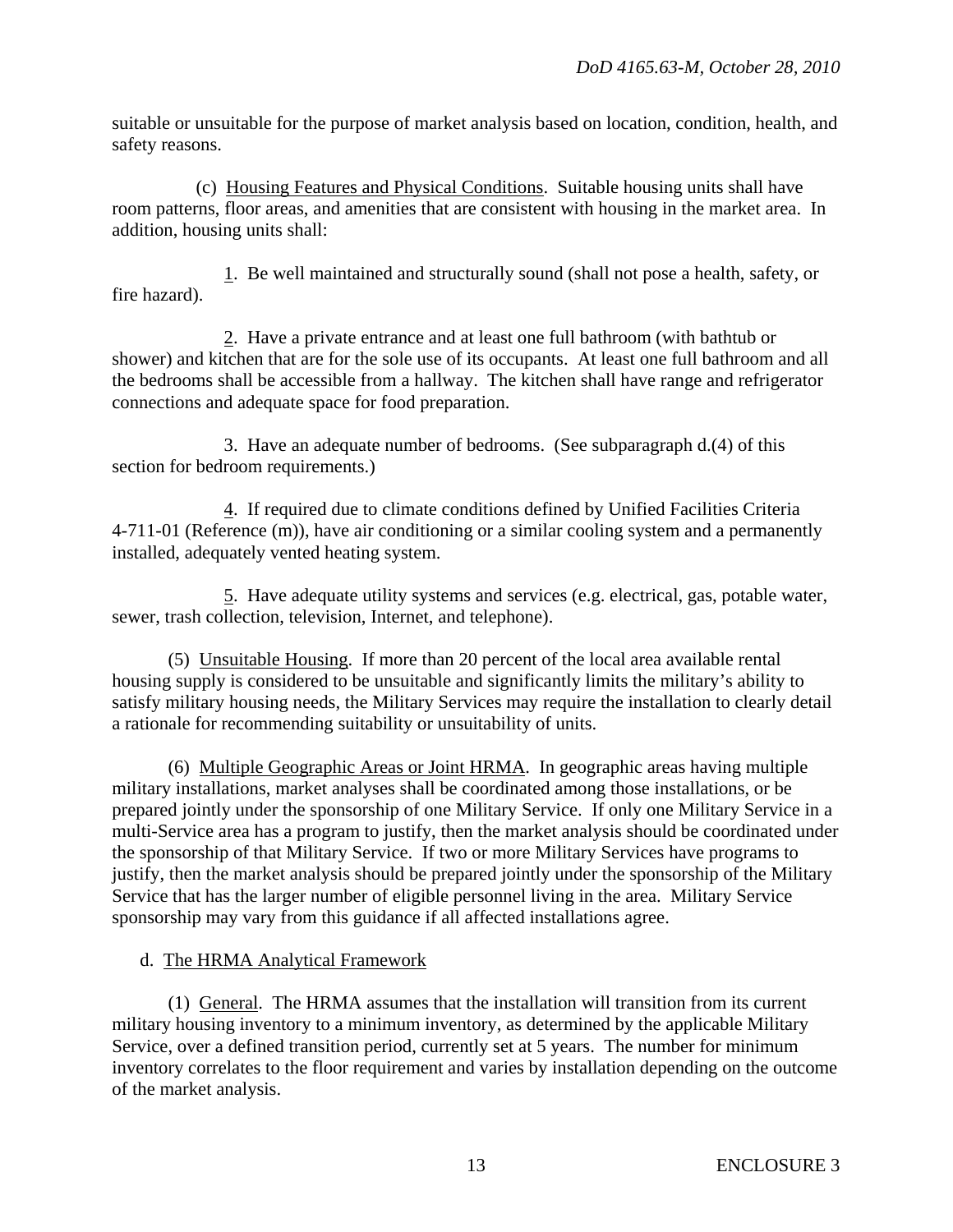suitable or unsuitable for the purpose of market analysis based on location, condition, health, and safety reasons.

(c) Housing Features and Physical Conditions. Suitable housing units shall have room patterns, floor areas, and amenities that are consistent with housing in the market area. In addition, housing units shall:

1. Be well maintained and structurally sound (shall not pose a health, safety, or fire hazard).

2. Have a private entrance and at least one full bathroom (with bathtub or shower) and kitchen that are for the sole use of its occupants. At least one full bathroom and all the bedrooms shall be accessible from a hallway. The kitchen shall have range and refrigerator connections and adequate space for food preparation.

3. Have an adequate number of bedrooms. (See subparagraph d.(4) of this section for bedroom requirements.)

4. If required due to climate conditions defined by Unified Facilities Criteria 4-711-01 (Reference (m)), have air conditioning or a similar cooling system and a permanently installed, adequately vented heating system.

5. Have adequate utility systems and services (e.g. electrical, gas, potable water, sewer, trash collection, television, Internet, and telephone).

(5) Unsuitable Housing. If more than 20 percent of the local area available rental housing supply is considered to be unsuitable and significantly limits the military's ability to satisfy military housing needs, the Military Services may require the installation to clearly detail a rationale for recommending suitability or unsuitability of units.

(6) Multiple Geographic Areas or Joint HRMA. In geographic areas having multiple military installations, market analyses shall be coordinated among those installations, or be prepared jointly under the sponsorship of one Military Service. If only one Military Service in a multi-Service area has a program to justify, then the market analysis should be coordinated under the sponsorship of that Military Service. If two or more Military Services have programs to justify, then the market analysis should be prepared jointly under the sponsorship of the Military Service that has the larger number of eligible personnel living in the area. Military Service sponsorship may vary from this guidance if all affected installations agree.

d. The HRMA Analytical Framework

(1) General. The HRMA assumes that the installation will transition from its current military housing inventory to a minimum inventory, as determined by the applicable Military Service, over a defined transition period, currently set at 5 years. The number for minimum inventory correlates to the floor requirement and varies by installation depending on the outcome of the market analysis.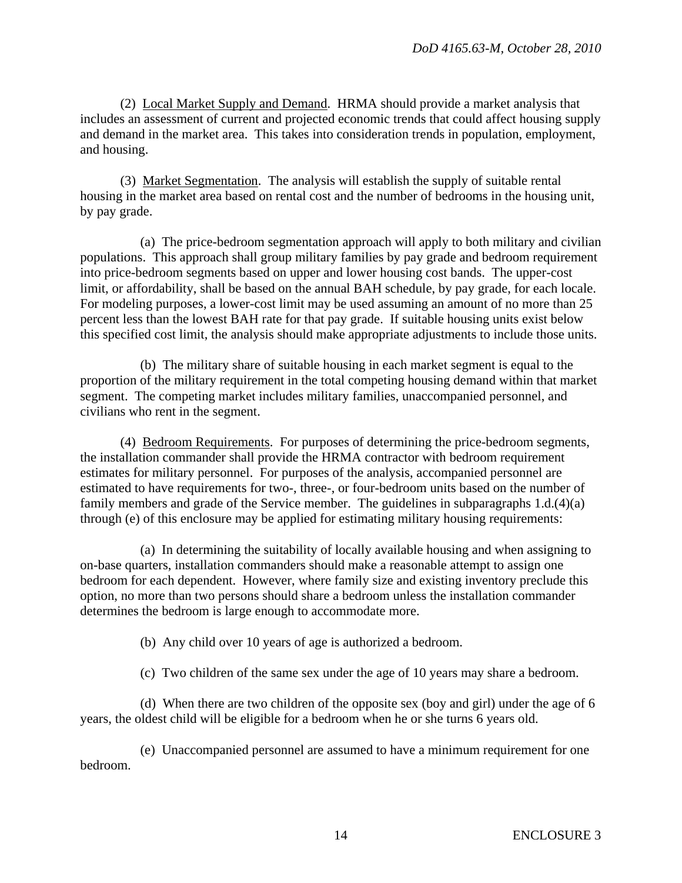(2) Local Market Supply and Demand. HRMA should provide a market analysis that includes an assessment of current and projected economic trends that could affect housing supply and demand in the market area. This takes into consideration trends in population, employment, and housing.

(3) Market Segmentation. The analysis will establish the supply of suitable rental housing in the market area based on rental cost and the number of bedrooms in the housing unit, by pay grade.

(a) The price-bedroom segmentation approach will apply to both military and civilian populations. This approach shall group military families by pay grade and bedroom requirement into price-bedroom segments based on upper and lower housing cost bands. The upper-cost limit, or affordability, shall be based on the annual BAH schedule, by pay grade, for each locale. For modeling purposes, a lower-cost limit may be used assuming an amount of no more than 25 percent less than the lowest BAH rate for that pay grade. If suitable housing units exist below this specified cost limit, the analysis should make appropriate adjustments to include those units.

(b) The military share of suitable housing in each market segment is equal to the proportion of the military requirement in the total competing housing demand within that market segment. The competing market includes military families, unaccompanied personnel, and civilians who rent in the segment.

(4) Bedroom Requirements. For purposes of determining the price-bedroom segments, the installation commander shall provide the HRMA contractor with bedroom requirement estimates for military personnel. For purposes of the analysis, accompanied personnel are estimated to have requirements for two-, three-, or four-bedroom units based on the number of family members and grade of the Service member. The guidelines in subparagraphs 1.d.(4)(a) through (e) of this enclosure may be applied for estimating military housing requirements:

(a) In determining the suitability of locally available housing and when assigning to on-base quarters, installation commanders should make a reasonable attempt to assign one bedroom for each dependent. However, where family size and existing inventory preclude this option, no more than two persons should share a bedroom unless the installation commander determines the bedroom is large enough to accommodate more.

(b) Any child over 10 years of age is authorized a bedroom.

(c) Two children of the same sex under the age of 10 years may share a bedroom.

(d) When there are two children of the opposite sex (boy and girl) under the age of 6 years, the oldest child will be eligible for a bedroom when he or she turns 6 years old.

(e) Unaccompanied personnel are assumed to have a minimum requirement for one bedroom.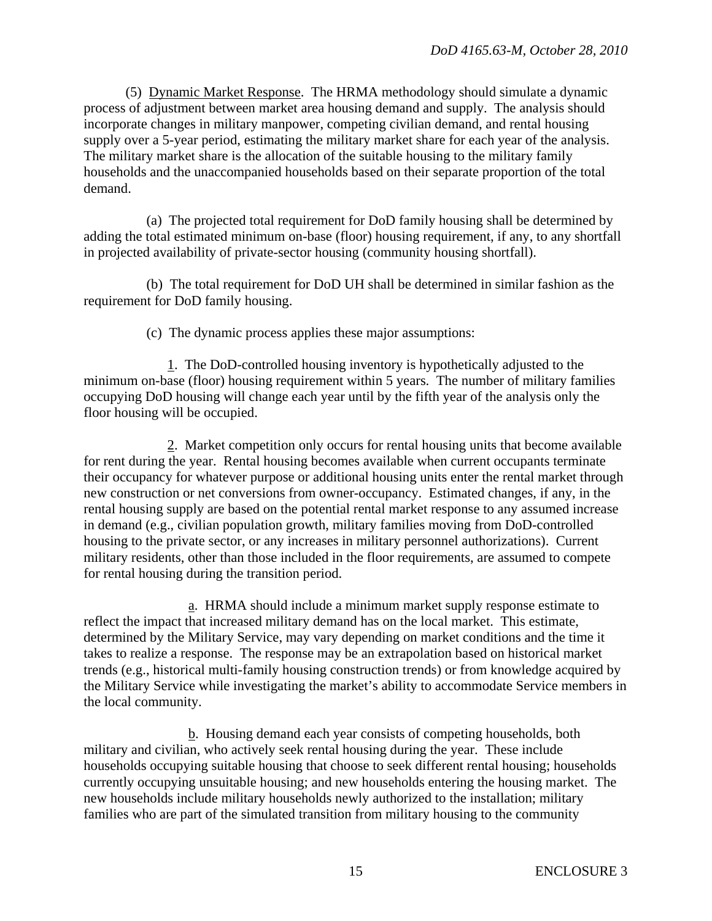(5) Dynamic Market Response. The HRMA methodology should simulate a dynamic process of adjustment between market area housing demand and supply. The analysis should incorporate changes in military manpower, competing civilian demand, and rental housing supply over a 5-year period, estimating the military market share for each year of the analysis. The military market share is the allocation of the suitable housing to the military family households and the unaccompanied households based on their separate proportion of the total demand.

(a) The projected total requirement for DoD family housing shall be determined by adding the total estimated minimum on-base (floor) housing requirement, if any, to any shortfall in projected availability of private-sector housing (community housing shortfall).

(b) The total requirement for DoD UH shall be determined in similar fashion as the requirement for DoD family housing.

(c) The dynamic process applies these major assumptions:

1. The DoD-controlled housing inventory is hypothetically adjusted to the minimum on-base (floor) housing requirement within 5 years. The number of military families occupying DoD housing will change each year until by the fifth year of the analysis only the floor housing will be occupied.

2. Market competition only occurs for rental housing units that become available for rent during the year. Rental housing becomes available when current occupants terminate their occupancy for whatever purpose or additional housing units enter the rental market through new construction or net conversions from owner-occupancy. Estimated changes, if any, in the rental housing supply are based on the potential rental market response to any assumed increase in demand (e.g., civilian population growth, military families moving from DoD-controlled housing to the private sector, or any increases in military personnel authorizations). Current military residents, other than those included in the floor requirements, are assumed to compete for rental housing during the transition period.

a. HRMA should include a minimum market supply response estimate to reflect the impact that increased military demand has on the local market. This estimate, determined by the Military Service, may vary depending on market conditions and the time it takes to realize a response. The response may be an extrapolation based on historical market trends (e.g., historical multi-family housing construction trends) or from knowledge acquired by the Military Service while investigating the market's ability to accommodate Service members in the local community.

b. Housing demand each year consists of competing households, both military and civilian, who actively seek rental housing during the year. These include households occupying suitable housing that choose to seek different rental housing; households currently occupying unsuitable housing; and new households entering the housing market. The new households include military households newly authorized to the installation; military families who are part of the simulated transition from military housing to the community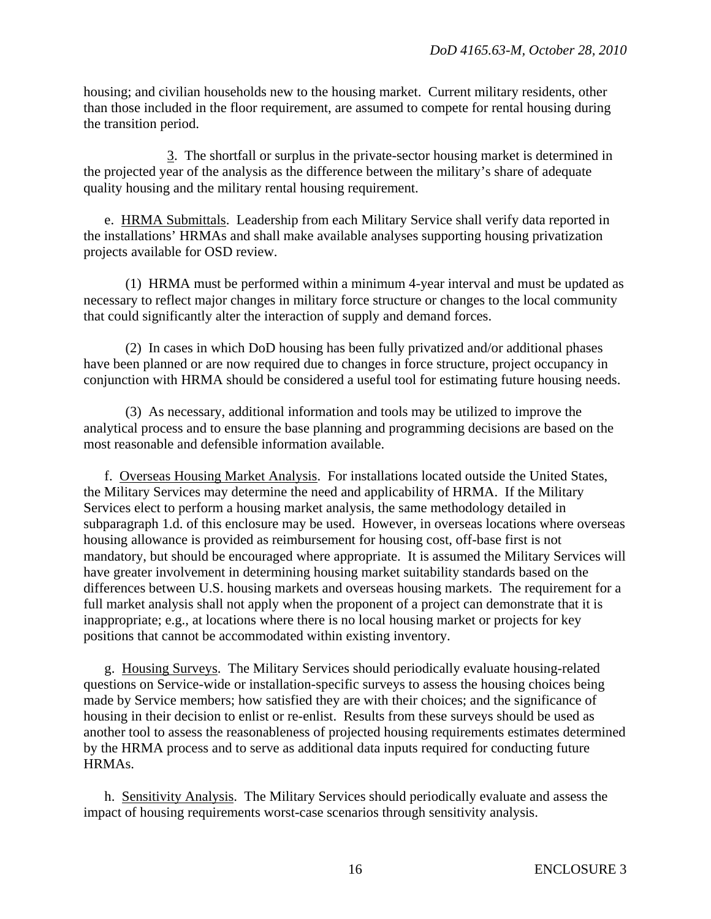housing; and civilian households new to the housing market. Current military residents, other than those included in the floor requirement, are assumed to compete for rental housing during the transition period.

3. The shortfall or surplus in the private-sector housing market is determined in the projected year of the analysis as the difference between the military's share of adequate quality housing and the military rental housing requirement.

e. HRMA Submittals. Leadership from each Military Service shall verify data reported in the installations' HRMAs and shall make available analyses supporting housing privatization projects available for OSD review.

(1) HRMA must be performed within a minimum 4-year interval and must be updated as necessary to reflect major changes in military force structure or changes to the local community that could significantly alter the interaction of supply and demand forces.

(2) In cases in which DoD housing has been fully privatized and/or additional phases have been planned or are now required due to changes in force structure, project occupancy in conjunction with HRMA should be considered a useful tool for estimating future housing needs.

(3) As necessary, additional information and tools may be utilized to improve the analytical process and to ensure the base planning and programming decisions are based on the most reasonable and defensible information available.

f. Overseas Housing Market Analysis. For installations located outside the United States, the Military Services may determine the need and applicability of HRMA. If the Military Services elect to perform a housing market analysis, the same methodology detailed in subparagraph 1.d. of this enclosure may be used. However, in overseas locations where overseas housing allowance is provided as reimbursement for housing cost, off-base first is not mandatory, but should be encouraged where appropriate. It is assumed the Military Services will have greater involvement in determining housing market suitability standards based on the differences between U.S. housing markets and overseas housing markets. The requirement for a full market analysis shall not apply when the proponent of a project can demonstrate that it is inappropriate; e.g., at locations where there is no local housing market or projects for key positions that cannot be accommodated within existing inventory.

g. Housing Surveys. The Military Services should periodically evaluate housing-related questions on Service-wide or installation-specific surveys to assess the housing choices being made by Service members; how satisfied they are with their choices; and the significance of housing in their decision to enlist or re-enlist. Results from these surveys should be used as another tool to assess the reasonableness of projected housing requirements estimates determined by the HRMA process and to serve as additional data inputs required for conducting future HRMAs.

h. Sensitivity Analysis. The Military Services should periodically evaluate and assess the impact of housing requirements worst-case scenarios through sensitivity analysis.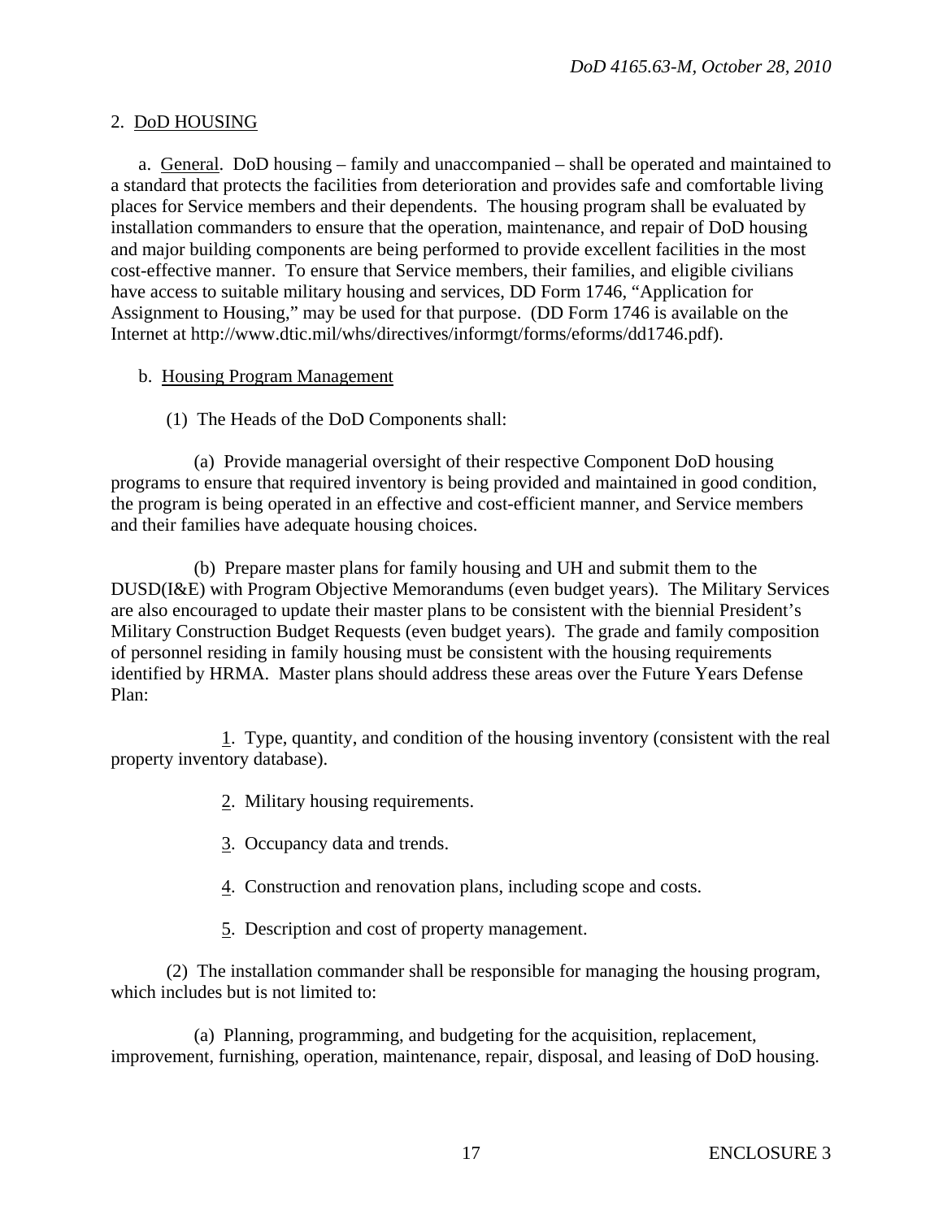2. <u>DoD HOUSING</u>

a. <u>General</u>. DoD housing – family and unaccompanied – shall be operated and maintained to a standard that protects the facilities from deterioration and provides safe and comfortable living places for Service members and their dependents. The housing program shall be evaluated by installation commanders to ensure that the operation, maintenance, and repair of DoD housing and major building components are being performed to provide excellent facilities in the most cost-effective manner. To ensure that Service members, their families, and eligible civilians have access to suitable military housing and services, DD Form 1746, "Application for Assignment to Housing," may be used for that purpose. (DD Form 1746 is available on the Internet at http://www.dtic.mil/whs/directives/informgt/forms/eforms/dd1746.pdf).

b. <u>Housing Program Management</u>

(1) The Heads of the DoD Components shall:

(a) Provide managerial oversight of their respective Component DoD housing programs to ensure that required inventory is being provided and maintained in good condition, the program is being operated in an effective and cost-efficient manner, and Service members and their families have adequate housing choices.

(b) Prepare master plans for family housing and UH and submit them to the DUSD(I&E) with Program Objective Memorandums (even budget years). The Military Services are also encouraged to update their master plans to be consistent with the biennial President's Military Construction Budget Requests (even budget years). The grade and family composition of personnel residing in family housing must be consistent with the housing requirements identified by HRMA. Master plans should address these areas over the Future Years Defense Plan:

<u>1</u>. Type, quantity, and condition of the housing inventory (consistent with the real property inventory database).

<u>2</u>. Military housing requirements.

<u>3</u>. Occupancy data and trends.

<u>4</u>. Construction and renovation plans, including scope and costs.

<u>5</u>. Description and cost of property management.

(2) The installation commander shall be responsible for managing the housing program, which includes but is not limited to:

(a) Planning, programming, and budgeting for the acquisition, replacement, improvement, furnishing, operation, maintenance, repair, disposal, and leasing of DoD housing.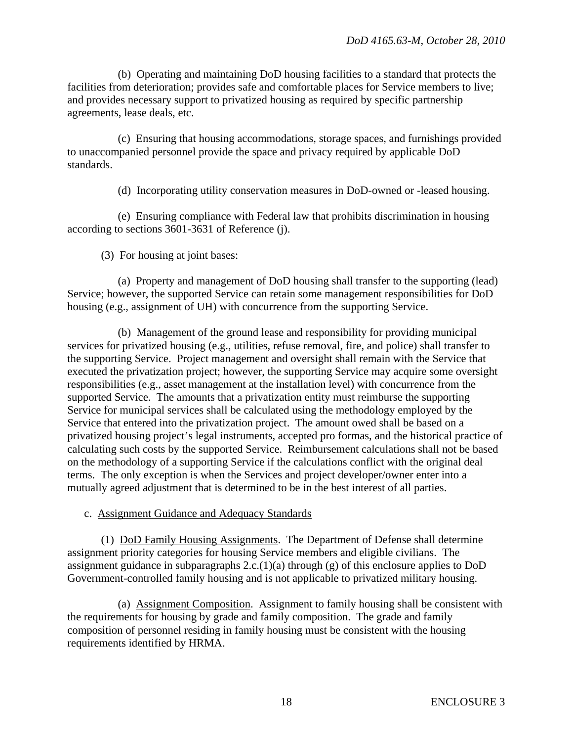(b) Operating and maintaining DoD housing facilities to a standard that protects the facilities from deterioration; provides safe and comfortable places for Service members to live; and provides necessary support to privatized housing as required by specific partnership agreements, lease deals, etc.

(c) Ensuring that housing accommodations, storage spaces, and furnishings provided to unaccompanied personnel provide the space and privacy required by applicable DoD standards.

(d) Incorporating utility conservation measures in DoD-owned or -leased housing.

(e) Ensuring compliance with Federal law that prohibits discrimination in housing according to sections 3601-3631 of Reference (j).

(3) For housing at joint bases:

(a) Property and management of DoD housing shall transfer to the supporting (lead) Service; however, the supported Service can retain some management responsibilities for DoD housing (e.g., assignment of UH) with concurrence from the supporting Service.

(b) Management of the ground lease and responsibility for providing municipal services for privatized housing (e.g., utilities, refuse removal, fire, and police) shall transfer to the supporting Service. Project management and oversight shall remain with the Service that executed the privatization project; however, the supporting Service may acquire some oversight responsibilities (e.g., asset management at the installation level) with concurrence from the supported Service. The amounts that a privatization entity must reimburse the supporting Service for municipal services shall be calculated using the methodology employed by the Service that entered into the privatization project. The amount owed shall be based on a privatized housing project's legal instruments, accepted pro formas, and the historical practice of calculating such costs by the supported Service. Reimbursement calculations shall not be based on the methodology of a supporting Service if the calculations conflict with the original deal terms. The only exception is when the Services and project developer/owner enter into a mutually agreed adjustment that is determined to be in the best interest of all parties.

c. Assignment Guidance and Adequacy Standards

(1) DoD Family Housing Assignments. The Department of Defense shall determine assignment priority categories for housing Service members and eligible civilians. The assignment guidance in subparagraphs 2.c.(1)(a) through (g) of this enclosure applies to DoD Government-controlled family housing and is not applicable to privatized military housing.

(a) Assignment Composition. Assignment to family housing shall be consistent with the requirements for housing by grade and family composition. The grade and family composition of personnel residing in family housing must be consistent with the housing requirements identified by HRMA.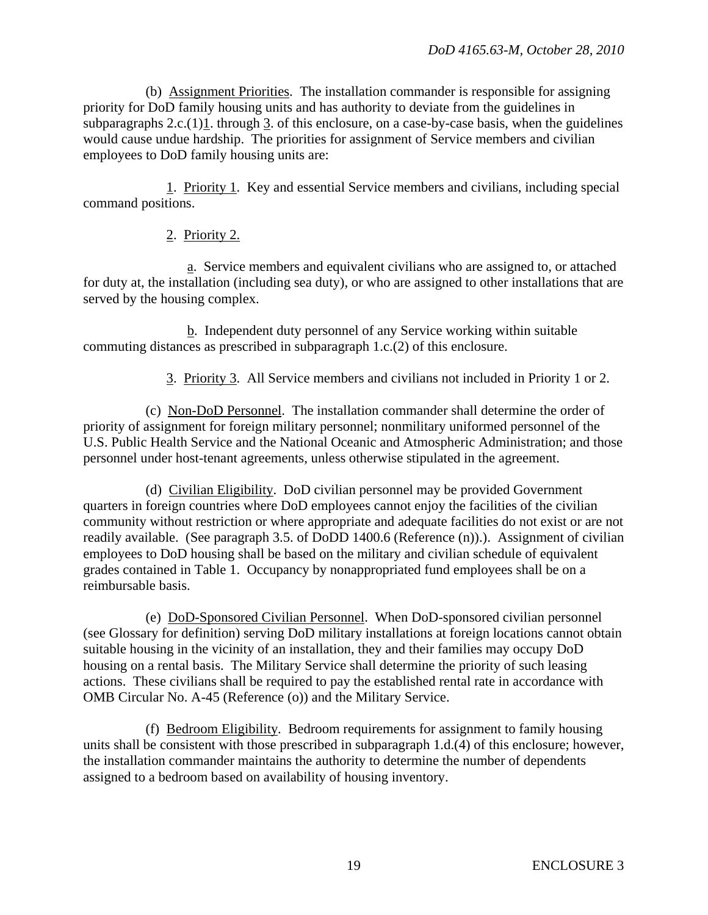(b) Assignment Priorities. The installation commander is responsible for assigning priority for DoD family housing units and has authority to deviate from the guidelines in subparagraphs 2.c.(1)1. through 3. of this enclosure, on a case-by-case basis, when the guidelines would cause undue hardship. The priorities for assignment of Service members and civilian employees to DoD family housing units are:

1. Priority 1. Key and essential Service members and civilians, including special command positions.

2. Priority 2.

a. Service members and equivalent civilians who are assigned to, or attached for duty at, the installation (including sea duty), or who are assigned to other installations that are served by the housing complex.

b. Independent duty personnel of any Service working within suitable commuting distances as prescribed in subparagraph 1.c.(2) of this enclosure.

3. Priority 3. All Service members and civilians not included in Priority 1 or 2.

(c) Non-DoD Personnel. The installation commander shall determine the order of priority of assignment for foreign military personnel; nonmilitary uniformed personnel of the U.S. Public Health Service and the National Oceanic and Atmospheric Administration; and those personnel under host-tenant agreements, unless otherwise stipulated in the agreement.

(d) Civilian Eligibility. DoD civilian personnel may be provided Government quarters in foreign countries where DoD employees cannot enjoy the facilities of the civilian community without restriction or where appropriate and adequate facilities do not exist or are not readily available. (See paragraph 3.5. of DoDD 1400.6 (Reference (n)).). Assignment of civilian employees to DoD housing shall be based on the military and civilian schedule of equivalent grades contained in Table 1. Occupancy by nonappropriated fund employees shall be on a reimbursable basis.

(e) DoD-Sponsored Civilian Personnel. When DoD-sponsored civilian personnel (see Glossary for definition) serving DoD military installations at foreign locations cannot obtain suitable housing in the vicinity of an installation, they and their families may occupy DoD housing on a rental basis. The Military Service shall determine the priority of such leasing actions. These civilians shall be required to pay the established rental rate in accordance with OMB Circular No. A-45 (Reference (o)) and the Military Service.

(f) Bedroom Eligibility. Bedroom requirements for assignment to family housing units shall be consistent with those prescribed in subparagraph 1.d.(4) of this enclosure; however, the installation commander maintains the authority to determine the number of dependents assigned to a bedroom based on availability of housing inventory.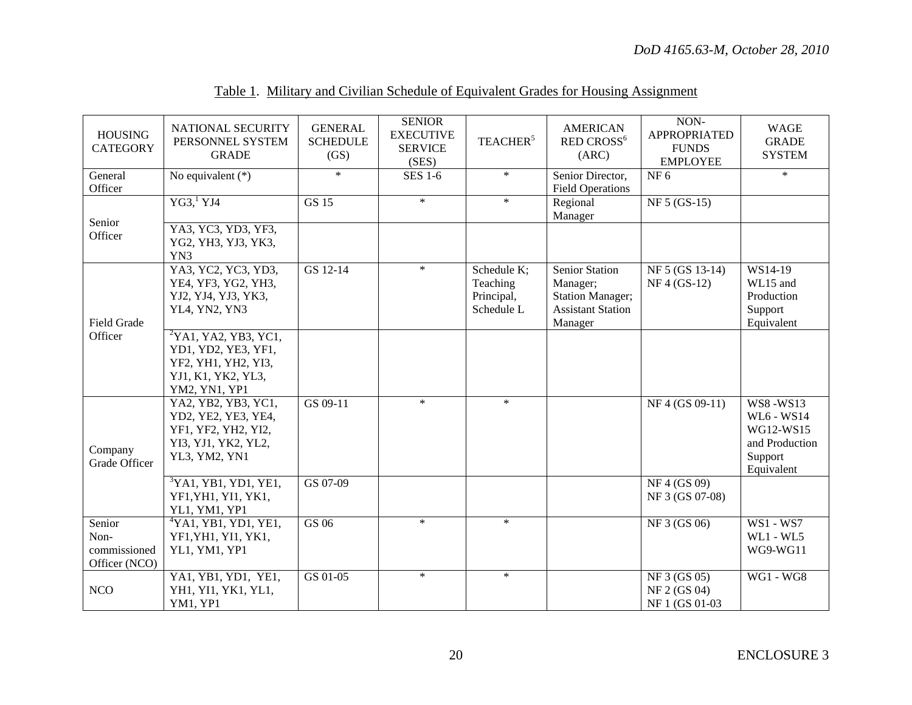Table 1. Military and Civilian Schedule of Equivalent Grades for Housing Assignment

| HOUSING CATEGORY | NATIONAL SECURITY PERSONNEL SYSTEM GRADE | GENERAL SCHEDULE (GS) | SENIOR EXECUTIVE SERVICE (SES) | TEACHER[5] | AMERICAN RED CROSS[6] (ARC) | NON-APPROPRIATED FUNDS EMPLOYEE | WAGE GRADE SYSTEM |
|---|---|---|---|---|---|---|---|
| General Officer | No equivalent (*) | * | SES 1-6 | * | Senior Director, Field Operations | NF 6 | * |
| Senior Officer | YG3,[1] YJ4 | GS 15 | * | * | Regional Manager | NF 5 (GS-15) | |
| | YA3, YC3, YD3, YF3, YG2, YH3, YJ3, YK3, YN3 | | | | | | |
| Field Grade Officer | YA3, YC2, YC3, YD3, YE4, YF3, YG2, YH3, YJ2, YJ4, YJ3, YK3, YL4, YN2, YN3 | GS 12-14 | * | Schedule K; Teaching Principal, Schedule L | Senior Station Manager; Station Manager; Assistant Station Manager | NF 5 (GS 13-14) NF 4 (GS-12) | WS14-19 WL15 and Production Support Equivalent |
| | [2]YA1, YA2, YB3, YC1, YD1, YD2, YE3, YF1, YF2, YH1, YH2, YI3, YJ1, K1, YK2, YL3, YM2, YN1, YP1 | | | | | | |
| Company Grade Officer | YA2, YB2, YB3, YC1, YD2, YE2, YE3, YE4, YF1, YF2, YH2, YI2, YI3, YJ1, YK2, YL2, YL3, YM2, YN1 | GS 09-11 | * | * | | NF 4 (GS 09-11) | WS8 -WS13 WL6 - WS14 WG12-WS15 and Production Support Equivalent |
| | [3]YA1, YB1, YD1, YE1, YF1,YH1, YI1, YK1, YL1, YM1, YP1 | GS 07-09 | | | | NF 4 (GS 09) NF 3 (GS 07-08) | |
| Senior Non-commissioned Officer (NCO) | [4]YA1, YB1, YD1, YE1, YF1,YH1, YI1, YK1, YL1, YM1, YP1 | GS 06 | * | * | | NF 3 (GS 06) | WS1 - WS7 WL1 - WL5 WG9-WG11 |
| NCO | YA1, YB1, YD1, YE1, YH1, YI1, YK1, YL1, YM1, YP1 | GS 01-05 | * | * | | NF 3 (GS 05) NF 2 (GS 04) NF 1 (GS 01-03 | WG1 - WG8 |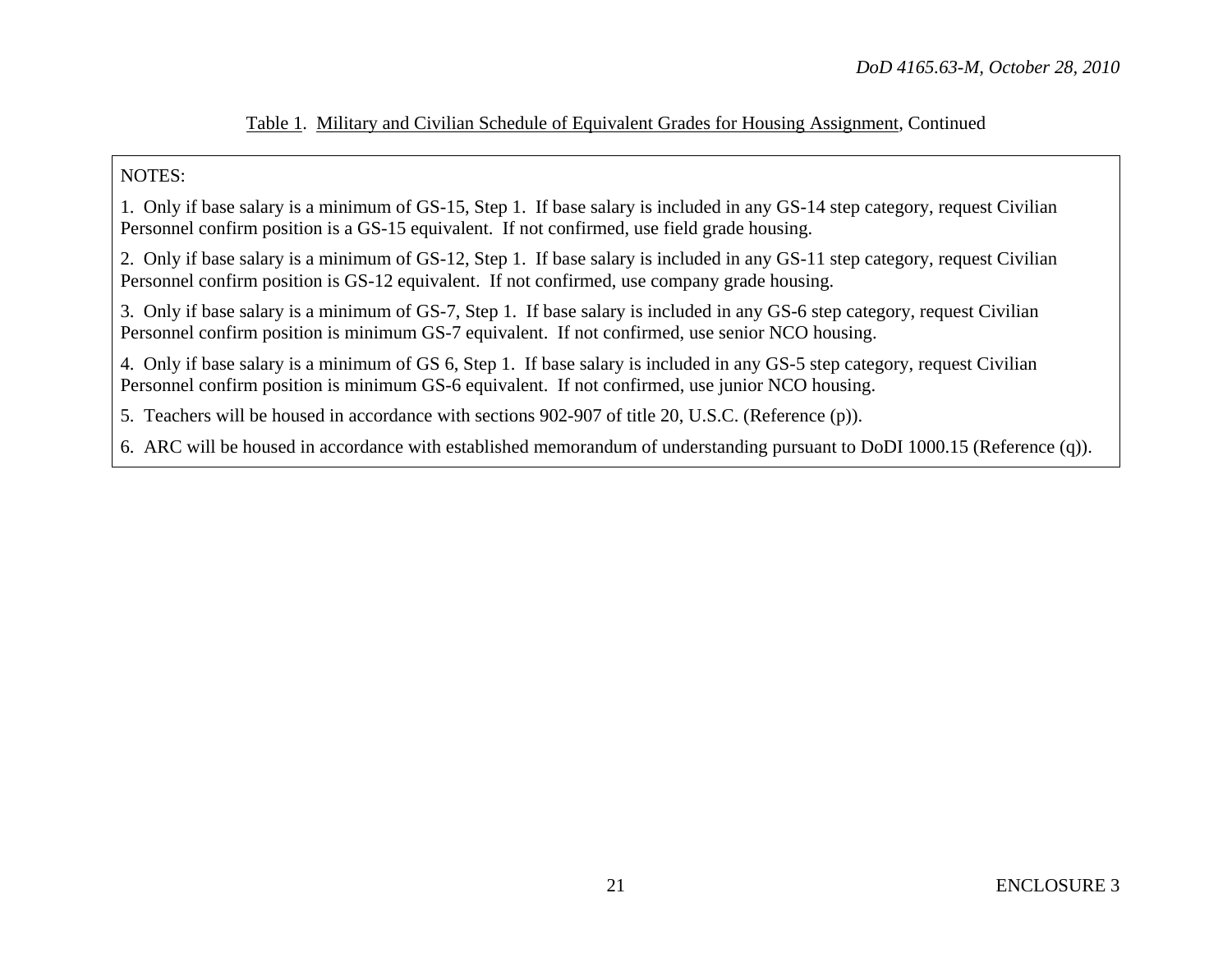Table 1. Military and Civilian Schedule of Equivalent Grades for Housing Assignment, Continued

NOTES:

1. Only if base salary is a minimum of GS-15, Step 1. If base salary is included in any GS-14 step category, request Civilian Personnel confirm position is a GS-15 equivalent. If not confirmed, use field grade housing.

2. Only if base salary is a minimum of GS-12, Step 1. If base salary is included in any GS-11 step category, request Civilian Personnel confirm position is GS-12 equivalent. If not confirmed, use company grade housing.

3. Only if base salary is a minimum of GS-7, Step 1. If base salary is included in any GS-6 step category, request Civilian Personnel confirm position is minimum GS-7 equivalent. If not confirmed, use senior NCO housing.

4. Only if base salary is a minimum of GS 6, Step 1. If base salary is included in any GS-5 step category, request Civilian Personnel confirm position is minimum GS-6 equivalent. If not confirmed, use junior NCO housing.

5. Teachers will be housed in accordance with sections 902-907 of title 20, U.S.C. (Reference (p)).

6. ARC will be housed in accordance with established memorandum of understanding pursuant to DoDI 1000.15 (Reference (q)).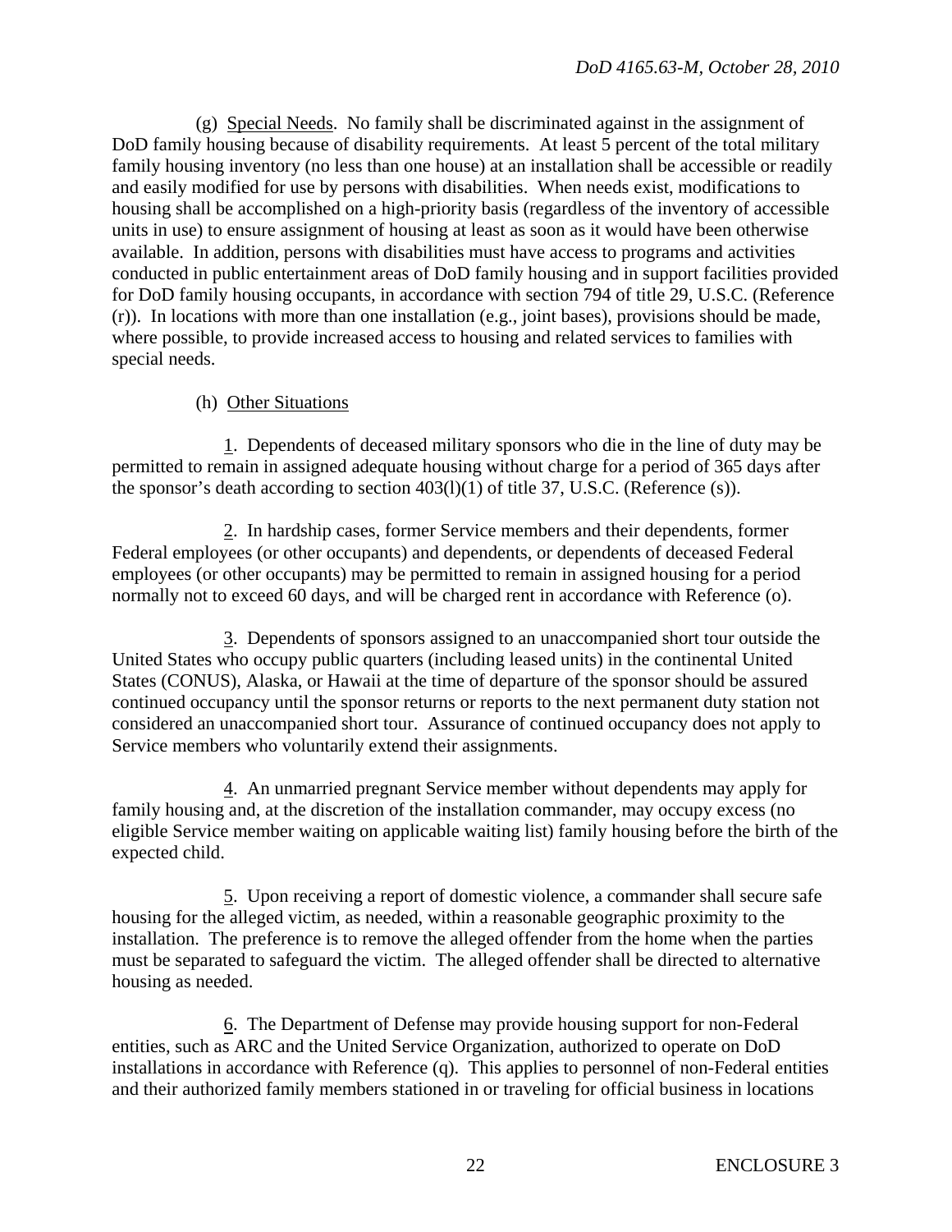(g) Special Needs. No family shall be discriminated against in the assignment of DoD family housing because of disability requirements. At least 5 percent of the total military family housing inventory (no less than one house) at an installation shall be accessible or readily and easily modified for use by persons with disabilities. When needs exist, modifications to housing shall be accomplished on a high-priority basis (regardless of the inventory of accessible units in use) to ensure assignment of housing at least as soon as it would have been otherwise available. In addition, persons with disabilities must have access to programs and activities conducted in public entertainment areas of DoD family housing and in support facilities provided for DoD family housing occupants, in accordance with section 794 of title 29, U.S.C. (Reference (r)). In locations with more than one installation (e.g., joint bases), provisions should be made, where possible, to provide increased access to housing and related services to families with special needs.

(h) Other Situations

1. Dependents of deceased military sponsors who die in the line of duty may be permitted to remain in assigned adequate housing without charge for a period of 365 days after the sponsor's death according to section 403(l)(1) of title 37, U.S.C. (Reference (s)).

2. In hardship cases, former Service members and their dependents, former Federal employees (or other occupants) and dependents, or dependents of deceased Federal employees (or other occupants) may be permitted to remain in assigned housing for a period normally not to exceed 60 days, and will be charged rent in accordance with Reference (o).

3. Dependents of sponsors assigned to an unaccompanied short tour outside the United States who occupy public quarters (including leased units) in the continental United States (CONUS), Alaska, or Hawaii at the time of departure of the sponsor should be assured continued occupancy until the sponsor returns or reports to the next permanent duty station not considered an unaccompanied short tour. Assurance of continued occupancy does not apply to Service members who voluntarily extend their assignments.

4. An unmarried pregnant Service member without dependents may apply for family housing and, at the discretion of the installation commander, may occupy excess (no eligible Service member waiting on applicable waiting list) family housing before the birth of the expected child.

5. Upon receiving a report of domestic violence, a commander shall secure safe housing for the alleged victim, as needed, within a reasonable geographic proximity to the installation. The preference is to remove the alleged offender from the home when the parties must be separated to safeguard the victim. The alleged offender shall be directed to alternative housing as needed.

6. The Department of Defense may provide housing support for non-Federal entities, such as ARC and the United Service Organization, authorized to operate on DoD installations in accordance with Reference (q). This applies to personnel of non-Federal entities and their authorized family members stationed in or traveling for official business in locations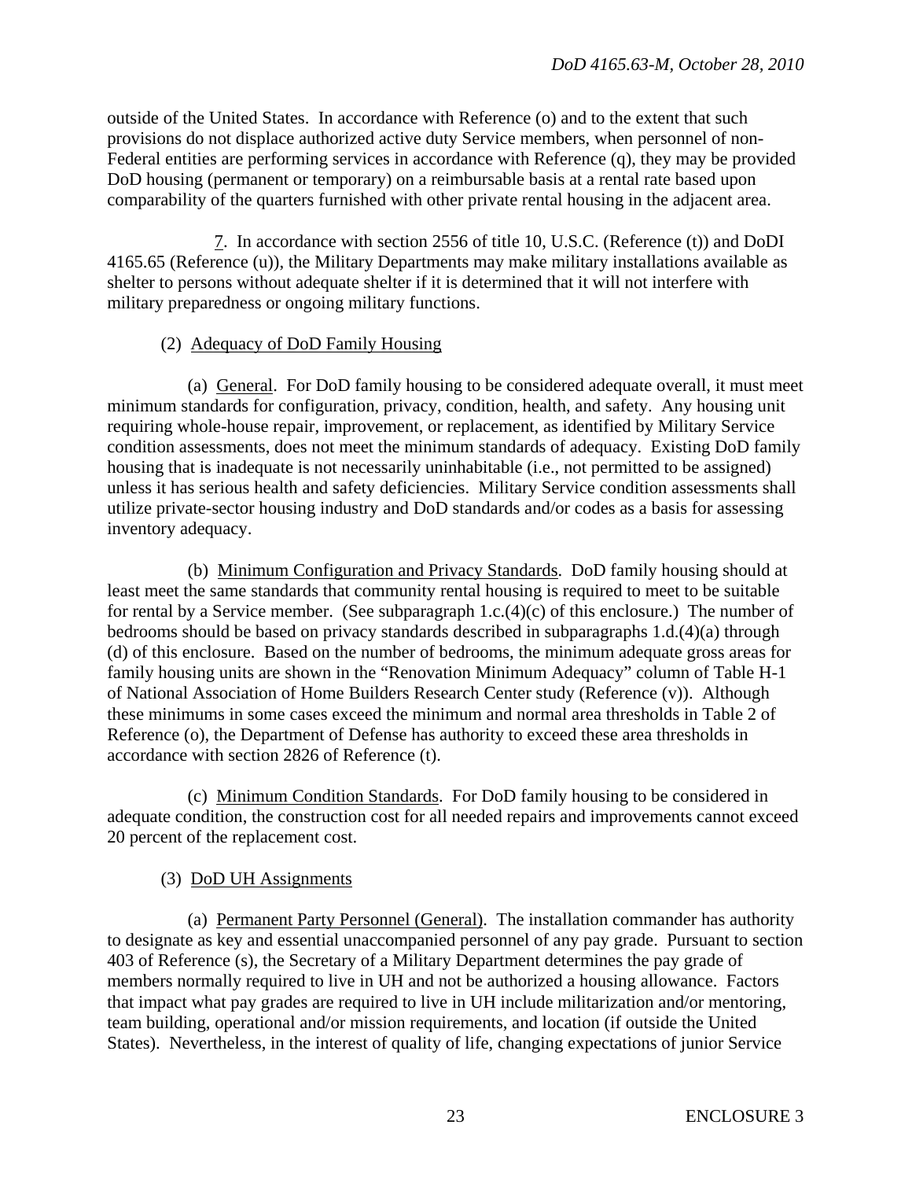outside of the United States. In accordance with Reference (o) and to the extent that such provisions do not displace authorized active duty Service members, when personnel of non-Federal entities are performing services in accordance with Reference (q), they may be provided DoD housing (permanent or temporary) on a reimbursable basis at a rental rate based upon comparability of the quarters furnished with other private rental housing in the adjacent area.

7. In accordance with section 2556 of title 10, U.S.C. (Reference (t)) and DoDI 4165.65 (Reference (u)), the Military Departments may make military installations available as shelter to persons without adequate shelter if it is determined that it will not interfere with military preparedness or ongoing military functions.

(2) Adequacy of DoD Family Housing

(a) General. For DoD family housing to be considered adequate overall, it must meet minimum standards for configuration, privacy, condition, health, and safety. Any housing unit requiring whole-house repair, improvement, or replacement, as identified by Military Service condition assessments, does not meet the minimum standards of adequacy. Existing DoD family housing that is inadequate is not necessarily uninhabitable (i.e., not permitted to be assigned) unless it has serious health and safety deficiencies. Military Service condition assessments shall utilize private-sector housing industry and DoD standards and/or codes as a basis for assessing inventory adequacy.

(b) Minimum Configuration and Privacy Standards. DoD family housing should at least meet the same standards that community rental housing is required to meet to be suitable for rental by a Service member. (See subparagraph 1.c.(4)(c) of this enclosure.) The number of bedrooms should be based on privacy standards described in subparagraphs 1.d.(4)(a) through (d) of this enclosure. Based on the number of bedrooms, the minimum adequate gross areas for family housing units are shown in the "Renovation Minimum Adequacy" column of Table H-1 of National Association of Home Builders Research Center study (Reference (v)). Although these minimums in some cases exceed the minimum and normal area thresholds in Table 2 of Reference (o), the Department of Defense has authority to exceed these area thresholds in accordance with section 2826 of Reference (t).

(c) Minimum Condition Standards. For DoD family housing to be considered in adequate condition, the construction cost for all needed repairs and improvements cannot exceed 20 percent of the replacement cost.

(3) DoD UH Assignments

(a) Permanent Party Personnel (General). The installation commander has authority to designate as key and essential unaccompanied personnel of any pay grade. Pursuant to section 403 of Reference (s), the Secretary of a Military Department determines the pay grade of members normally required to live in UH and not be authorized a housing allowance. Factors that impact what pay grades are required to live in UH include militarization and/or mentoring, team building, operational and/or mission requirements, and location (if outside the United States). Nevertheless, in the interest of quality of life, changing expectations of junior Service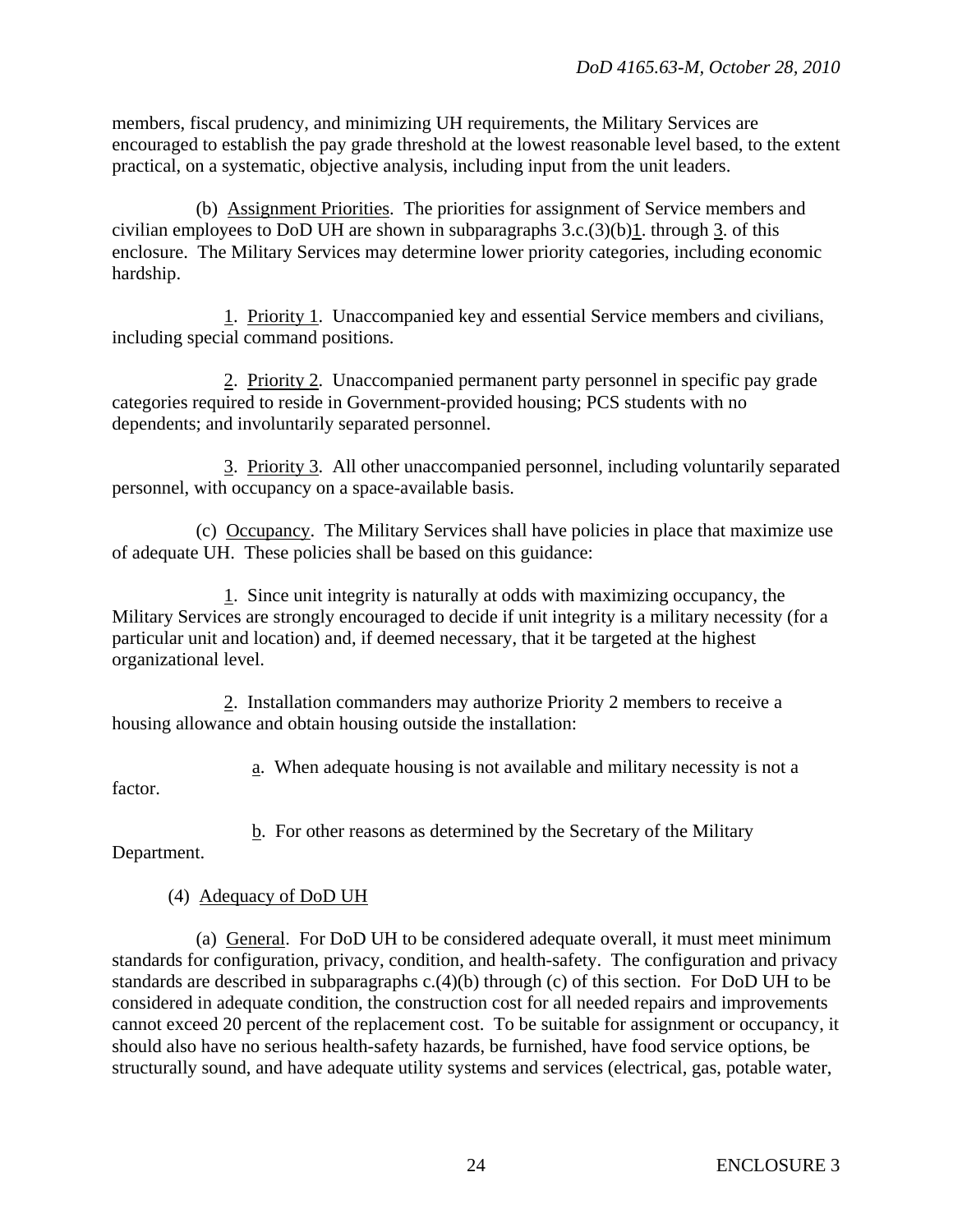members, fiscal prudency, and minimizing UH requirements, the Military Services are encouraged to establish the pay grade threshold at the lowest reasonable level based, to the extent practical, on a systematic, objective analysis, including input from the unit leaders.

(b) Assignment Priorities. The priorities for assignment of Service members and civilian employees to DoD UH are shown in subparagraphs 3.c.(3)(b)1. through 3. of this enclosure. The Military Services may determine lower priority categories, including economic hardship.

1. Priority 1. Unaccompanied key and essential Service members and civilians, including special command positions.

2. Priority 2. Unaccompanied permanent party personnel in specific pay grade categories required to reside in Government-provided housing; PCS students with no dependents; and involuntarily separated personnel.

3. Priority 3. All other unaccompanied personnel, including voluntarily separated personnel, with occupancy on a space-available basis.

(c) Occupancy. The Military Services shall have policies in place that maximize use of adequate UH. These policies shall be based on this guidance:

1. Since unit integrity is naturally at odds with maximizing occupancy, the Military Services are strongly encouraged to decide if unit integrity is a military necessity (for a particular unit and location) and, if deemed necessary, that it be targeted at the highest organizational level.

2. Installation commanders may authorize Priority 2 members to receive a housing allowance and obtain housing outside the installation:

a. When adequate housing is not available and military necessity is not a factor.

b. For other reasons as determined by the Secretary of the Military Department.

(4) Adequacy of DoD UH

(a) General. For DoD UH to be considered adequate overall, it must meet minimum standards for configuration, privacy, condition, and health-safety. The configuration and privacy standards are described in subparagraphs c.(4)(b) through (c) of this section. For DoD UH to be considered in adequate condition, the construction cost for all needed repairs and improvements cannot exceed 20 percent of the replacement cost. To be suitable for assignment or occupancy, it should also have no serious health-safety hazards, be furnished, have food service options, be structurally sound, and have adequate utility systems and services (electrical, gas, potable water,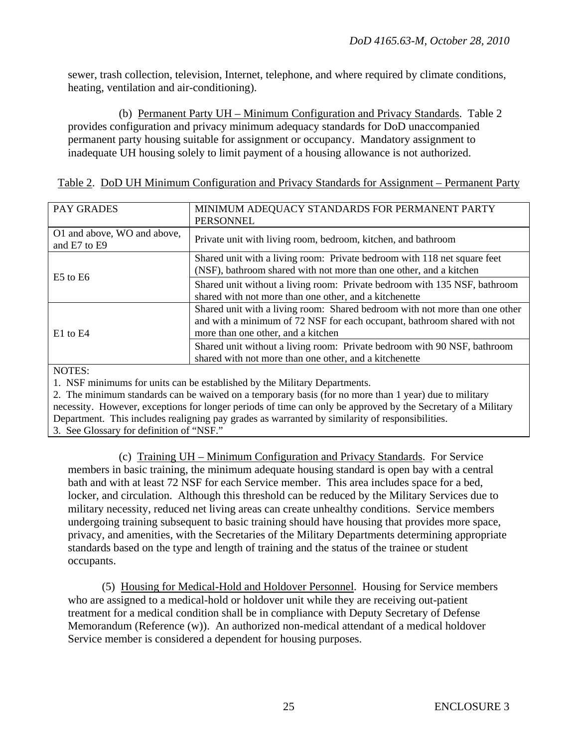sewer, trash collection, television, Internet, telephone, and where required by climate conditions, heating, ventilation and air-conditioning).

(b) Permanent Party UH – Minimum Configuration and Privacy Standards. Table 2 provides configuration and privacy minimum adequacy standards for DoD unaccompanied permanent party housing suitable for assignment or occupancy. Mandatory assignment to inadequate UH housing solely to limit payment of a housing allowance is not authorized.

Table 2. DoD UH Minimum Configuration and Privacy Standards for Assignment – Permanent Party

| PAY GRADES | MINIMUM ADEQUACY STANDARDS FOR PERMANENT PARTY PERSONNEL |
|---|---|
| O1 and above, WO and above, and E7 to E9 | Private unit with living room, bedroom, kitchen, and bathroom |
| E5 to E6 | Shared unit with a living room: Private bedroom with 118 net square feet (NSF), bathroom shared with not more than one other, and a kitchen |
| | Shared unit without a living room: Private bedroom with 135 NSF, bathroom shared with not more than one other, and a kitchenette |
| E1 to E4 | Shared unit with a living room: Shared bedroom with not more than one other and with a minimum of 72 NSF for each occupant, bathroom shared with not more than one other, and a kitchen |
| | Shared unit without a living room: Private bedroom with 90 NSF, bathroom shared with not more than one other, and a kitchenette |

NOTES:
1. NSF minimums for units can be established by the Military Departments.
2. The minimum standards can be waived on a temporary basis (for no more than 1 year) due to military necessity. However, exceptions for longer periods of time can only be approved by the Secretary of a Military Department. This includes realigning pay grades as warranted by similarity of responsibilities.
3. See Glossary for definition of "NSF."

(c) Training UH – Minimum Configuration and Privacy Standards. For Service members in basic training, the minimum adequate housing standard is open bay with a central bath and with at least 72 NSF for each Service member. This area includes space for a bed, locker, and circulation. Although this threshold can be reduced by the Military Services due to military necessity, reduced net living areas can create unhealthy conditions. Service members undergoing training subsequent to basic training should have housing that provides more space, privacy, and amenities, with the Secretaries of the Military Departments determining appropriate standards based on the type and length of training and the status of the trainee or student occupants.

(5) Housing for Medical-Hold and Holdover Personnel. Housing for Service members who are assigned to a medical-hold or holdover unit while they are receiving out-patient treatment for a medical condition shall be in compliance with Deputy Secretary of Defense Memorandum (Reference (w)). An authorized non-medical attendant of a medical holdover Service member is considered a dependent for housing purposes.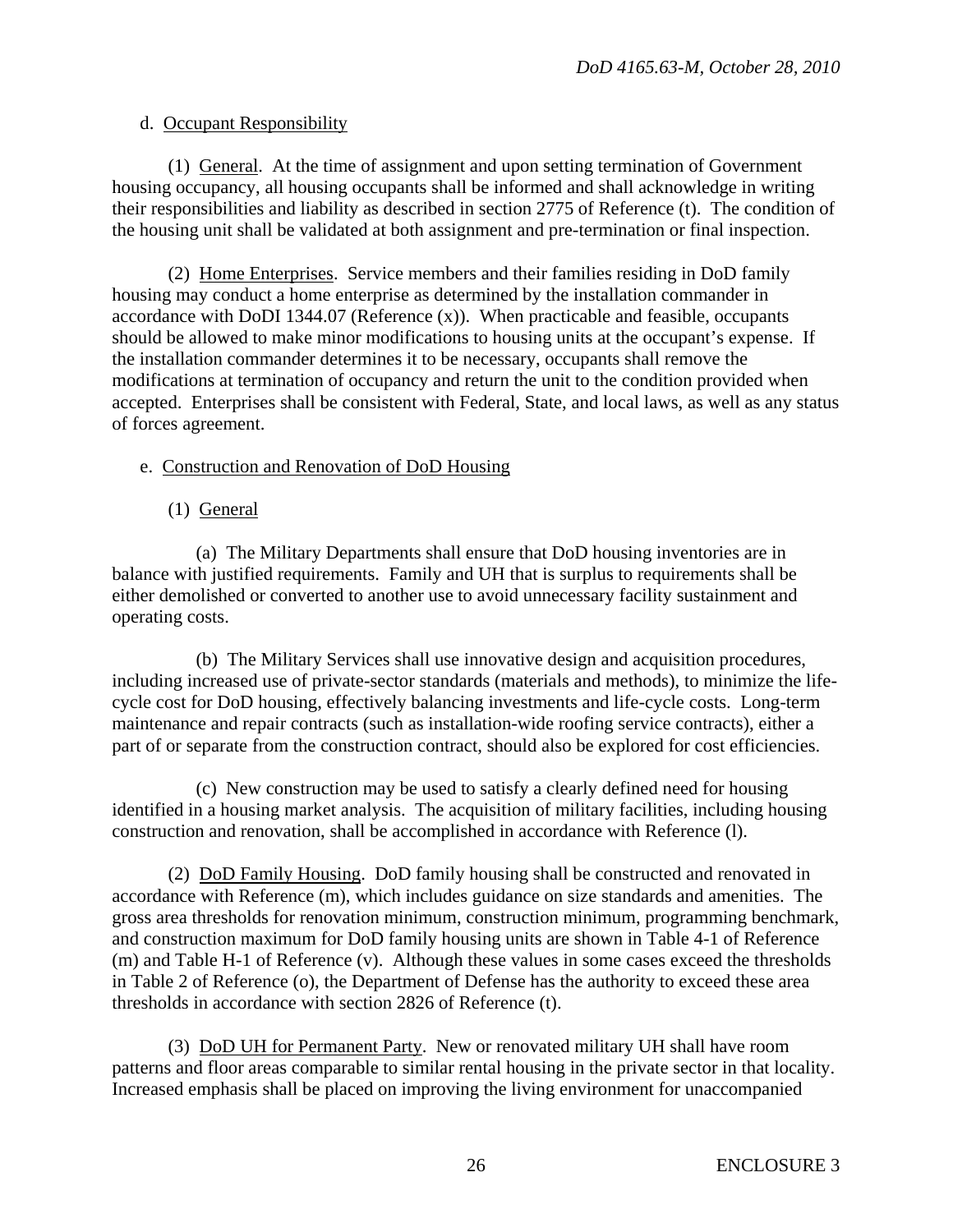d. Occupant Responsibility

(1) General. At the time of assignment and upon setting termination of Government housing occupancy, all housing occupants shall be informed and shall acknowledge in writing their responsibilities and liability as described in section 2775 of Reference (t). The condition of the housing unit shall be validated at both assignment and pre-termination or final inspection.

(2) Home Enterprises. Service members and their families residing in DoD family housing may conduct a home enterprise as determined by the installation commander in accordance with DoDI 1344.07 (Reference (x)). When practicable and feasible, occupants should be allowed to make minor modifications to housing units at the occupant's expense. If the installation commander determines it to be necessary, occupants shall remove the modifications at termination of occupancy and return the unit to the condition provided when accepted. Enterprises shall be consistent with Federal, State, and local laws, as well as any status of forces agreement.

e. Construction and Renovation of DoD Housing

(1) General

(a) The Military Departments shall ensure that DoD housing inventories are in balance with justified requirements. Family and UH that is surplus to requirements shall be either demolished or converted to another use to avoid unnecessary facility sustainment and operating costs.

(b) The Military Services shall use innovative design and acquisition procedures, including increased use of private-sector standards (materials and methods), to minimize the life-cycle cost for DoD housing, effectively balancing investments and life-cycle costs. Long-term maintenance and repair contracts (such as installation-wide roofing service contracts), either a part of or separate from the construction contract, should also be explored for cost efficiencies.

(c) New construction may be used to satisfy a clearly defined need for housing identified in a housing market analysis. The acquisition of military facilities, including housing construction and renovation, shall be accomplished in accordance with Reference (l).

(2) DoD Family Housing. DoD family housing shall be constructed and renovated in accordance with Reference (m), which includes guidance on size standards and amenities. The gross area thresholds for renovation minimum, construction minimum, programming benchmark, and construction maximum for DoD family housing units are shown in Table 4-1 of Reference (m) and Table H-1 of Reference (v). Although these values in some cases exceed the thresholds in Table 2 of Reference (o), the Department of Defense has the authority to exceed these area thresholds in accordance with section 2826 of Reference (t).

(3) DoD UH for Permanent Party. New or renovated military UH shall have room patterns and floor areas comparable to similar rental housing in the private sector in that locality. Increased emphasis shall be placed on improving the living environment for unaccompanied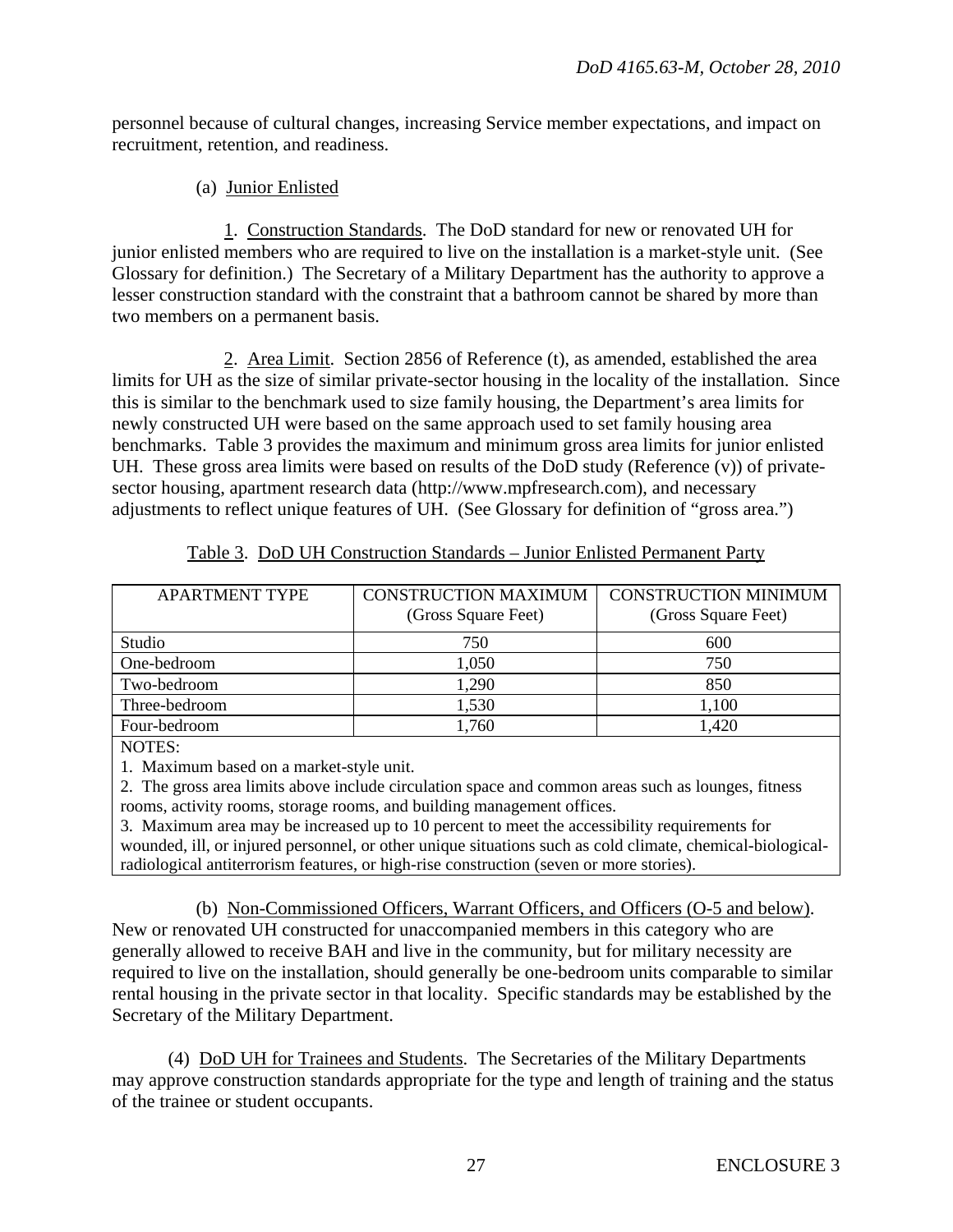personnel because of cultural changes, increasing Service member expectations, and impact on recruitment, retention, and readiness.

(a) Junior Enlisted

1. Construction Standards. The DoD standard for new or renovated UH for junior enlisted members who are required to live on the installation is a market-style unit. (See Glossary for definition.) The Secretary of a Military Department has the authority to approve a lesser construction standard with the constraint that a bathroom cannot be shared by more than two members on a permanent basis.

2. Area Limit. Section 2856 of Reference (t), as amended, established the area limits for UH as the size of similar private-sector housing in the locality of the installation. Since this is similar to the benchmark used to size family housing, the Department's area limits for newly constructed UH were based on the same approach used to set family housing area benchmarks. Table 3 provides the maximum and minimum gross area limits for junior enlisted UH. These gross area limits were based on results of the DoD study (Reference (v)) of private-sector housing, apartment research data (http://www.mpfresearch.com), and necessary adjustments to reflect unique features of UH. (See Glossary for definition of "gross area.")

Table 3. DoD UH Construction Standards – Junior Enlisted Permanent Party

| APARTMENT TYPE | CONSTRUCTION MAXIMUM (Gross Square Feet) | CONSTRUCTION MINIMUM (Gross Square Feet) |
|---|---|---|
| Studio | 750 | 600 |
| One-bedroom | 1,050 | 750 |
| Two-bedroom | 1,290 | 850 |
| Three-bedroom | 1,530 | 1,100 |
| Four-bedroom | 1,760 | 1,420 |

NOTES:

1. Maximum based on a market-style unit.
2. The gross area limits above include circulation space and common areas such as lounges, fitness rooms, activity rooms, storage rooms, and building management offices.
3. Maximum area may be increased up to 10 percent to meet the accessibility requirements for wounded, ill, or injured personnel, or other unique situations such as cold climate, chemical-biological-radiological antiterrorism features, or high-rise construction (seven or more stories).

(b) Non-Commissioned Officers, Warrant Officers, and Officers (O-5 and below). New or renovated UH constructed for unaccompanied members in this category who are generally allowed to receive BAH and live in the community, but for military necessity are required to live on the installation, should generally be one-bedroom units comparable to similar rental housing in the private sector in that locality. Specific standards may be established by the Secretary of the Military Department.

(4) DoD UH for Trainees and Students. The Secretaries of the Military Departments may approve construction standards appropriate for the type and length of training and the status of the trainee or student occupants.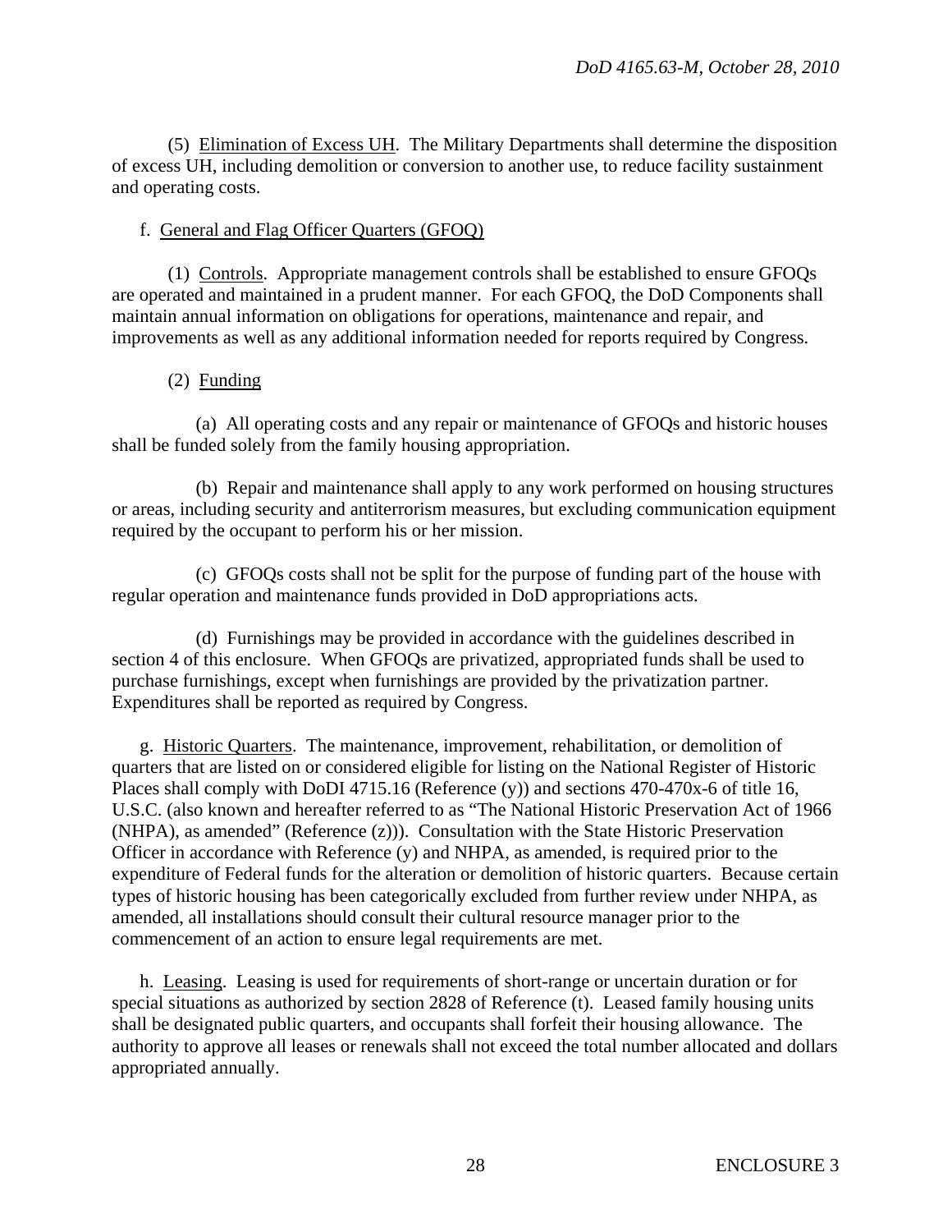(5) Elimination of Excess UH. The Military Departments shall determine the disposition of excess UH, including demolition or conversion to another use, to reduce facility sustainment and operating costs.

f. General and Flag Officer Quarters (GFOQ)

(1) Controls. Appropriate management controls shall be established to ensure GFOQs are operated and maintained in a prudent manner. For each GFOQ, the DoD Components shall maintain annual information on obligations for operations, maintenance and repair, and improvements as well as any additional information needed for reports required by Congress.

(2) Funding

(a) All operating costs and any repair or maintenance of GFOQs and historic houses shall be funded solely from the family housing appropriation.

(b) Repair and maintenance shall apply to any work performed on housing structures or areas, including security and antiterrorism measures, but excluding communication equipment required by the occupant to perform his or her mission.

(c) GFOQs costs shall not be split for the purpose of funding part of the house with regular operation and maintenance funds provided in DoD appropriations acts.

(d) Furnishings may be provided in accordance with the guidelines described in section 4 of this enclosure. When GFOQs are privatized, appropriated funds shall be used to purchase furnishings, except when furnishings are provided by the privatization partner. Expenditures shall be reported as required by Congress.

g. Historic Quarters. The maintenance, improvement, rehabilitation, or demolition of quarters that are listed on or considered eligible for listing on the National Register of Historic Places shall comply with DoDI 4715.16 (Reference (y)) and sections 470-470x-6 of title 16, U.S.C. (also known and hereafter referred to as "The National Historic Preservation Act of 1966 (NHPA), as amended" (Reference (z))). Consultation with the State Historic Preservation Officer in accordance with Reference (y) and NHPA, as amended, is required prior to the expenditure of Federal funds for the alteration or demolition of historic quarters. Because certain types of historic housing has been categorically excluded from further review under NHPA, as amended, all installations should consult their cultural resource manager prior to the commencement of an action to ensure legal requirements are met.

h. Leasing. Leasing is used for requirements of short-range or uncertain duration or for special situations as authorized by section 2828 of Reference (t). Leased family housing units shall be designated public quarters, and occupants shall forfeit their housing allowance. The authority to approve all leases or renewals shall not exceed the total number allocated and dollars appropriated annually.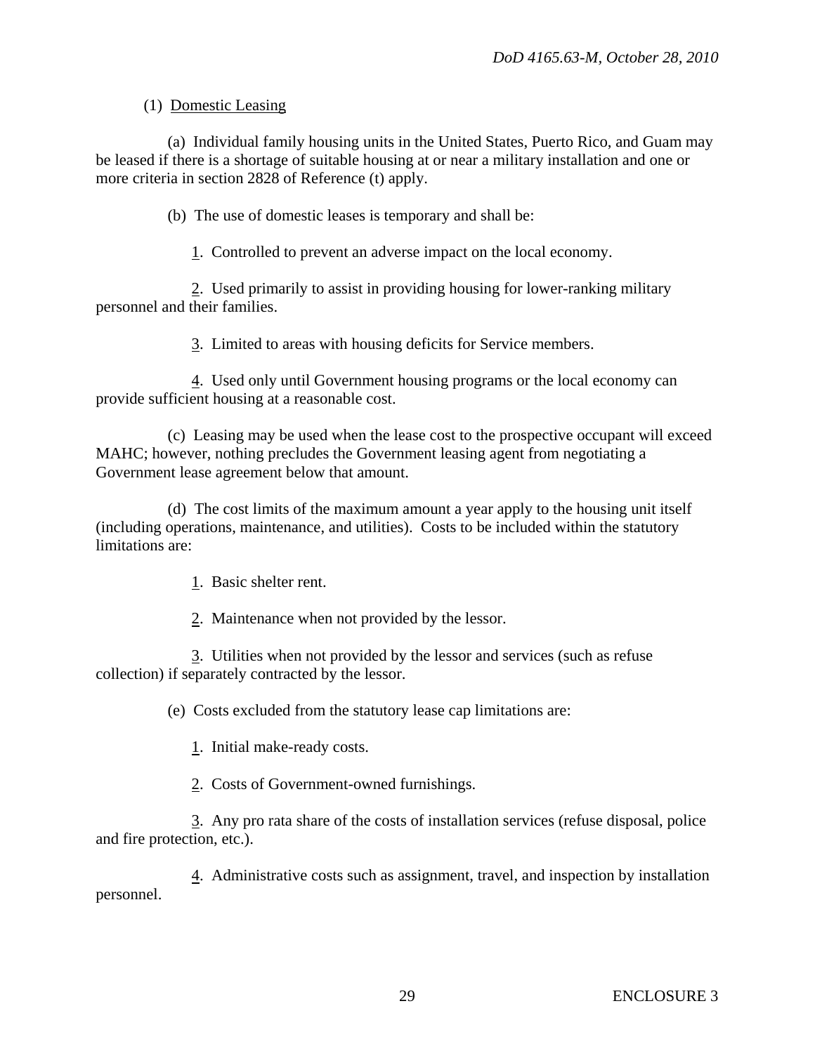(1) Domestic Leasing

(a) Individual family housing units in the United States, Puerto Rico, and Guam may be leased if there is a shortage of suitable housing at or near a military installation and one or more criteria in section 2828 of Reference (t) apply.

(b) The use of domestic leases is temporary and shall be:

1. Controlled to prevent an adverse impact on the local economy.

2. Used primarily to assist in providing housing for lower-ranking military personnel and their families.

3. Limited to areas with housing deficits for Service members.

4. Used only until Government housing programs or the local economy can provide sufficient housing at a reasonable cost.

(c) Leasing may be used when the lease cost to the prospective occupant will exceed MAHC; however, nothing precludes the Government leasing agent from negotiating a Government lease agreement below that amount.

(d) The cost limits of the maximum amount a year apply to the housing unit itself (including operations, maintenance, and utilities). Costs to be included within the statutory limitations are:

1. Basic shelter rent.

2. Maintenance when not provided by the lessor.

3. Utilities when not provided by the lessor and services (such as refuse collection) if separately contracted by the lessor.

(e) Costs excluded from the statutory lease cap limitations are:

1. Initial make-ready costs.

2. Costs of Government-owned furnishings.

3. Any pro rata share of the costs of installation services (refuse disposal, police and fire protection, etc.).

4. Administrative costs such as assignment, travel, and inspection by installation personnel.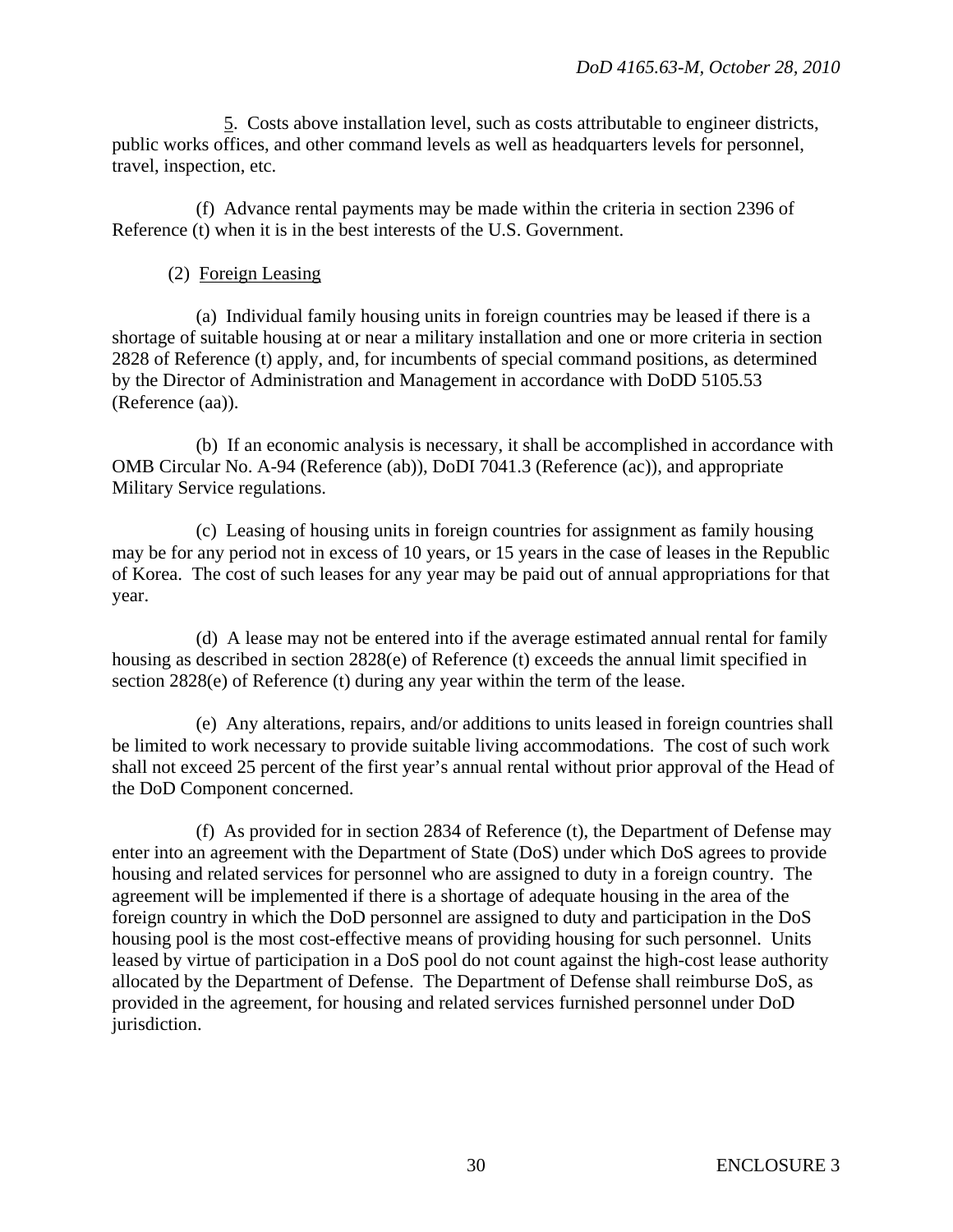5. Costs above installation level, such as costs attributable to engineer districts, public works offices, and other command levels as well as headquarters levels for personnel, travel, inspection, etc.

(f) Advance rental payments may be made within the criteria in section 2396 of Reference (t) when it is in the best interests of the U.S. Government.

(2) Foreign Leasing

(a) Individual family housing units in foreign countries may be leased if there is a shortage of suitable housing at or near a military installation and one or more criteria in section 2828 of Reference (t) apply, and, for incumbents of special command positions, as determined by the Director of Administration and Management in accordance with DoDD 5105.53 (Reference (aa)).

(b) If an economic analysis is necessary, it shall be accomplished in accordance with OMB Circular No. A-94 (Reference (ab)), DoDI 7041.3 (Reference (ac)), and appropriate Military Service regulations.

(c) Leasing of housing units in foreign countries for assignment as family housing may be for any period not in excess of 10 years, or 15 years in the case of leases in the Republic of Korea. The cost of such leases for any year may be paid out of annual appropriations for that year.

(d) A lease may not be entered into if the average estimated annual rental for family housing as described in section 2828(e) of Reference (t) exceeds the annual limit specified in section 2828(e) of Reference (t) during any year within the term of the lease.

(e) Any alterations, repairs, and/or additions to units leased in foreign countries shall be limited to work necessary to provide suitable living accommodations. The cost of such work shall not exceed 25 percent of the first year's annual rental without prior approval of the Head of the DoD Component concerned.

(f) As provided for in section 2834 of Reference (t), the Department of Defense may enter into an agreement with the Department of State (DoS) under which DoS agrees to provide housing and related services for personnel who are assigned to duty in a foreign country. The agreement will be implemented if there is a shortage of adequate housing in the area of the foreign country in which the DoD personnel are assigned to duty and participation in the DoS housing pool is the most cost-effective means of providing housing for such personnel. Units leased by virtue of participation in a DoS pool do not count against the high-cost lease authority allocated by the Department of Defense. The Department of Defense shall reimburse DoS, as provided in the agreement, for housing and related services furnished personnel under DoD jurisdiction.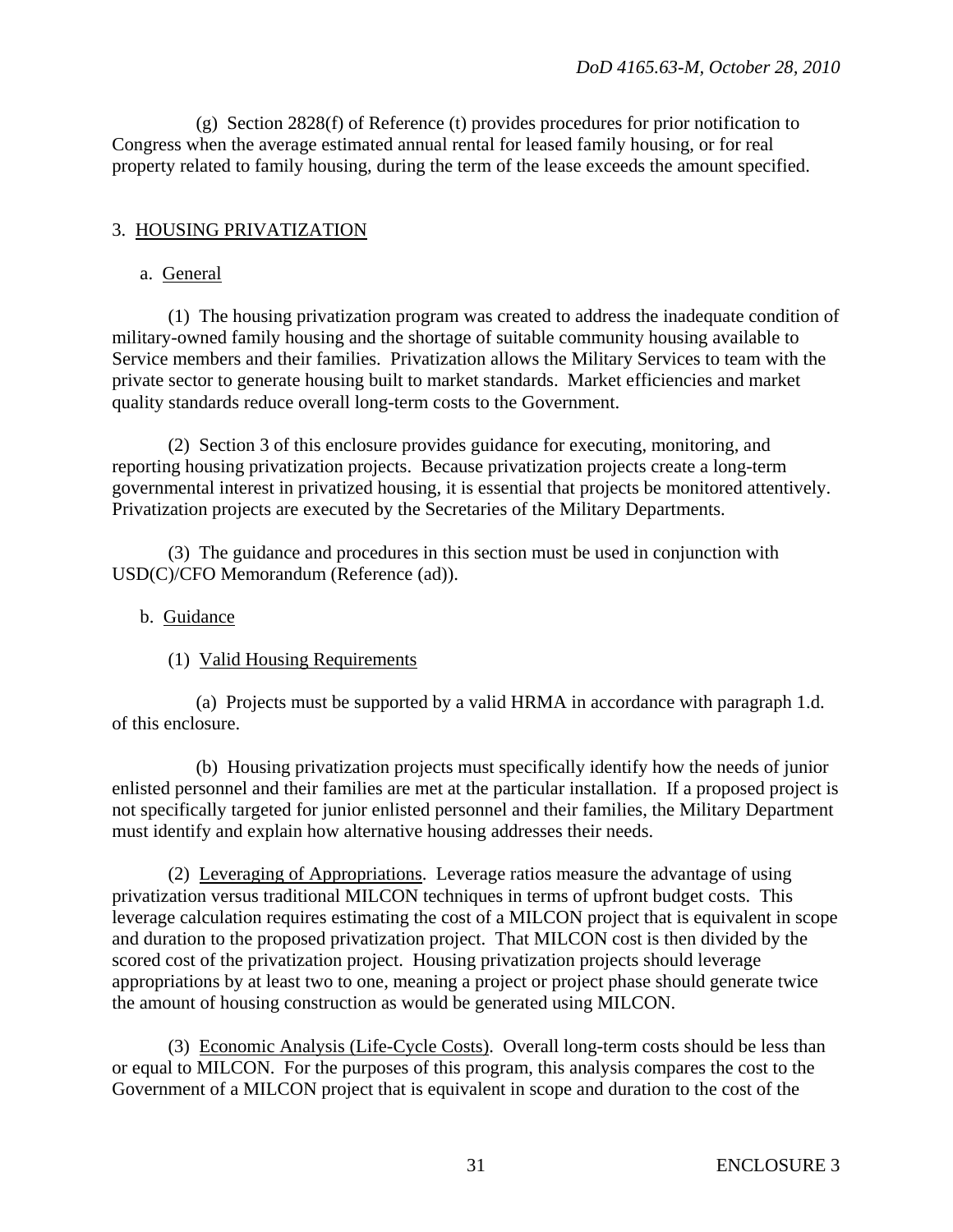(g) Section 2828(f) of Reference (t) provides procedures for prior notification to Congress when the average estimated annual rental for leased family housing, or for real property related to family housing, during the term of the lease exceeds the amount specified.

3. HOUSING PRIVATIZATION

a. General

(1) The housing privatization program was created to address the inadequate condition of military-owned family housing and the shortage of suitable community housing available to Service members and their families. Privatization allows the Military Services to team with the private sector to generate housing built to market standards. Market efficiencies and market quality standards reduce overall long-term costs to the Government.

(2) Section 3 of this enclosure provides guidance for executing, monitoring, and reporting housing privatization projects. Because privatization projects create a long-term governmental interest in privatized housing, it is essential that projects be monitored attentively. Privatization projects are executed by the Secretaries of the Military Departments.

(3) The guidance and procedures in this section must be used in conjunction with USD(C)/CFO Memorandum (Reference (ad)).

b. Guidance

(1) Valid Housing Requirements

(a) Projects must be supported by a valid HRMA in accordance with paragraph 1.d. of this enclosure.

(b) Housing privatization projects must specifically identify how the needs of junior enlisted personnel and their families are met at the particular installation. If a proposed project is not specifically targeted for junior enlisted personnel and their families, the Military Department must identify and explain how alternative housing addresses their needs.

(2) Leveraging of Appropriations. Leverage ratios measure the advantage of using privatization versus traditional MILCON techniques in terms of upfront budget costs. This leverage calculation requires estimating the cost of a MILCON project that is equivalent in scope and duration to the proposed privatization project. That MILCON cost is then divided by the scored cost of the privatization project. Housing privatization projects should leverage appropriations by at least two to one, meaning a project or project phase should generate twice the amount of housing construction as would be generated using MILCON.

(3) Economic Analysis (Life-Cycle Costs). Overall long-term costs should be less than or equal to MILCON. For the purposes of this program, this analysis compares the cost to the Government of a MILCON project that is equivalent in scope and duration to the cost of the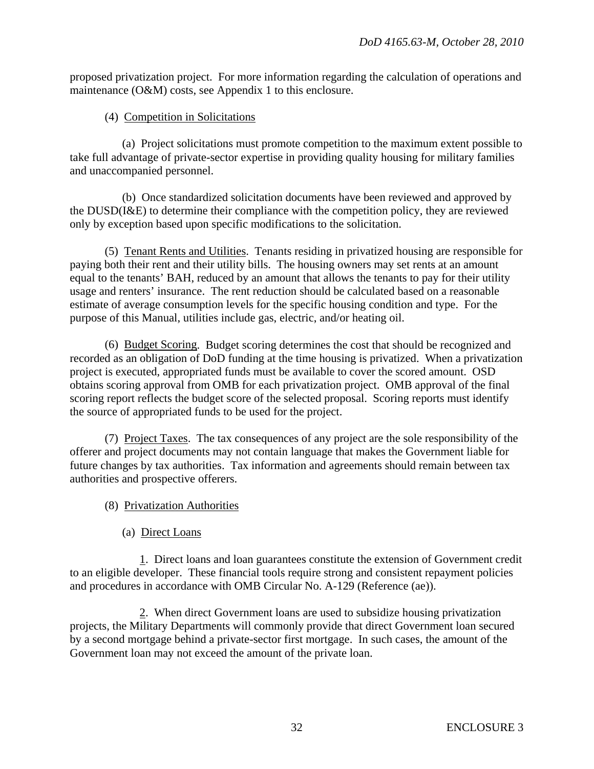proposed privatization project. For more information regarding the calculation of operations and maintenance (O&M) costs, see Appendix 1 to this enclosure.

(4) Competition in Solicitations

(a) Project solicitations must promote competition to the maximum extent possible to take full advantage of private-sector expertise in providing quality housing for military families and unaccompanied personnel.

(b) Once standardized solicitation documents have been reviewed and approved by the DUSD(I&E) to determine their compliance with the competition policy, they are reviewed only by exception based upon specific modifications to the solicitation.

(5) Tenant Rents and Utilities. Tenants residing in privatized housing are responsible for paying both their rent and their utility bills. The housing owners may set rents at an amount equal to the tenants' BAH, reduced by an amount that allows the tenants to pay for their utility usage and renters' insurance. The rent reduction should be calculated based on a reasonable estimate of average consumption levels for the specific housing condition and type. For the purpose of this Manual, utilities include gas, electric, and/or heating oil.

(6) Budget Scoring. Budget scoring determines the cost that should be recognized and recorded as an obligation of DoD funding at the time housing is privatized. When a privatization project is executed, appropriated funds must be available to cover the scored amount. OSD obtains scoring approval from OMB for each privatization project. OMB approval of the final scoring report reflects the budget score of the selected proposal. Scoring reports must identify the source of appropriated funds to be used for the project.

(7) Project Taxes. The tax consequences of any project are the sole responsibility of the offerer and project documents may not contain language that makes the Government liable for future changes by tax authorities. Tax information and agreements should remain between tax authorities and prospective offerers.

(8) Privatization Authorities

(a) Direct Loans

1. Direct loans and loan guarantees constitute the extension of Government credit to an eligible developer. These financial tools require strong and consistent repayment policies and procedures in accordance with OMB Circular No. A-129 (Reference (ae)).

2. When direct Government loans are used to subsidize housing privatization projects, the Military Departments will commonly provide that direct Government loan secured by a second mortgage behind a private-sector first mortgage. In such cases, the amount of the Government loan may not exceed the amount of the private loan.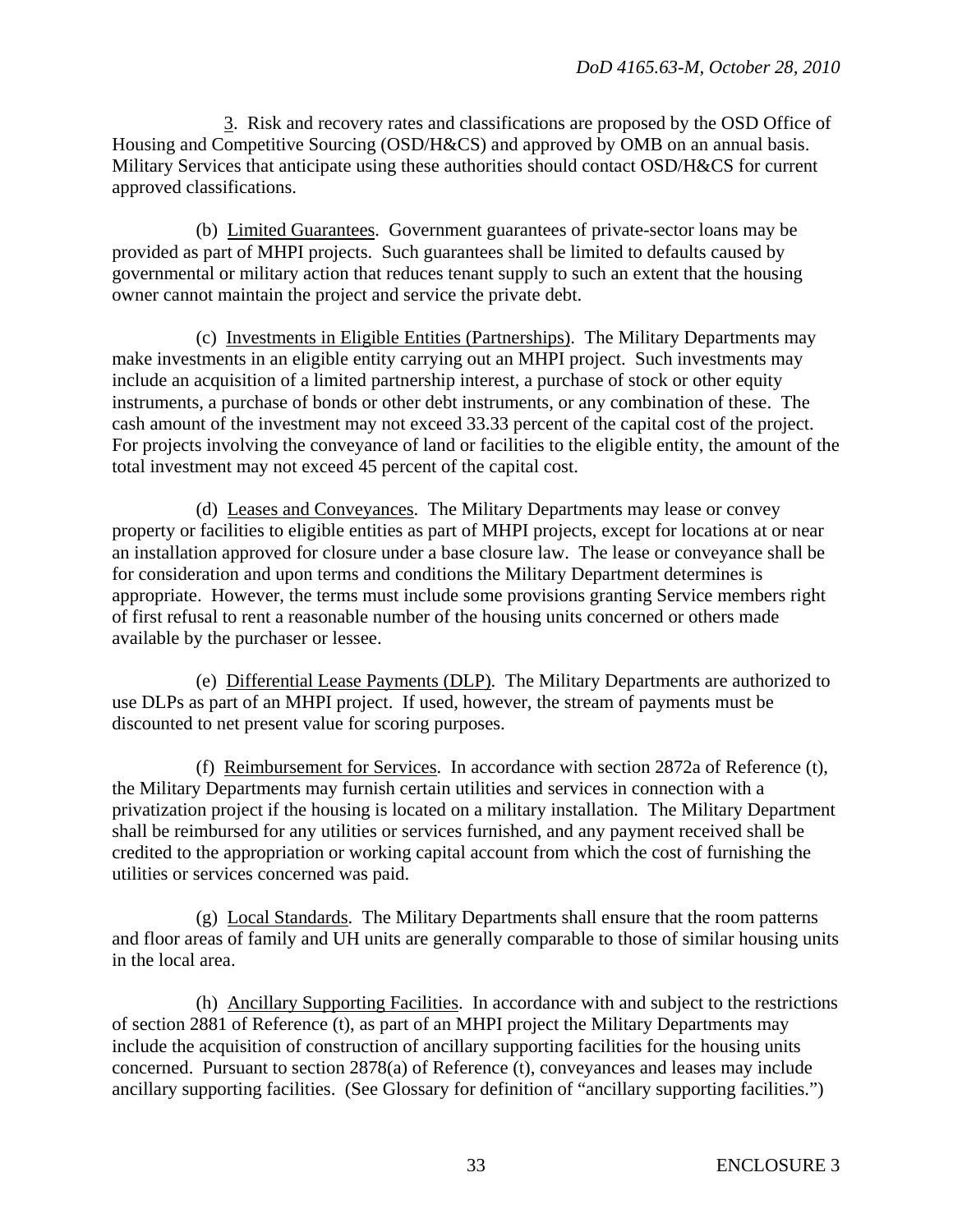3. Risk and recovery rates and classifications are proposed by the OSD Office of Housing and Competitive Sourcing (OSD/H&CS) and approved by OMB on an annual basis. Military Services that anticipate using these authorities should contact OSD/H&CS for current approved classifications.

(b) Limited Guarantees. Government guarantees of private-sector loans may be provided as part of MHPI projects. Such guarantees shall be limited to defaults caused by governmental or military action that reduces tenant supply to such an extent that the housing owner cannot maintain the project and service the private debt.

(c) Investments in Eligible Entities (Partnerships). The Military Departments may make investments in an eligible entity carrying out an MHPI project. Such investments may include an acquisition of a limited partnership interest, a purchase of stock or other equity instruments, a purchase of bonds or other debt instruments, or any combination of these. The cash amount of the investment may not exceed 33.33 percent of the capital cost of the project. For projects involving the conveyance of land or facilities to the eligible entity, the amount of the total investment may not exceed 45 percent of the capital cost.

(d) Leases and Conveyances. The Military Departments may lease or convey property or facilities to eligible entities as part of MHPI projects, except for locations at or near an installation approved for closure under a base closure law. The lease or conveyance shall be for consideration and upon terms and conditions the Military Department determines is appropriate. However, the terms must include some provisions granting Service members right of first refusal to rent a reasonable number of the housing units concerned or others made available by the purchaser or lessee.

(e) Differential Lease Payments (DLP). The Military Departments are authorized to use DLPs as part of an MHPI project. If used, however, the stream of payments must be discounted to net present value for scoring purposes.

(f) Reimbursement for Services. In accordance with section 2872a of Reference (t), the Military Departments may furnish certain utilities and services in connection with a privatization project if the housing is located on a military installation. The Military Department shall be reimbursed for any utilities or services furnished, and any payment received shall be credited to the appropriation or working capital account from which the cost of furnishing the utilities or services concerned was paid.

(g) Local Standards. The Military Departments shall ensure that the room patterns and floor areas of family and UH units are generally comparable to those of similar housing units in the local area.

(h) Ancillary Supporting Facilities. In accordance with and subject to the restrictions of section 2881 of Reference (t), as part of an MHPI project the Military Departments may include the acquisition of construction of ancillary supporting facilities for the housing units concerned. Pursuant to section 2878(a) of Reference (t), conveyances and leases may include ancillary supporting facilities. (See Glossary for definition of "ancillary supporting facilities.")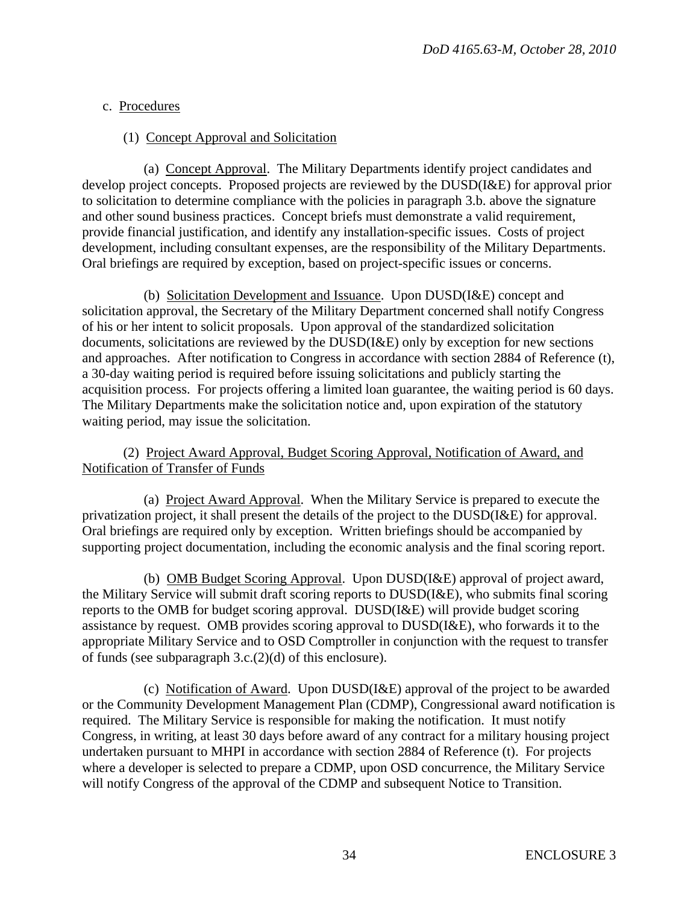c. Procedures

(1) Concept Approval and Solicitation

(a) Concept Approval. The Military Departments identify project candidates and develop project concepts. Proposed projects are reviewed by the DUSD(I&E) for approval prior to solicitation to determine compliance with the policies in paragraph 3.b. above the signature and other sound business practices. Concept briefs must demonstrate a valid requirement, provide financial justification, and identify any installation-specific issues. Costs of project development, including consultant expenses, are the responsibility of the Military Departments. Oral briefings are required by exception, based on project-specific issues or concerns.

(b) Solicitation Development and Issuance. Upon DUSD(I&E) concept and solicitation approval, the Secretary of the Military Department concerned shall notify Congress of his or her intent to solicit proposals. Upon approval of the standardized solicitation documents, solicitations are reviewed by the DUSD(I&E) only by exception for new sections and approaches. After notification to Congress in accordance with section 2884 of Reference (t), a 30-day waiting period is required before issuing solicitations and publicly starting the acquisition process. For projects offering a limited loan guarantee, the waiting period is 60 days. The Military Departments make the solicitation notice and, upon expiration of the statutory waiting period, may issue the solicitation.

(2) Project Award Approval, Budget Scoring Approval, Notification of Award, and Notification of Transfer of Funds

(a) Project Award Approval. When the Military Service is prepared to execute the privatization project, it shall present the details of the project to the DUSD(I&E) for approval. Oral briefings are required only by exception. Written briefings should be accompanied by supporting project documentation, including the economic analysis and the final scoring report.

(b) OMB Budget Scoring Approval. Upon DUSD(I&E) approval of project award, the Military Service will submit draft scoring reports to DUSD(I&E), who submits final scoring reports to the OMB for budget scoring approval. DUSD(I&E) will provide budget scoring assistance by request. OMB provides scoring approval to DUSD(I&E), who forwards it to the appropriate Military Service and to OSD Comptroller in conjunction with the request to transfer of funds (see subparagraph 3.c.(2)(d) of this enclosure).

(c) Notification of Award. Upon DUSD(I&E) approval of the project to be awarded or the Community Development Management Plan (CDMP), Congressional award notification is required. The Military Service is responsible for making the notification. It must notify Congress, in writing, at least 30 days before award of any contract for a military housing project undertaken pursuant to MHPI in accordance with section 2884 of Reference (t). For projects where a developer is selected to prepare a CDMP, upon OSD concurrence, the Military Service will notify Congress of the approval of the CDMP and subsequent Notice to Transition.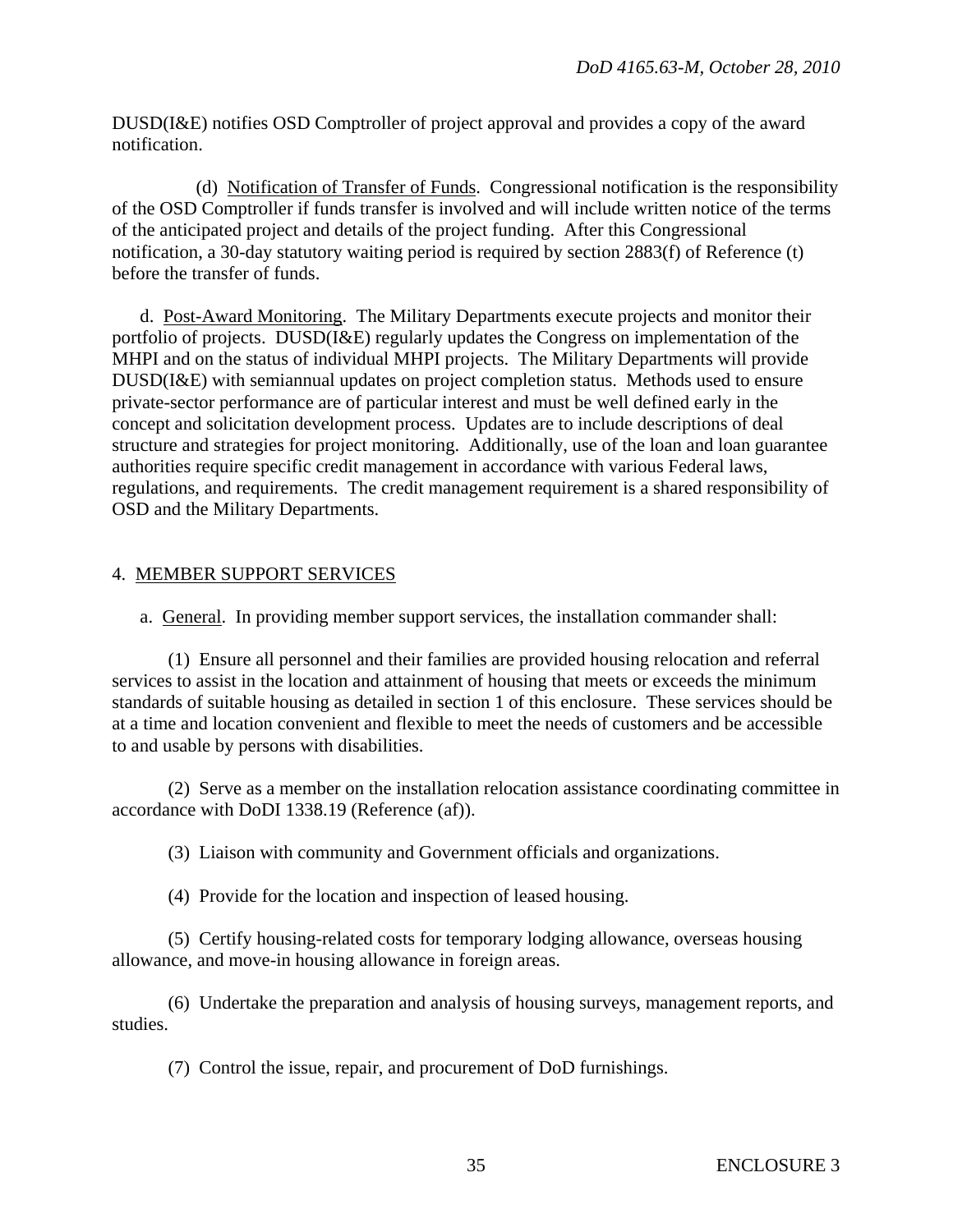DUSD(I&E) notifies OSD Comptroller of project approval and provides a copy of the award notification.

(d) Notification of Transfer of Funds. Congressional notification is the responsibility of the OSD Comptroller if funds transfer is involved and will include written notice of the terms of the anticipated project and details of the project funding. After this Congressional notification, a 30-day statutory waiting period is required by section 2883(f) of Reference (t) before the transfer of funds.

d. Post-Award Monitoring. The Military Departments execute projects and monitor their portfolio of projects. DUSD(I&E) regularly updates the Congress on implementation of the MHPI and on the status of individual MHPI projects. The Military Departments will provide DUSD(I&E) with semiannual updates on project completion status. Methods used to ensure private-sector performance are of particular interest and must be well defined early in the concept and solicitation development process. Updates are to include descriptions of deal structure and strategies for project monitoring. Additionally, use of the loan and loan guarantee authorities require specific credit management in accordance with various Federal laws, regulations, and requirements. The credit management requirement is a shared responsibility of OSD and the Military Departments.

## 4. MEMBER SUPPORT SERVICES

a. General. In providing member support services, the installation commander shall:

(1) Ensure all personnel and their families are provided housing relocation and referral services to assist in the location and attainment of housing that meets or exceeds the minimum standards of suitable housing as detailed in section 1 of this enclosure. These services should be at a time and location convenient and flexible to meet the needs of customers and be accessible to and usable by persons with disabilities.

(2) Serve as a member on the installation relocation assistance coordinating committee in accordance with DoDI 1338.19 (Reference (af)).

(3) Liaison with community and Government officials and organizations.

(4) Provide for the location and inspection of leased housing.

(5) Certify housing-related costs for temporary lodging allowance, overseas housing allowance, and move-in housing allowance in foreign areas.

(6) Undertake the preparation and analysis of housing surveys, management reports, and studies.

(7) Control the issue, repair, and procurement of DoD furnishings.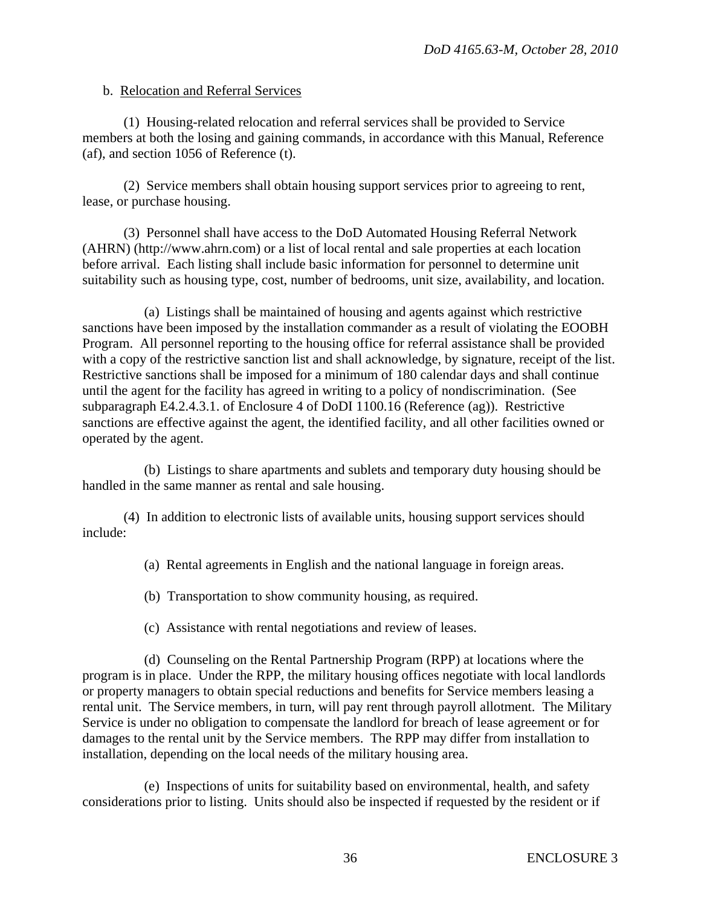b. Relocation and Referral Services

(1) Housing-related relocation and referral services shall be provided to Service members at both the losing and gaining commands, in accordance with this Manual, Reference (af), and section 1056 of Reference (t).

(2) Service members shall obtain housing support services prior to agreeing to rent, lease, or purchase housing.

(3) Personnel shall have access to the DoD Automated Housing Referral Network (AHRN) (http://www.ahrn.com) or a list of local rental and sale properties at each location before arrival. Each listing shall include basic information for personnel to determine unit suitability such as housing type, cost, number of bedrooms, unit size, availability, and location.

(a) Listings shall be maintained of housing and agents against which restrictive sanctions have been imposed by the installation commander as a result of violating the EOOBH Program. All personnel reporting to the housing office for referral assistance shall be provided with a copy of the restrictive sanction list and shall acknowledge, by signature, receipt of the list. Restrictive sanctions shall be imposed for a minimum of 180 calendar days and shall continue until the agent for the facility has agreed in writing to a policy of nondiscrimination. (See subparagraph E4.2.4.3.1. of Enclosure 4 of DoDI 1100.16 (Reference (ag)). Restrictive sanctions are effective against the agent, the identified facility, and all other facilities owned or operated by the agent.

(b) Listings to share apartments and sublets and temporary duty housing should be handled in the same manner as rental and sale housing.

(4) In addition to electronic lists of available units, housing support services should include:

(a) Rental agreements in English and the national language in foreign areas.

(b) Transportation to show community housing, as required.

(c) Assistance with rental negotiations and review of leases.

(d) Counseling on the Rental Partnership Program (RPP) at locations where the program is in place. Under the RPP, the military housing offices negotiate with local landlords or property managers to obtain special reductions and benefits for Service members leasing a rental unit. The Service members, in turn, will pay rent through payroll allotment. The Military Service is under no obligation to compensate the landlord for breach of lease agreement or for damages to the rental unit by the Service members. The RPP may differ from installation to installation, depending on the local needs of the military housing area.

(e) Inspections of units for suitability based on environmental, health, and safety considerations prior to listing. Units should also be inspected if requested by the resident or if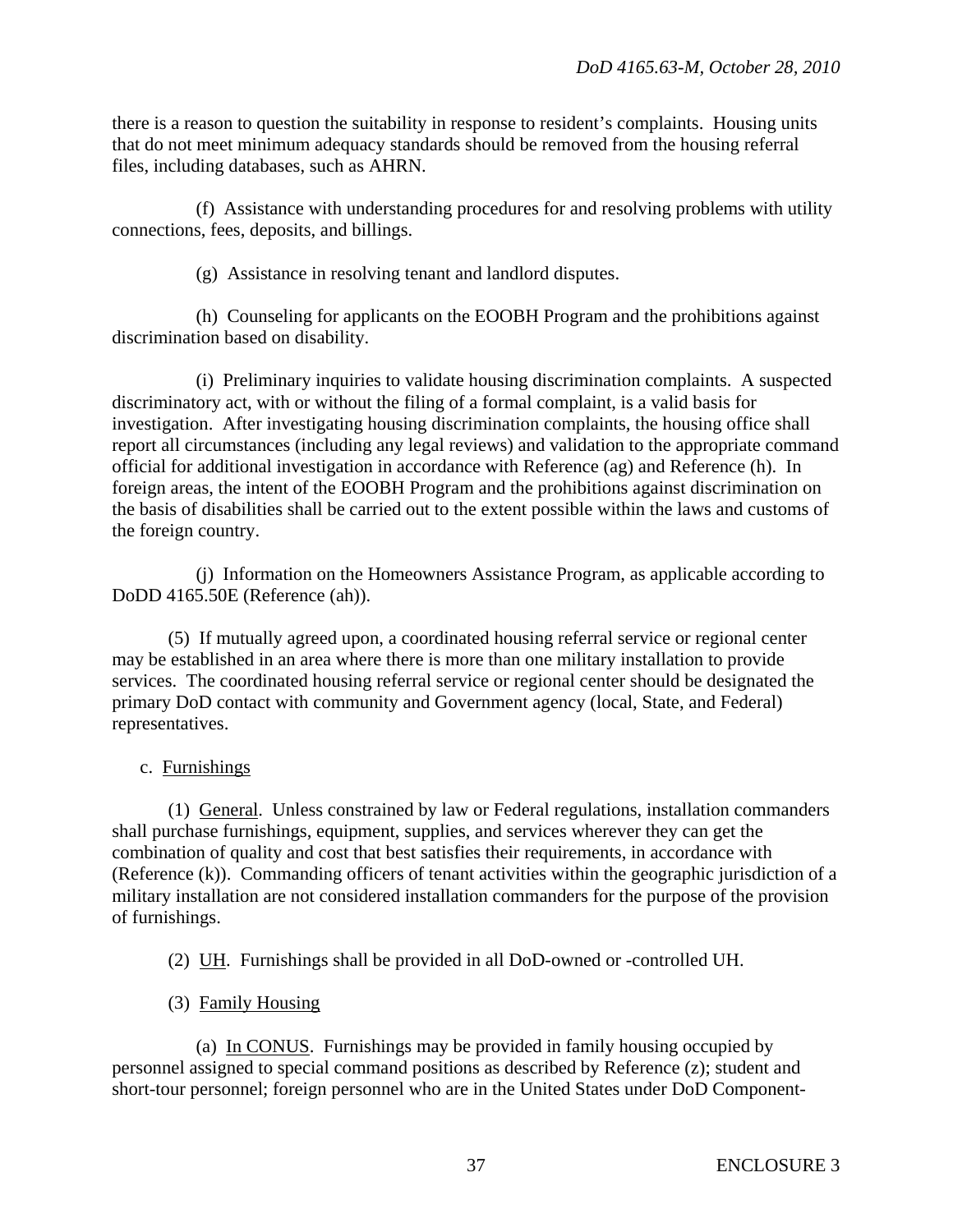there is a reason to question the suitability in response to resident's complaints. Housing units that do not meet minimum adequacy standards should be removed from the housing referral files, including databases, such as AHRN.

(f) Assistance with understanding procedures for and resolving problems with utility connections, fees, deposits, and billings.

(g) Assistance in resolving tenant and landlord disputes.

(h) Counseling for applicants on the EOOBH Program and the prohibitions against discrimination based on disability.

(i) Preliminary inquiries to validate housing discrimination complaints. A suspected discriminatory act, with or without the filing of a formal complaint, is a valid basis for investigation. After investigating housing discrimination complaints, the housing office shall report all circumstances (including any legal reviews) and validation to the appropriate command official for additional investigation in accordance with Reference (ag) and Reference (h). In foreign areas, the intent of the EOOBH Program and the prohibitions against discrimination on the basis of disabilities shall be carried out to the extent possible within the laws and customs of the foreign country.

(j) Information on the Homeowners Assistance Program, as applicable according to DoDD 4165.50E (Reference (ah)).

(5) If mutually agreed upon, a coordinated housing referral service or regional center may be established in an area where there is more than one military installation to provide services. The coordinated housing referral service or regional center should be designated the primary DoD contact with community and Government agency (local, State, and Federal) representatives.

c. Furnishings

(1) General. Unless constrained by law or Federal regulations, installation commanders shall purchase furnishings, equipment, supplies, and services wherever they can get the combination of quality and cost that best satisfies their requirements, in accordance with (Reference (k)). Commanding officers of tenant activities within the geographic jurisdiction of a military installation are not considered installation commanders for the purpose of the provision of furnishings.

(2) UH. Furnishings shall be provided in all DoD-owned or -controlled UH.

(3) Family Housing

(a) In CONUS. Furnishings may be provided in family housing occupied by personnel assigned to special command positions as described by Reference (z); student and short-tour personnel; foreign personnel who are in the United States under DoD Component-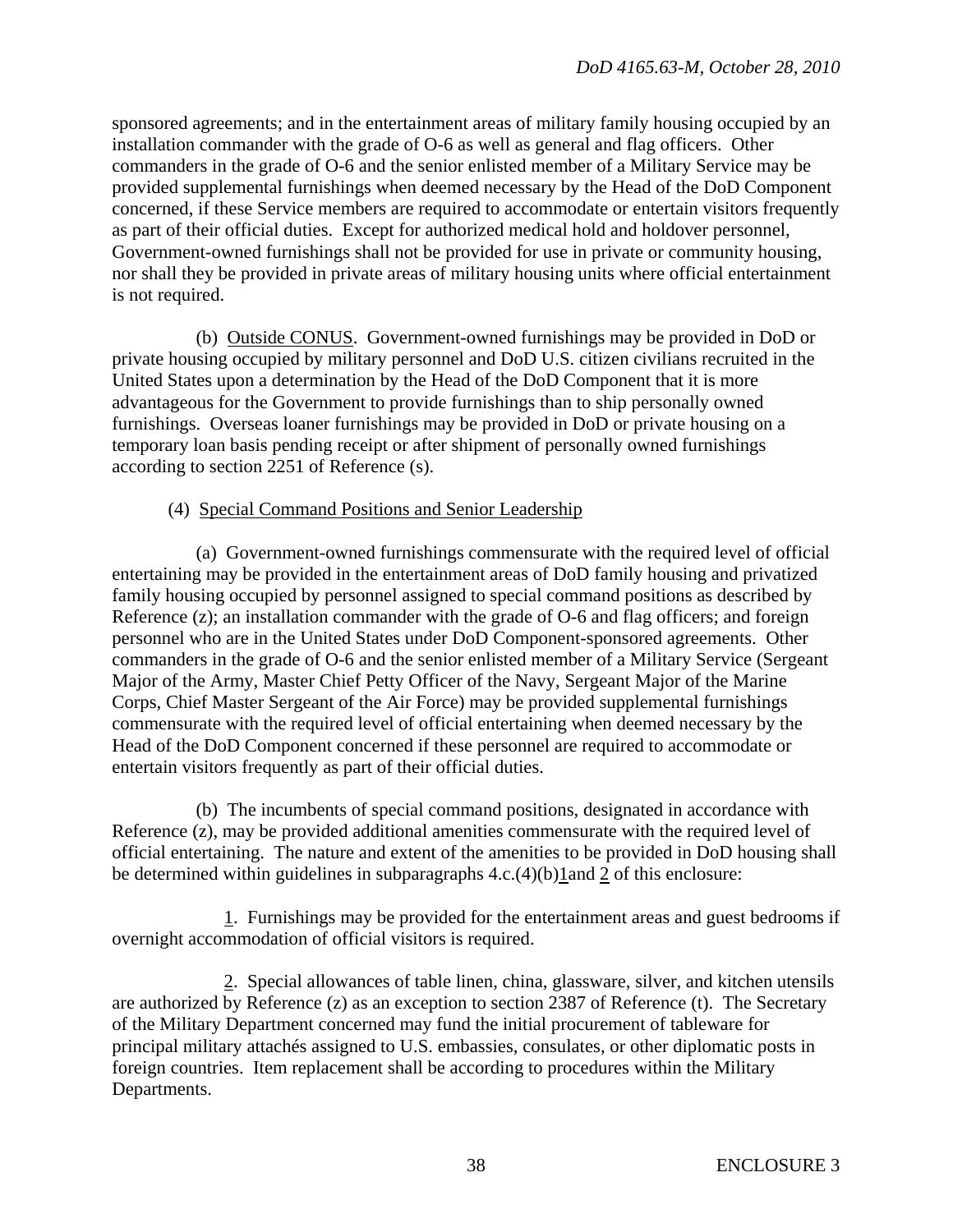sponsored agreements; and in the entertainment areas of military family housing occupied by an installation commander with the grade of O-6 as well as general and flag officers. Other commanders in the grade of O-6 and the senior enlisted member of a Military Service may be provided supplemental furnishings when deemed necessary by the Head of the DoD Component concerned, if these Service members are required to accommodate or entertain visitors frequently as part of their official duties. Except for authorized medical hold and holdover personnel, Government-owned furnishings shall not be provided for use in private or community housing, nor shall they be provided in private areas of military housing units where official entertainment is not required.

(b) Outside CONUS. Government-owned furnishings may be provided in DoD or private housing occupied by military personnel and DoD U.S. citizen civilians recruited in the United States upon a determination by the Head of the DoD Component that it is more advantageous for the Government to provide furnishings than to ship personally owned furnishings. Overseas loaner furnishings may be provided in DoD or private housing on a temporary loan basis pending receipt or after shipment of personally owned furnishings according to section 2251 of Reference (s).

(4) Special Command Positions and Senior Leadership

(a) Government-owned furnishings commensurate with the required level of official entertaining may be provided in the entertainment areas of DoD family housing and privatized family housing occupied by personnel assigned to special command positions as described by Reference (z); an installation commander with the grade of O-6 and flag officers; and foreign personnel who are in the United States under DoD Component-sponsored agreements. Other commanders in the grade of O-6 and the senior enlisted member of a Military Service (Sergeant Major of the Army, Master Chief Petty Officer of the Navy, Sergeant Major of the Marine Corps, Chief Master Sergeant of the Air Force) may be provided supplemental furnishings commensurate with the required level of official entertaining when deemed necessary by the Head of the DoD Component concerned if these personnel are required to accommodate or entertain visitors frequently as part of their official duties.

(b) The incumbents of special command positions, designated in accordance with Reference (z), may be provided additional amenities commensurate with the required level of official entertaining. The nature and extent of the amenities to be provided in DoD housing shall be determined within guidelines in subparagraphs 4.c.(4)(b)1and 2 of this enclosure:

1. Furnishings may be provided for the entertainment areas and guest bedrooms if overnight accommodation of official visitors is required.

2. Special allowances of table linen, china, glassware, silver, and kitchen utensils are authorized by Reference (z) as an exception to section 2387 of Reference (t). The Secretary of the Military Department concerned may fund the initial procurement of tableware for principal military attachés assigned to U.S. embassies, consulates, or other diplomatic posts in foreign countries. Item replacement shall be according to procedures within the Military Departments.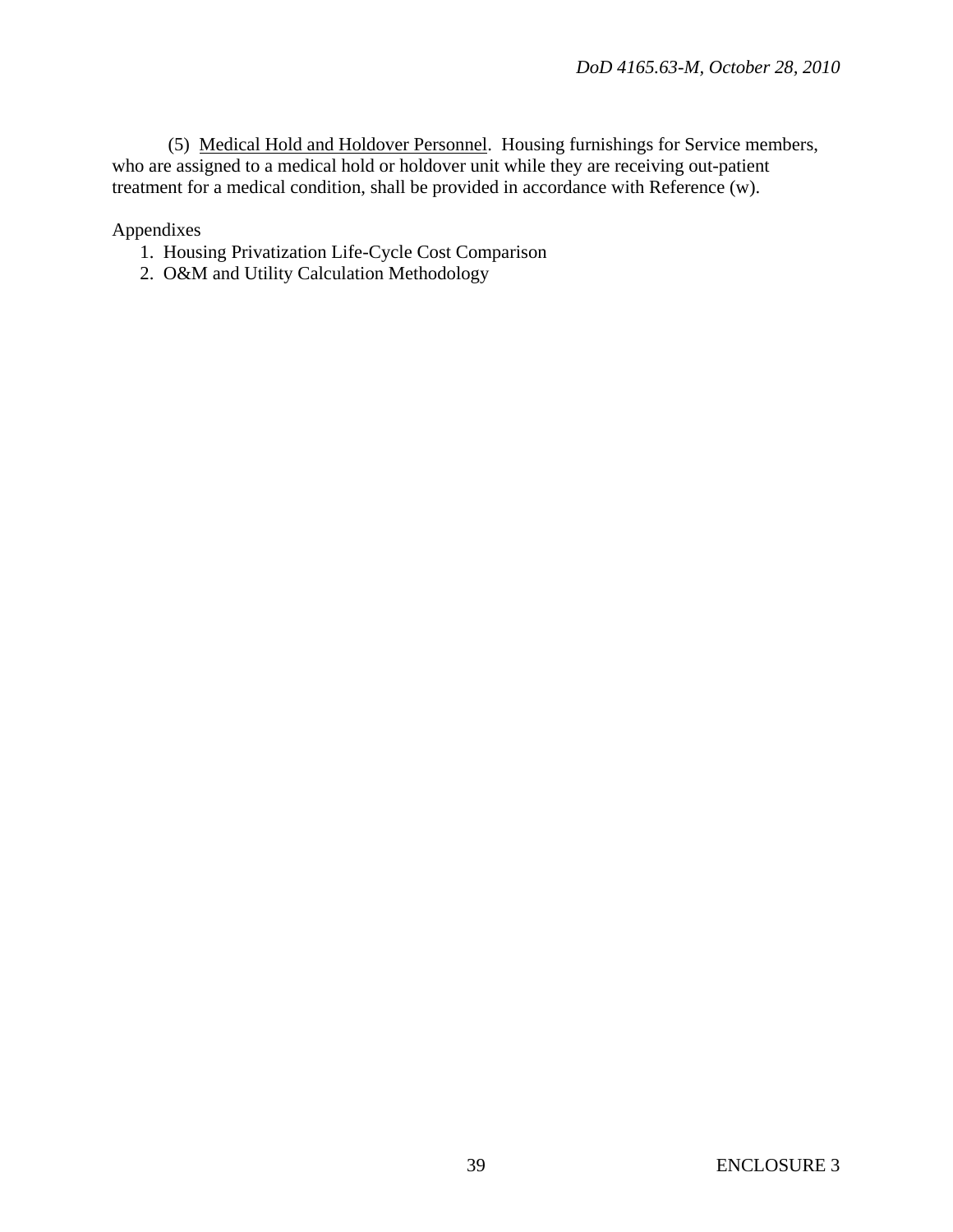(5) Medical Hold and Holdover Personnel. Housing furnishings for Service members, who are assigned to a medical hold or holdover unit while they are receiving out-patient treatment for a medical condition, shall be provided in accordance with Reference (w).

Appendixes

1. Housing Privatization Life-Cycle Cost Comparison
2. O&M and Utility Calculation Methodology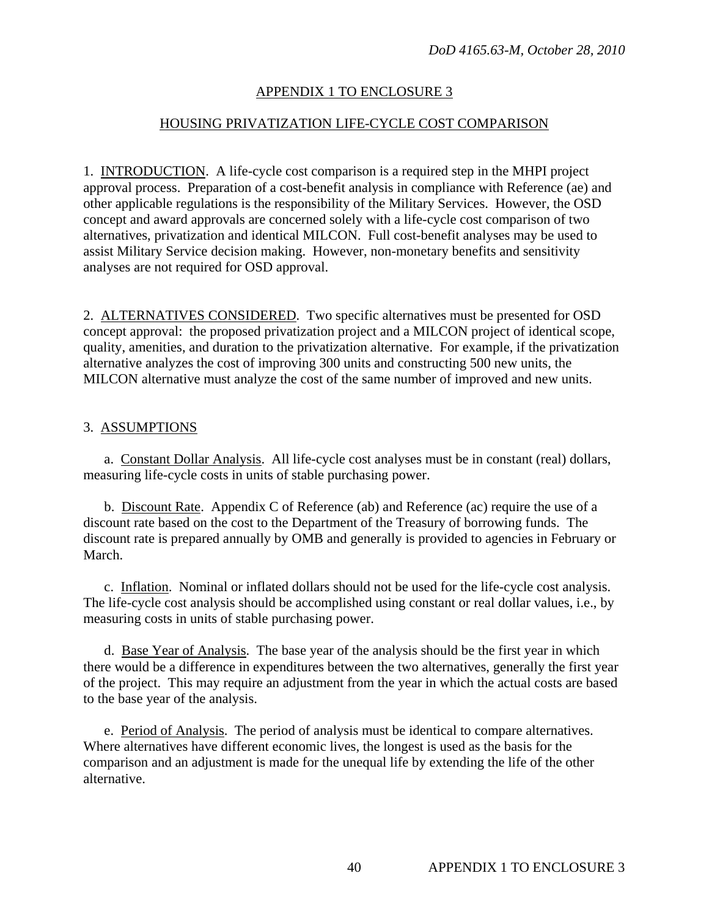## APPENDIX 1 TO ENCLOSURE 3

## HOUSING PRIVATIZATION LIFE-CYCLE COST COMPARISON

1. INTRODUCTION. A life-cycle cost comparison is a required step in the MHPI project approval process. Preparation of a cost-benefit analysis in compliance with Reference (ae) and other applicable regulations is the responsibility of the Military Services. However, the OSD concept and award approvals are concerned solely with a life-cycle cost comparison of two alternatives, privatization and identical MILCON. Full cost-benefit analyses may be used to assist Military Service decision making. However, non-monetary benefits and sensitivity analyses are not required for OSD approval.

2. ALTERNATIVES CONSIDERED. Two specific alternatives must be presented for OSD concept approval: the proposed privatization project and a MILCON project of identical scope, quality, amenities, and duration to the privatization alternative. For example, if the privatization alternative analyzes the cost of improving 300 units and constructing 500 new units, the MILCON alternative must analyze the cost of the same number of improved and new units.

3. ASSUMPTIONS

a. Constant Dollar Analysis. All life-cycle cost analyses must be in constant (real) dollars, measuring life-cycle costs in units of stable purchasing power.

b. Discount Rate. Appendix C of Reference (ab) and Reference (ac) require the use of a discount rate based on the cost to the Department of the Treasury of borrowing funds. The discount rate is prepared annually by OMB and generally is provided to agencies in February or March.

c. Inflation. Nominal or inflated dollars should not be used for the life-cycle cost analysis. The life-cycle cost analysis should be accomplished using constant or real dollar values, i.e., by measuring costs in units of stable purchasing power.

d. Base Year of Analysis. The base year of the analysis should be the first year in which there would be a difference in expenditures between the two alternatives, generally the first year of the project. This may require an adjustment from the year in which the actual costs are based to the base year of the analysis.

e. Period of Analysis. The period of analysis must be identical to compare alternatives. Where alternatives have different economic lives, the longest is used as the basis for the comparison and an adjustment is made for the unequal life by extending the life of the other alternative.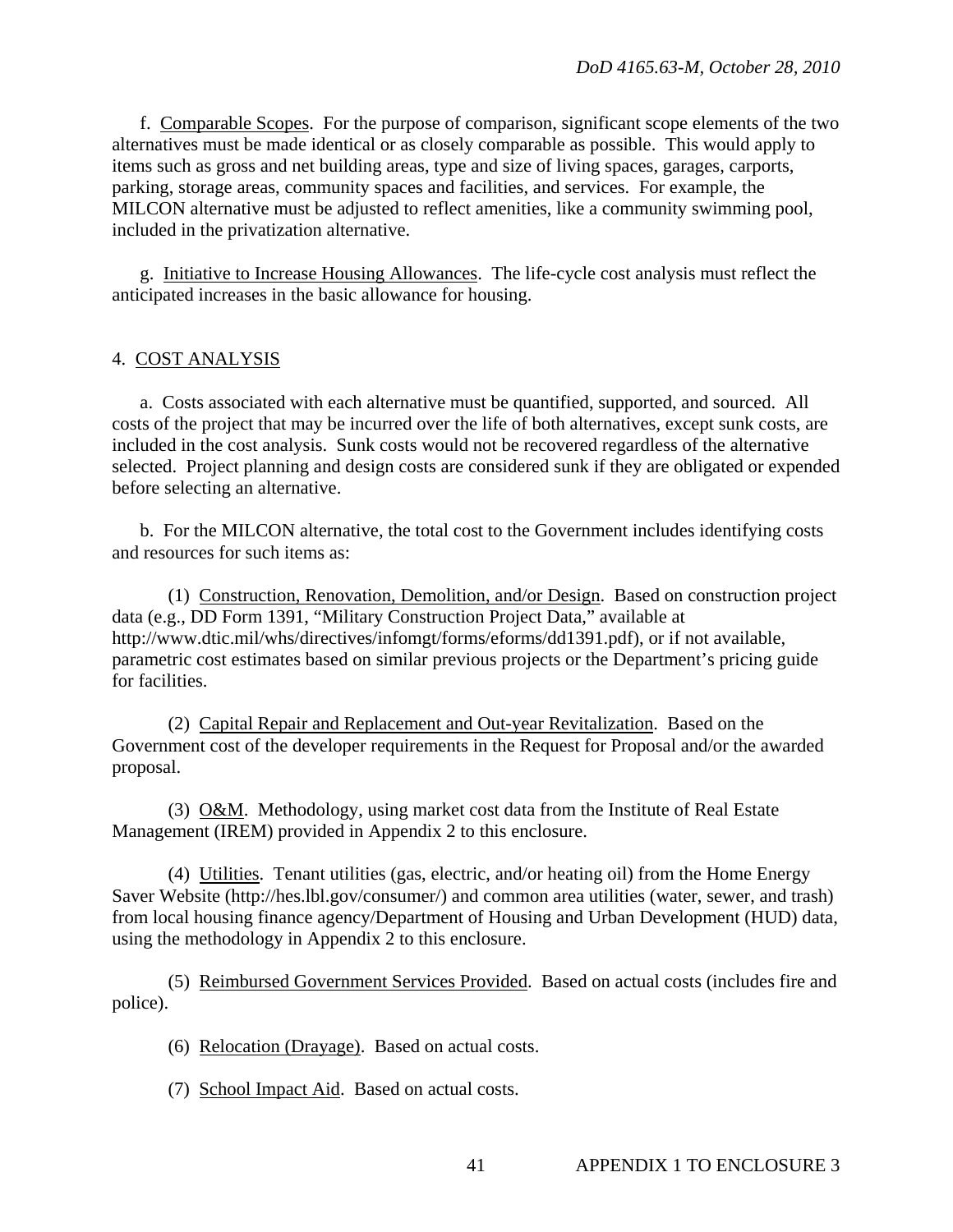f. Comparable Scopes. For the purpose of comparison, significant scope elements of the two alternatives must be made identical or as closely comparable as possible. This would apply to items such as gross and net building areas, type and size of living spaces, garages, carports, parking, storage areas, community spaces and facilities, and services. For example, the MILCON alternative must be adjusted to reflect amenities, like a community swimming pool, included in the privatization alternative.

g. Initiative to Increase Housing Allowances. The life-cycle cost analysis must reflect the anticipated increases in the basic allowance for housing.

## 4. COST ANALYSIS

a. Costs associated with each alternative must be quantified, supported, and sourced. All costs of the project that may be incurred over the life of both alternatives, except sunk costs, are included in the cost analysis. Sunk costs would not be recovered regardless of the alternative selected. Project planning and design costs are considered sunk if they are obligated or expended before selecting an alternative.

b. For the MILCON alternative, the total cost to the Government includes identifying costs and resources for such items as:

(1) Construction, Renovation, Demolition, and/or Design. Based on construction project data (e.g., DD Form 1391, "Military Construction Project Data," available at http://www.dtic.mil/whs/directives/infomgt/forms/eforms/dd1391.pdf), or if not available, parametric cost estimates based on similar previous projects or the Department's pricing guide for facilities.

(2) Capital Repair and Replacement and Out-year Revitalization. Based on the Government cost of the developer requirements in the Request for Proposal and/or the awarded proposal.

(3) O&M. Methodology, using market cost data from the Institute of Real Estate Management (IREM) provided in Appendix 2 to this enclosure.

(4) Utilities. Tenant utilities (gas, electric, and/or heating oil) from the Home Energy Saver Website (http://hes.lbl.gov/consumer/) and common area utilities (water, sewer, and trash) from local housing finance agency/Department of Housing and Urban Development (HUD) data, using the methodology in Appendix 2 to this enclosure.

(5) Reimbursed Government Services Provided. Based on actual costs (includes fire and police).

(6) Relocation (Drayage). Based on actual costs.

(7) School Impact Aid. Based on actual costs.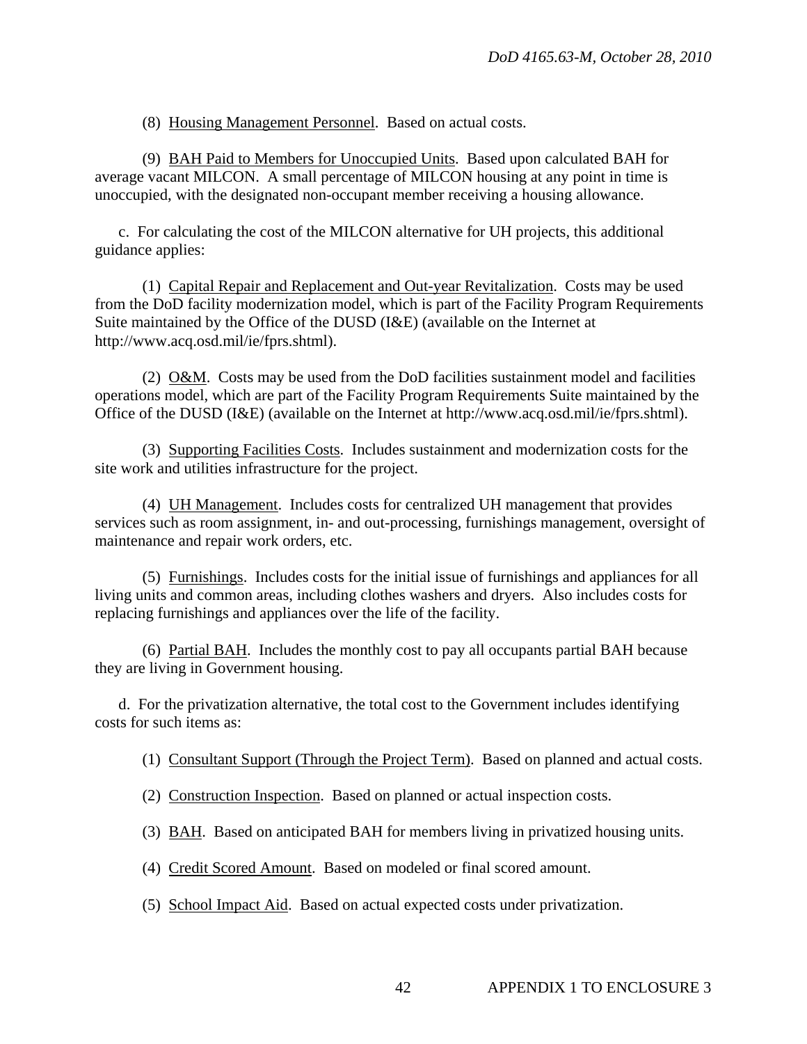(8) Housing Management Personnel. Based on actual costs.

(9) BAH Paid to Members for Unoccupied Units. Based upon calculated BAH for average vacant MILCON. A small percentage of MILCON housing at any point in time is unoccupied, with the designated non-occupant member receiving a housing allowance.

c. For calculating the cost of the MILCON alternative for UH projects, this additional guidance applies:

(1) Capital Repair and Replacement and Out-year Revitalization. Costs may be used from the DoD facility modernization model, which is part of the Facility Program Requirements Suite maintained by the Office of the DUSD (I&E) (available on the Internet at http://www.acq.osd.mil/ie/fprs.shtml).

(2) O&M. Costs may be used from the DoD facilities sustainment model and facilities operations model, which are part of the Facility Program Requirements Suite maintained by the Office of the DUSD (I&E) (available on the Internet at http://www.acq.osd.mil/ie/fprs.shtml).

(3) Supporting Facilities Costs. Includes sustainment and modernization costs for the site work and utilities infrastructure for the project.

(4) UH Management. Includes costs for centralized UH management that provides services such as room assignment, in- and out-processing, furnishings management, oversight of maintenance and repair work orders, etc.

(5) Furnishings. Includes costs for the initial issue of furnishings and appliances for all living units and common areas, including clothes washers and dryers. Also includes costs for replacing furnishings and appliances over the life of the facility.

(6) Partial BAH. Includes the monthly cost to pay all occupants partial BAH because they are living in Government housing.

d. For the privatization alternative, the total cost to the Government includes identifying costs for such items as:

(1) Consultant Support (Through the Project Term). Based on planned and actual costs.

(2) Construction Inspection. Based on planned or actual inspection costs.

(3) BAH. Based on anticipated BAH for members living in privatized housing units.

(4) Credit Scored Amount. Based on modeled or final scored amount.

(5) School Impact Aid. Based on actual expected costs under privatization.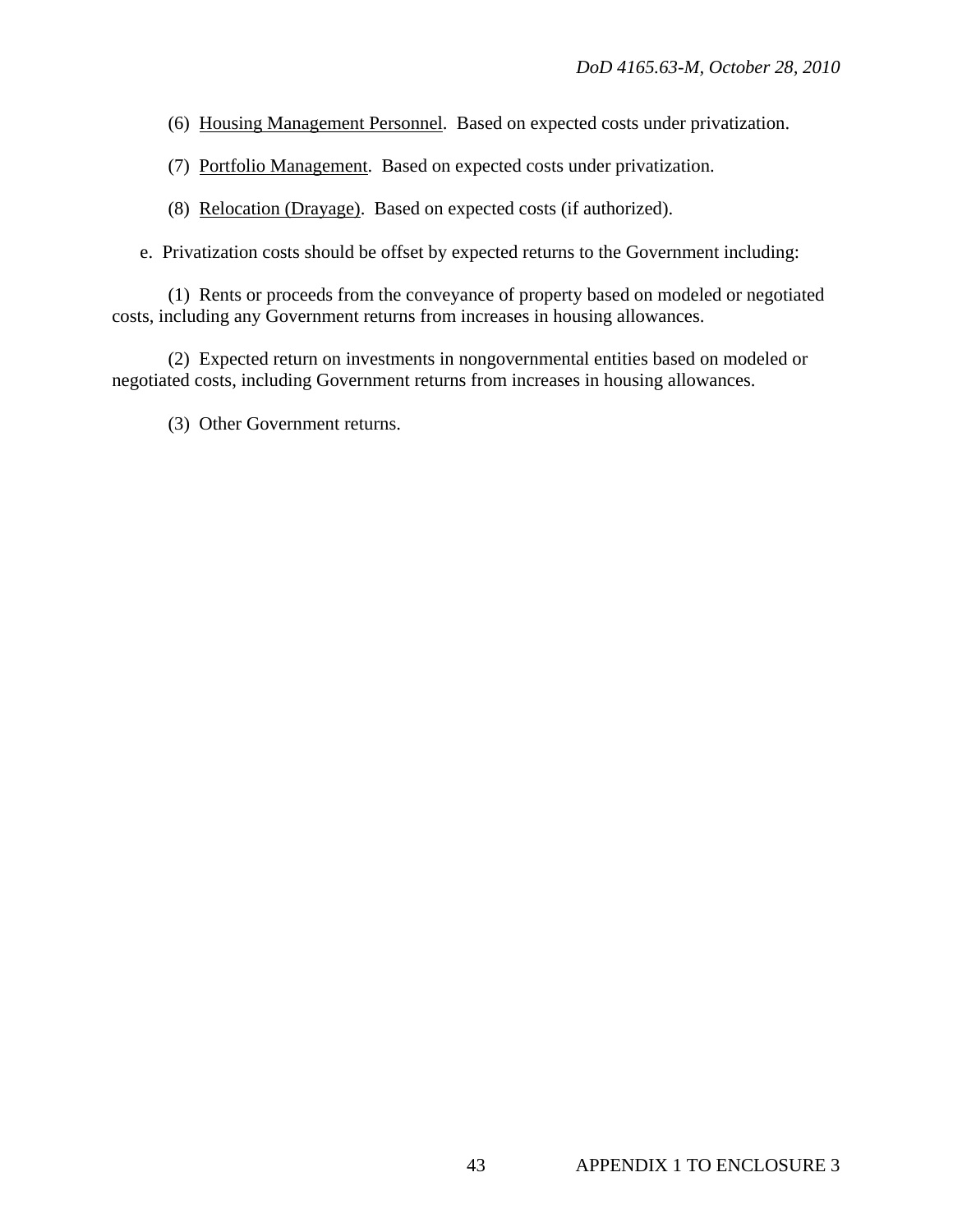(6) <u>Housing Management Personnel</u>. Based on expected costs under privatization.

(7) <u>Portfolio Management</u>. Based on expected costs under privatization.

(8) <u>Relocation (Drayage)</u>. Based on expected costs (if authorized).

e. Privatization costs should be offset by expected returns to the Government including:

(1) Rents or proceeds from the conveyance of property based on modeled or negotiated costs, including any Government returns from increases in housing allowances.

(2) Expected return on investments in nongovernmental entities based on modeled or negotiated costs, including Government returns from increases in housing allowances.

(3) Other Government returns.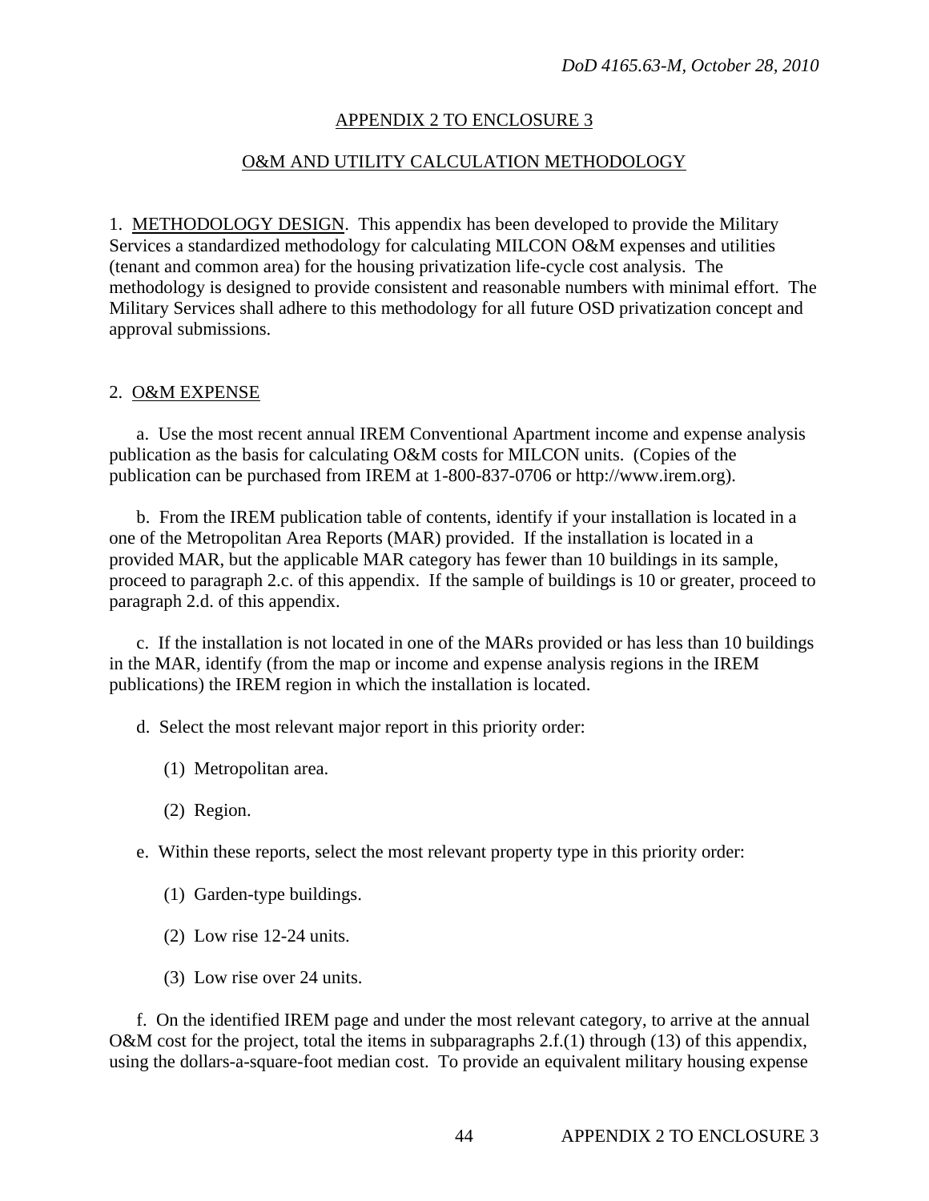## APPENDIX 2 TO ENCLOSURE 3

## O&M AND UTILITY CALCULATION METHODOLOGY

1. METHODOLOGY DESIGN. This appendix has been developed to provide the Military Services a standardized methodology for calculating MILCON O&M expenses and utilities (tenant and common area) for the housing privatization life-cycle cost analysis. The methodology is designed to provide consistent and reasonable numbers with minimal effort. The Military Services shall adhere to this methodology for all future OSD privatization concept and approval submissions.

2. O&M EXPENSE

a. Use the most recent annual IREM Conventional Apartment income and expense analysis publication as the basis for calculating O&M costs for MILCON units. (Copies of the publication can be purchased from IREM at 1-800-837-0706 or http://www.irem.org).

b. From the IREM publication table of contents, identify if your installation is located in a one of the Metropolitan Area Reports (MAR) provided. If the installation is located in a provided MAR, but the applicable MAR category has fewer than 10 buildings in its sample, proceed to paragraph 2.c. of this appendix. If the sample of buildings is 10 or greater, proceed to paragraph 2.d. of this appendix.

c. If the installation is not located in one of the MARs provided or has less than 10 buildings in the MAR, identify (from the map or income and expense analysis regions in the IREM publications) the IREM region in which the installation is located.

d. Select the most relevant major report in this priority order:

(1) Metropolitan area.

(2) Region.

e. Within these reports, select the most relevant property type in this priority order:

(1) Garden-type buildings.

(2) Low rise 12-24 units.

(3) Low rise over 24 units.

f. On the identified IREM page and under the most relevant category, to arrive at the annual O&M cost for the project, total the items in subparagraphs 2.f.(1) through (13) of this appendix, using the dollars-a-square-foot median cost. To provide an equivalent military housing expense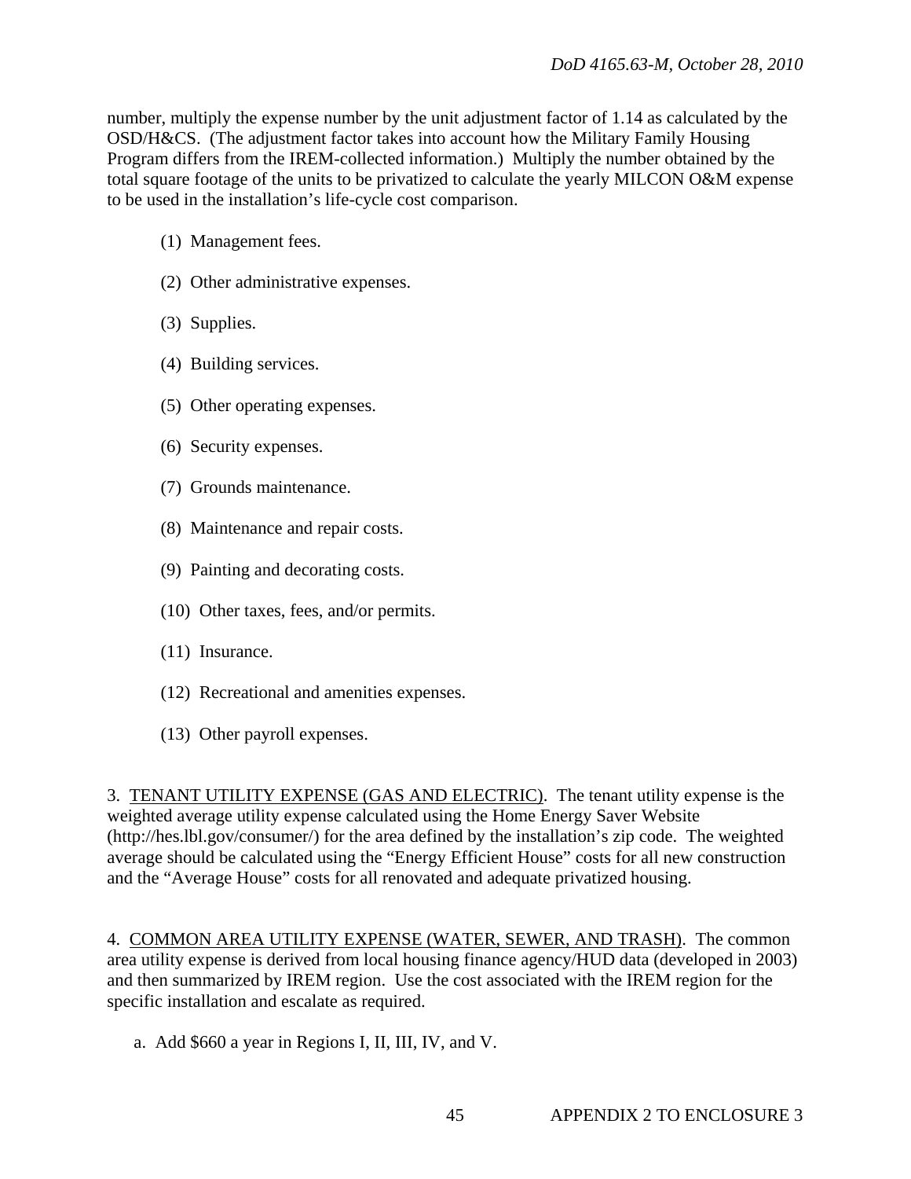number, multiply the expense number by the unit adjustment factor of 1.14 as calculated by the OSD/H&CS. (The adjustment factor takes into account how the Military Family Housing Program differs from the IREM-collected information.) Multiply the number obtained by the total square footage of the units to be privatized to calculate the yearly MILCON O&M expense to be used in the installation's life-cycle cost comparison.

(1) Management fees.

(2) Other administrative expenses.

(3) Supplies.

(4) Building services.

(5) Other operating expenses.

(6) Security expenses.

(7) Grounds maintenance.

(8) Maintenance and repair costs.

(9) Painting and decorating costs.

(10) Other taxes, fees, and/or permits.

(11) Insurance.

(12) Recreational and amenities expenses.

(13) Other payroll expenses.

3. TENANT UTILITY EXPENSE (GAS AND ELECTRIC). The tenant utility expense is the weighted average utility expense calculated using the Home Energy Saver Website (http://hes.lbl.gov/consumer/) for the area defined by the installation's zip code. The weighted average should be calculated using the "Energy Efficient House" costs for all new construction and the "Average House" costs for all renovated and adequate privatized housing.

4. COMMON AREA UTILITY EXPENSE (WATER, SEWER, AND TRASH). The common area utility expense is derived from local housing finance agency/HUD data (developed in 2003) and then summarized by IREM region. Use the cost associated with the IREM region for the specific installation and escalate as required.

a. Add $660 a year in Regions I, II, III, IV, and V.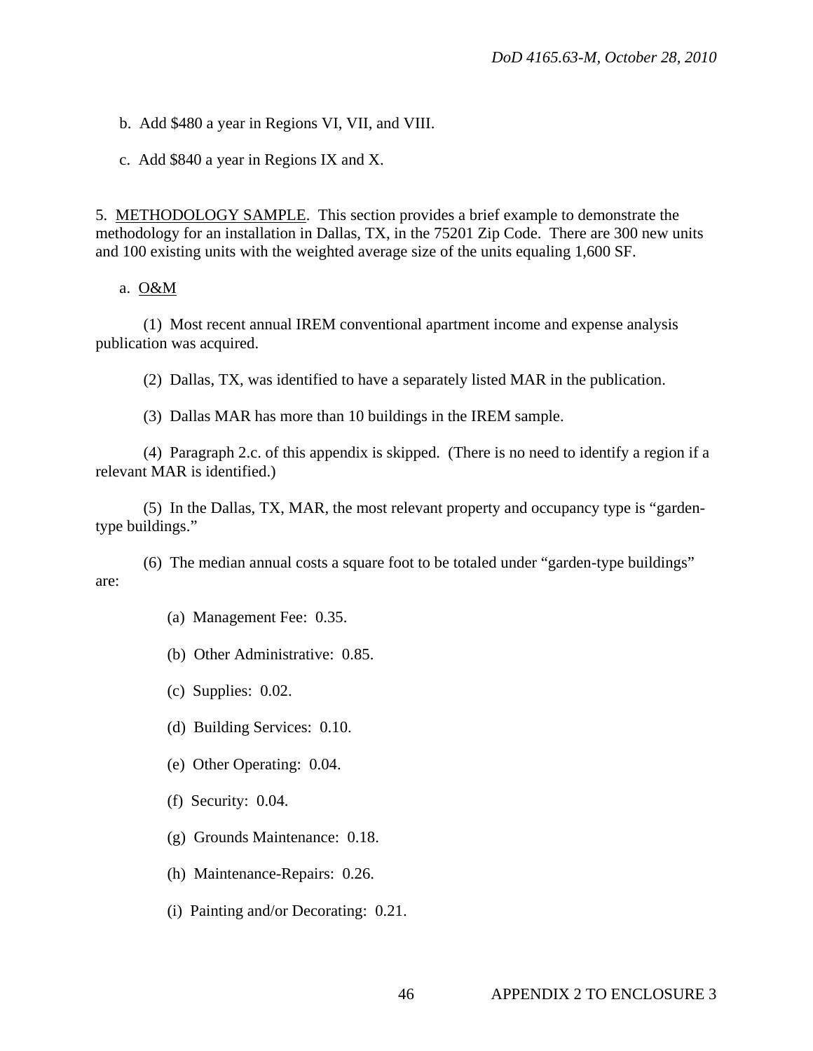b. Add $480 a year in Regions VI, VII, and VIII.

c. Add $840 a year in Regions IX and X.

5. METHODOLOGY SAMPLE. This section provides a brief example to demonstrate the methodology for an installation in Dallas, TX, in the 75201 Zip Code. There are 300 new units and 100 existing units with the weighted average size of the units equaling 1,600 SF.

a. O&M

(1) Most recent annual IREM conventional apartment income and expense analysis publication was acquired.

(2) Dallas, TX, was identified to have a separately listed MAR in the publication.

(3) Dallas MAR has more than 10 buildings in the IREM sample.

(4) Paragraph 2.c. of this appendix is skipped. (There is no need to identify a region if a relevant MAR is identified.)

(5) In the Dallas, TX, MAR, the most relevant property and occupancy type is "garden-type buildings."

(6) The median annual costs a square foot to be totaled under "garden-type buildings" are:

(a) Management Fee: 0.35.

(b) Other Administrative: 0.85.

(c) Supplies: 0.02.

(d) Building Services: 0.10.

(e) Other Operating: 0.04.

(f) Security: 0.04.

(g) Grounds Maintenance: 0.18.

(h) Maintenance-Repairs: 0.26.

(i) Painting and/or Decorating: 0.21.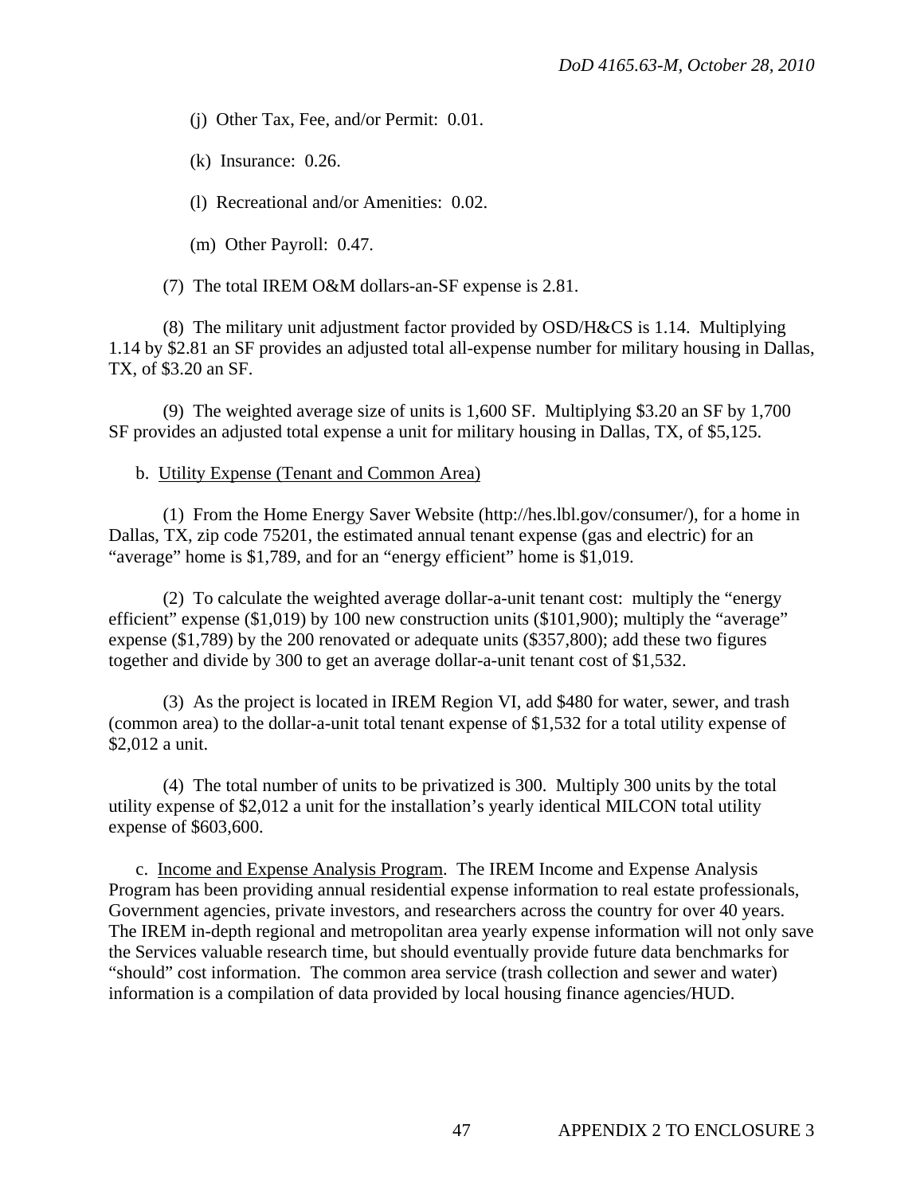(j) Other Tax, Fee, and/or Permit: 0.01.

(k) Insurance: 0.26.

(l) Recreational and/or Amenities: 0.02.

(m) Other Payroll: 0.47.

(7) The total IREM O&M dollars-an-SF expense is 2.81.

(8) The military unit adjustment factor provided by OSD/H&CS is 1.14. Multiplying 1.14 by $2.81 an SF provides an adjusted total all-expense number for military housing in Dallas, TX, of $3.20 an SF.

(9) The weighted average size of units is 1,600 SF. Multiplying $3.20 an SF by 1,700 SF provides an adjusted total expense a unit for military housing in Dallas, TX, of $5,125.

b. Utility Expense (Tenant and Common Area)

(1) From the Home Energy Saver Website (http://hes.lbl.gov/consumer/), for a home in Dallas, TX, zip code 75201, the estimated annual tenant expense (gas and electric) for an "average" home is $1,789, and for an "energy efficient" home is $1,019.

(2) To calculate the weighted average dollar-a-unit tenant cost: multiply the "energy efficient" expense ($1,019) by 100 new construction units ($101,900); multiply the "average" expense ($1,789) by the 200 renovated or adequate units ($357,800); add these two figures together and divide by 300 to get an average dollar-a-unit tenant cost of $1,532.

(3) As the project is located in IREM Region VI, add $480 for water, sewer, and trash (common area) to the dollar-a-unit total tenant expense of $1,532 for a total utility expense of $2,012 a unit.

(4) The total number of units to be privatized is 300. Multiply 300 units by the total utility expense of $2,012 a unit for the installation's yearly identical MILCON total utility expense of $603,600.

c. Income and Expense Analysis Program. The IREM Income and Expense Analysis Program has been providing annual residential expense information to real estate professionals, Government agencies, private investors, and researchers across the country for over 40 years. The IREM in-depth regional and metropolitan area yearly expense information will not only save the Services valuable research time, but should eventually provide future data benchmarks for "should" cost information. The common area service (trash collection and sewer and water) information is a compilation of data provided by local housing finance agencies/HUD.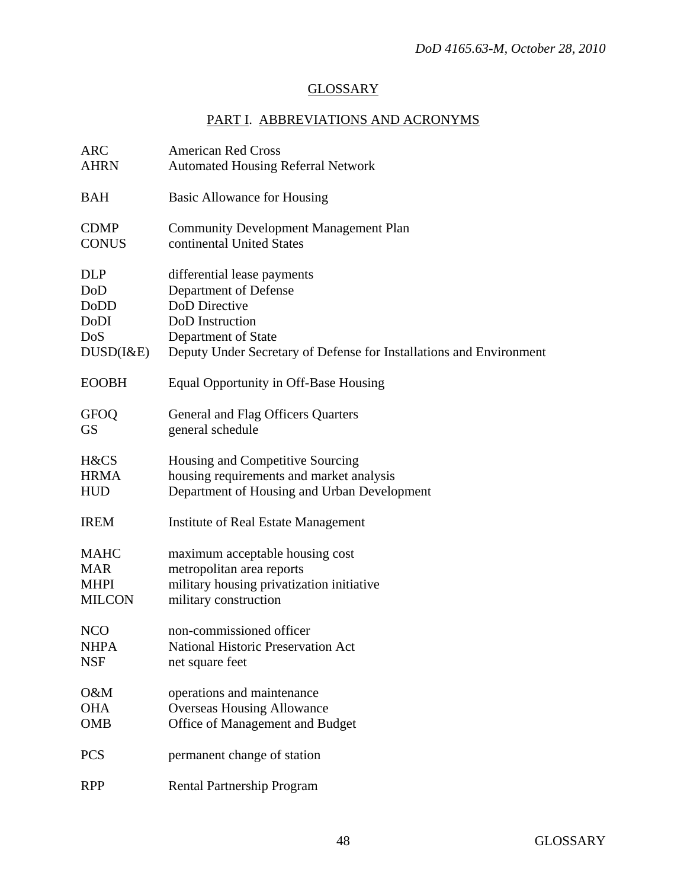## GLOSSARY

### PART I. ABBREVIATIONS AND ACRONYMS

| | |
|---|---|
| ARC | American Red Cross |
| AHRN | Automated Housing Referral Network |
| BAH | Basic Allowance for Housing |
| CDMP | Community Development Management Plan |
| CONUS | continental United States |
| DLP | differential lease payments |
| DoD | Department of Defense |
| DoDD | DoD Directive |
| DoDI | DoD Instruction |
| DoS | Department of State |
| DUSD(I&E) | Deputy Under Secretary of Defense for Installations and Environment |
| EOOBH | Equal Opportunity in Off-Base Housing |
| GFOQ | General and Flag Officers Quarters |
| GS | general schedule |
| H&CS | Housing and Competitive Sourcing |
| HRMA | housing requirements and market analysis |
| HUD | Department of Housing and Urban Development |
| IREM | Institute of Real Estate Management |
| MAHC | maximum acceptable housing cost |
| MAR | metropolitan area reports |
| MHPI | military housing privatization initiative |
| MILCON | military construction |
| NCO | non-commissioned officer |
| NHPA | National Historic Preservation Act |
| NSF | net square feet |
| O&M | operations and maintenance |
| OHA | Overseas Housing Allowance |
| OMB | Office of Management and Budget |
| PCS | permanent change of station |
| RPP | Rental Partnership Program |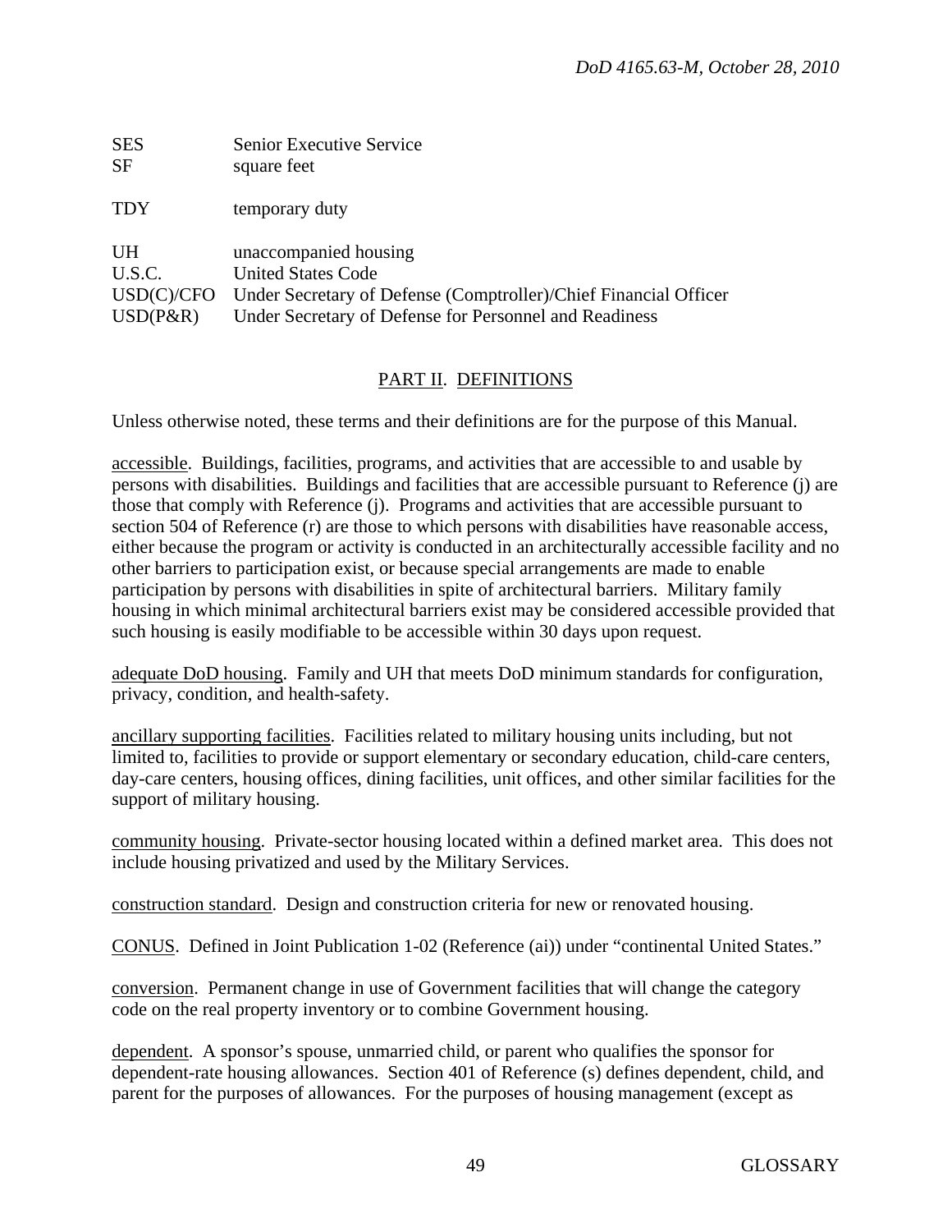| | |
|---|---|
| SES | Senior Executive Service |
| SF | square feet |
| TDY | temporary duty |
| UH | unaccompanied housing |
| U.S.C. | United States Code |
| USD(C)/CFO | Under Secretary of Defense (Comptroller)/Chief Financial Officer |
| USD(P&R) | Under Secretary of Defense for Personnel and Readiness |

## PART II. DEFINITIONS

Unless otherwise noted, these terms and their definitions are for the purpose of this Manual.

accessible. Buildings, facilities, programs, and activities that are accessible to and usable by persons with disabilities. Buildings and facilities that are accessible pursuant to Reference (j) are those that comply with Reference (j). Programs and activities that are accessible pursuant to section 504 of Reference (r) are those to which persons with disabilities have reasonable access, either because the program or activity is conducted in an architecturally accessible facility and no other barriers to participation exist, or because special arrangements are made to enable participation by persons with disabilities in spite of architectural barriers. Military family housing in which minimal architectural barriers exist may be considered accessible provided that such housing is easily modifiable to be accessible within 30 days upon request.

adequate DoD housing. Family and UH that meets DoD minimum standards for configuration, privacy, condition, and health-safety.

ancillary supporting facilities. Facilities related to military housing units including, but not limited to, facilities to provide or support elementary or secondary education, child-care centers, day-care centers, housing offices, dining facilities, unit offices, and other similar facilities for the support of military housing.

community housing. Private-sector housing located within a defined market area. This does not include housing privatized and used by the Military Services.

construction standard. Design and construction criteria for new or renovated housing.

CONUS. Defined in Joint Publication 1-02 (Reference (ai)) under "continental United States."

conversion. Permanent change in use of Government facilities that will change the category code on the real property inventory or to combine Government housing.

dependent. A sponsor's spouse, unmarried child, or parent who qualifies the sponsor for dependent-rate housing allowances. Section 401 of Reference (s) defines dependent, child, and parent for the purposes of allowances. For the purposes of housing management (except as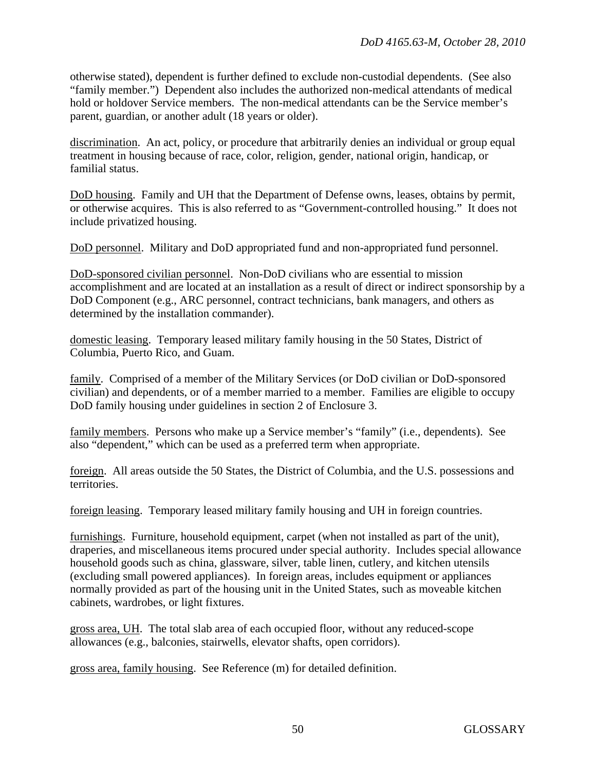otherwise stated), dependent is further defined to exclude non-custodial dependents. (See also "family member.") Dependent also includes the authorized non-medical attendants of medical hold or holdover Service members. The non-medical attendants can be the Service member's parent, guardian, or another adult (18 years or older).

discrimination. An act, policy, or procedure that arbitrarily denies an individual or group equal treatment in housing because of race, color, religion, gender, national origin, handicap, or familial status.

DoD housing. Family and UH that the Department of Defense owns, leases, obtains by permit, or otherwise acquires. This is also referred to as "Government-controlled housing." It does not include privatized housing.

DoD personnel. Military and DoD appropriated fund and non-appropriated fund personnel.

DoD-sponsored civilian personnel. Non-DoD civilians who are essential to mission accomplishment and are located at an installation as a result of direct or indirect sponsorship by a DoD Component (e.g., ARC personnel, contract technicians, bank managers, and others as determined by the installation commander).

domestic leasing. Temporary leased military family housing in the 50 States, District of Columbia, Puerto Rico, and Guam.

family. Comprised of a member of the Military Services (or DoD civilian or DoD-sponsored civilian) and dependents, or of a member married to a member. Families are eligible to occupy DoD family housing under guidelines in section 2 of Enclosure 3.

family members. Persons who make up a Service member's "family" (i.e., dependents). See also "dependent," which can be used as a preferred term when appropriate.

foreign. All areas outside the 50 States, the District of Columbia, and the U.S. possessions and territories.

foreign leasing. Temporary leased military family housing and UH in foreign countries.

furnishings. Furniture, household equipment, carpet (when not installed as part of the unit), draperies, and miscellaneous items procured under special authority. Includes special allowance household goods such as china, glassware, silver, table linen, cutlery, and kitchen utensils (excluding small powered appliances). In foreign areas, includes equipment or appliances normally provided as part of the housing unit in the United States, such as moveable kitchen cabinets, wardrobes, or light fixtures.

gross area, UH. The total slab area of each occupied floor, without any reduced-scope allowances (e.g., balconies, stairwells, elevator shafts, open corridors).

gross area, family housing. See Reference (m) for detailed definition.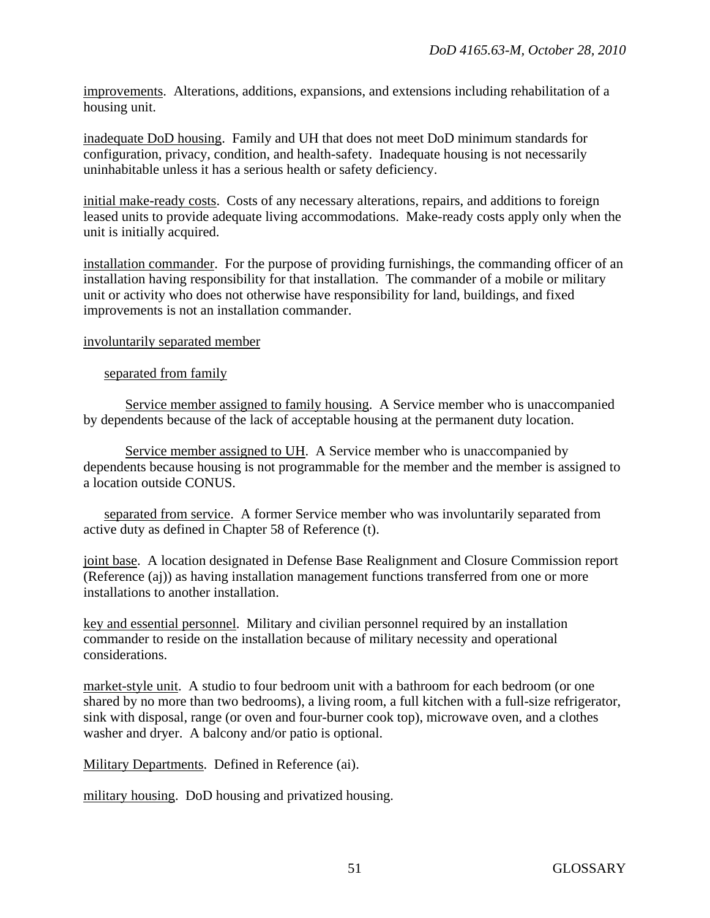<u>improvements</u>. Alterations, additions, expansions, and extensions including rehabilitation of a housing unit.

<u>inadequate DoD housing</u>. Family and UH that does not meet DoD minimum standards for configuration, privacy, condition, and health-safety. Inadequate housing is not necessarily uninhabitable unless it has a serious health or safety deficiency.

<u>initial make-ready costs</u>. Costs of any necessary alterations, repairs, and additions to foreign leased units to provide adequate living accommodations. Make-ready costs apply only when the unit is initially acquired.

<u>installation commander</u>. For the purpose of providing furnishings, the commanding officer of an installation having responsibility for that installation. The commander of a mobile or military unit or activity who does not otherwise have responsibility for land, buildings, and fixed improvements is not an installation commander.

<u>involuntarily separated member</u>

<u>separated from family</u>

<u>Service member assigned to family housing</u>. A Service member who is unaccompanied by dependents because of the lack of acceptable housing at the permanent duty location.

<u>Service member assigned to UH</u>. A Service member who is unaccompanied by dependents because housing is not programmable for the member and the member is assigned to a location outside CONUS.

<u>separated from service</u>. A former Service member who was involuntarily separated from active duty as defined in Chapter 58 of Reference (t).

<u>joint base</u>. A location designated in Defense Base Realignment and Closure Commission report (Reference (aj)) as having installation management functions transferred from one or more installations to another installation.

<u>key and essential personnel</u>. Military and civilian personnel required by an installation commander to reside on the installation because of military necessity and operational considerations.

<u>market-style unit</u>. A studio to four bedroom unit with a bathroom for each bedroom (or one shared by no more than two bedrooms), a living room, a full kitchen with a full-size refrigerator, sink with disposal, range (or oven and four-burner cook top), microwave oven, and a clothes washer and dryer. A balcony and/or patio is optional.

<u>Military Departments</u>. Defined in Reference (ai).

<u>military housing</u>. DoD housing and privatized housing.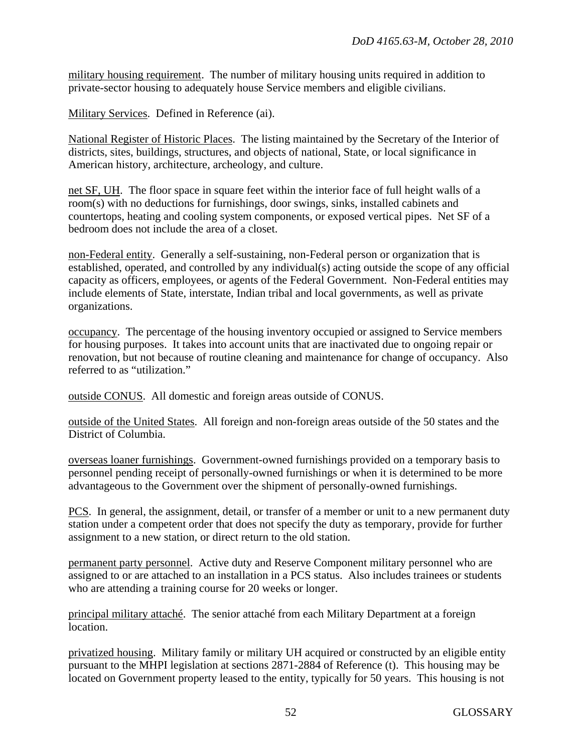military housing requirement. The number of military housing units required in addition to private-sector housing to adequately house Service members and eligible civilians.

Military Services. Defined in Reference (ai).

National Register of Historic Places. The listing maintained by the Secretary of the Interior of districts, sites, buildings, structures, and objects of national, State, or local significance in American history, architecture, archeology, and culture.

net SF, UH. The floor space in square feet within the interior face of full height walls of a room(s) with no deductions for furnishings, door swings, sinks, installed cabinets and countertops, heating and cooling system components, or exposed vertical pipes. Net SF of a bedroom does not include the area of a closet.

non-Federal entity. Generally a self-sustaining, non-Federal person or organization that is established, operated, and controlled by any individual(s) acting outside the scope of any official capacity as officers, employees, or agents of the Federal Government. Non-Federal entities may include elements of State, interstate, Indian tribal and local governments, as well as private organizations.

occupancy. The percentage of the housing inventory occupied or assigned to Service members for housing purposes. It takes into account units that are inactivated due to ongoing repair or renovation, but not because of routine cleaning and maintenance for change of occupancy. Also referred to as "utilization."

outside CONUS. All domestic and foreign areas outside of CONUS.

outside of the United States. All foreign and non-foreign areas outside of the 50 states and the District of Columbia.

overseas loaner furnishings. Government-owned furnishings provided on a temporary basis to personnel pending receipt of personally-owned furnishings or when it is determined to be more advantageous to the Government over the shipment of personally-owned furnishings.

PCS. In general, the assignment, detail, or transfer of a member or unit to a new permanent duty station under a competent order that does not specify the duty as temporary, provide for further assignment to a new station, or direct return to the old station.

permanent party personnel. Active duty and Reserve Component military personnel who are assigned to or are attached to an installation in a PCS status. Also includes trainees or students who are attending a training course for 20 weeks or longer.

principal military attaché. The senior attaché from each Military Department at a foreign location.

privatized housing. Military family or military UH acquired or constructed by an eligible entity pursuant to the MHPI legislation at sections 2871-2884 of Reference (t). This housing may be located on Government property leased to the entity, typically for 50 years. This housing is not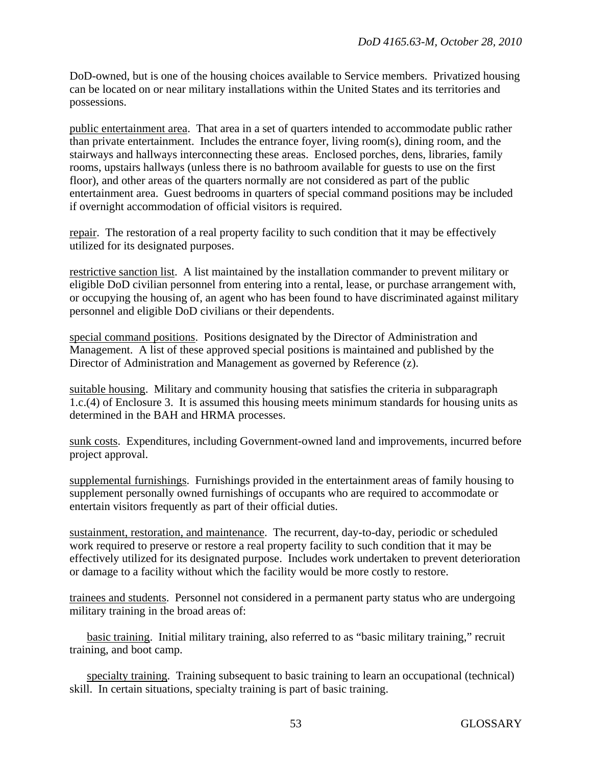DoD-owned, but is one of the housing choices available to Service members. Privatized housing can be located on or near military installations within the United States and its territories and possessions.

<u>public entertainment area</u>. That area in a set of quarters intended to accommodate public rather than private entertainment. Includes the entrance foyer, living room(s), dining room, and the stairways and hallways interconnecting these areas. Enclosed porches, dens, libraries, family rooms, upstairs hallways (unless there is no bathroom available for guests to use on the first floor), and other areas of the quarters normally are not considered as part of the public entertainment area. Guest bedrooms in quarters of special command positions may be included if overnight accommodation of official visitors is required.

<u>repair</u>. The restoration of a real property facility to such condition that it may be effectively utilized for its designated purposes.

<u>restrictive sanction list</u>. A list maintained by the installation commander to prevent military or eligible DoD civilian personnel from entering into a rental, lease, or purchase arrangement with, or occupying the housing of, an agent who has been found to have discriminated against military personnel and eligible DoD civilians or their dependents.

<u>special command positions</u>. Positions designated by the Director of Administration and Management. A list of these approved special positions is maintained and published by the Director of Administration and Management as governed by Reference (z).

<u>suitable housing</u>. Military and community housing that satisfies the criteria in subparagraph 1.c.(4) of Enclosure 3. It is assumed this housing meets minimum standards for housing units as determined in the BAH and HRMA processes.

<u>sunk costs</u>. Expenditures, including Government-owned land and improvements, incurred before project approval.

<u>supplemental furnishings</u>. Furnishings provided in the entertainment areas of family housing to supplement personally owned furnishings of occupants who are required to accommodate or entertain visitors frequently as part of their official duties.

<u>sustainment, restoration, and maintenance</u>. The recurrent, day-to-day, periodic or scheduled work required to preserve or restore a real property facility to such condition that it may be effectively utilized for its designated purpose. Includes work undertaken to prevent deterioration or damage to a facility without which the facility would be more costly to restore.

<u>trainees and students</u>. Personnel not considered in a permanent party status who are undergoing military training in the broad areas of:

<u>basic training</u>. Initial military training, also referred to as "basic military training," recruit training, and boot camp.

<u>specialty training</u>. Training subsequent to basic training to learn an occupational (technical) skill. In certain situations, specialty training is part of basic training.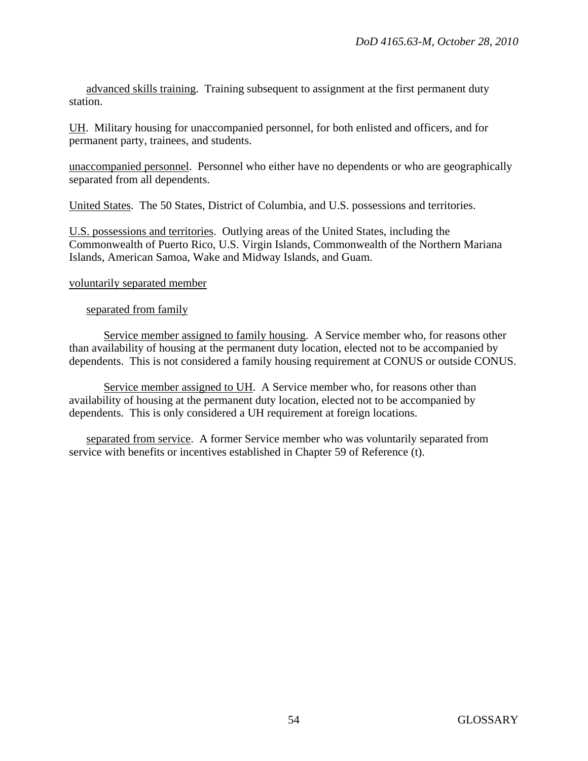advanced skills training. Training subsequent to assignment at the first permanent duty station.

UH. Military housing for unaccompanied personnel, for both enlisted and officers, and for permanent party, trainees, and students.

unaccompanied personnel. Personnel who either have no dependents or who are geographically separated from all dependents.

United States. The 50 States, District of Columbia, and U.S. possessions and territories.

U.S. possessions and territories. Outlying areas of the United States, including the Commonwealth of Puerto Rico, U.S. Virgin Islands, Commonwealth of the Northern Mariana Islands, American Samoa, Wake and Midway Islands, and Guam.

voluntarily separated member

separated from family

Service member assigned to family housing. A Service member who, for reasons other than availability of housing at the permanent duty location, elected not to be accompanied by dependents. This is not considered a family housing requirement at CONUS or outside CONUS.

Service member assigned to UH. A Service member who, for reasons other than availability of housing at the permanent duty location, elected not to be accompanied by dependents. This is only considered a UH requirement at foreign locations.

separated from service. A former Service member who was voluntarily separated from service with benefits or incentives established in Chapter 59 of Reference (t).